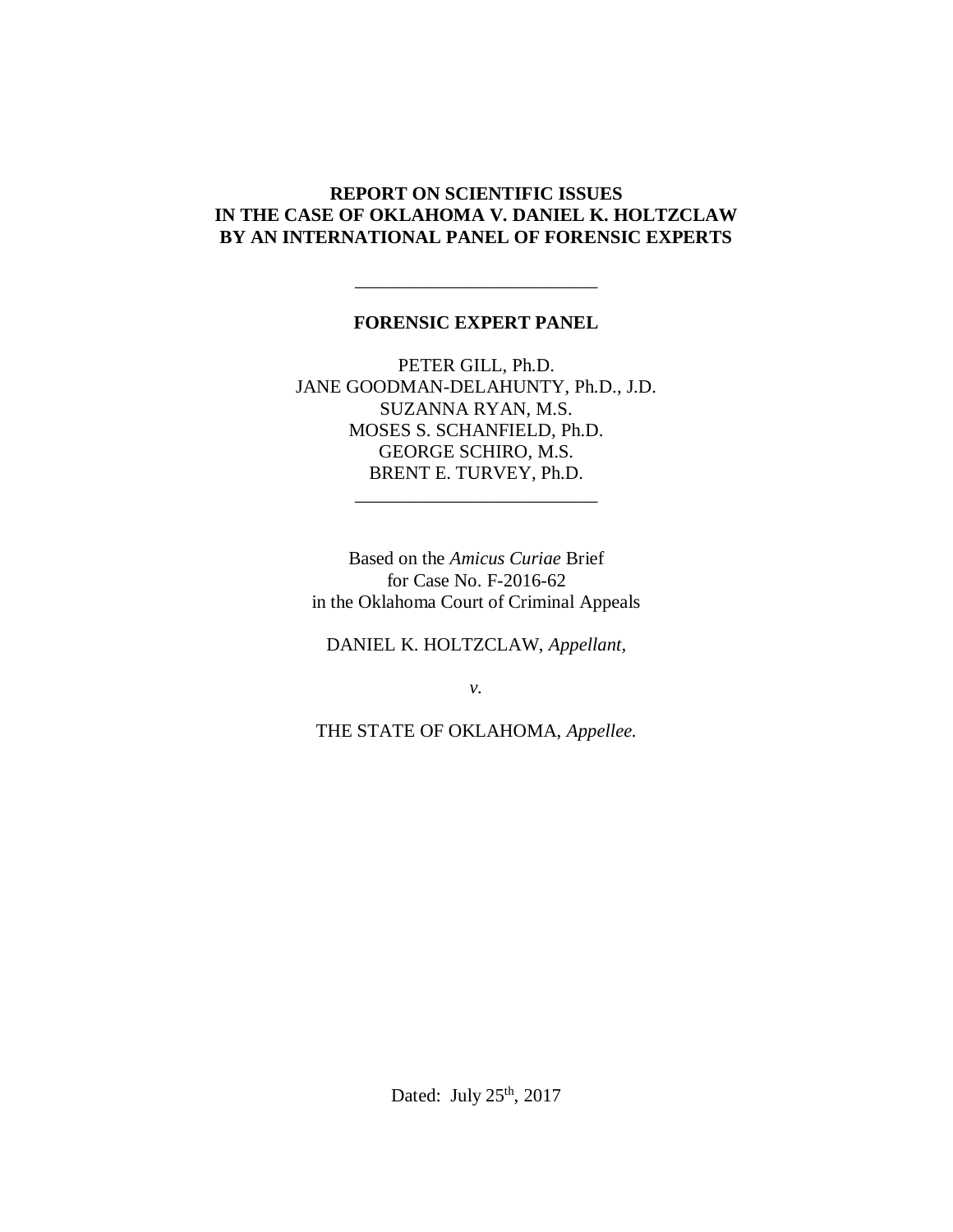# REPORT ON SCIENTIFIC ISSUES IN THE CASE OF OKLAHOMA V. DANIEL K. HOLTZCLAW BY AN INTERNATIONAL PANEL OF FORENSIC EXPERTS

---

**FORENSIC EXPERT PANEL**

PETER GILL, Ph.D.
JANE GOODMAN-DELAHUNTY, Ph.D., J.D.
SUZANNA RYAN, M.S.
MOSES S. SCHANFIELD, Ph.D.
GEORGE SCHIRO, M.S.
BRENT E. TURVEY, Ph.D.

---

Based on the *Amicus Curiae* Brief
for Case No. F-2016-62
in the Oklahoma Court of Criminal Appeals

DANIEL K. HOLTZCLAW, *Appellant*,

*v.*

THE STATE OF OKLAHOMA, *Appellee.*

Dated: July 25th, 2017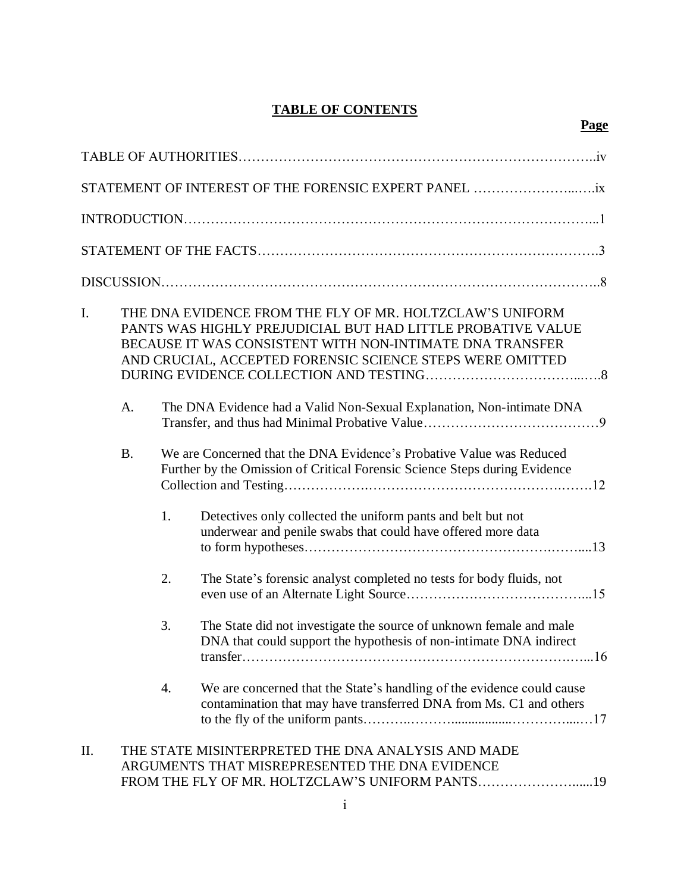# TABLE OF CONTENTS

**Page**

TABLE OF AUTHORITIES……………………………………………………………………..iv

STATEMENT OF INTEREST OF THE FORENSIC EXPERT PANEL …………………...….ix

INTRODUCTION………………………………………………………………………………...1

STATEMENT OF THE FACTS………………………………………………………………….3

DISCUSSION…………………………………………………………………………………….8

I. THE DNA EVIDENCE FROM THE FLY OF MR. HOLTZCLAW'S UNIFORM PANTS WAS HIGHLY PREJUDICIAL BUT HAD LITTLE PROBATIVE VALUE BECAUSE IT WAS CONSISTENT WITH NON-INTIMATE DNA TRANSFER AND CRUCIAL, ACCEPTED FORENSIC SCIENCE STEPS WERE OMITTED DURING EVIDENCE COLLECTION AND TESTING……………………………...….8

   A. The DNA Evidence had a Valid Non-Sexual Explanation, Non-intimate DNA Transfer, and thus had Minimal Probative Value…………………………………9

   B. We are Concerned that the DNA Evidence's Probative Value was Reduced Further by the Omission of Critical Forensic Science Steps during Evidence Collection and Testing……………….……………………………….…….12

      1. Detectives only collected the uniform pants and belt but not underwear and penile swabs that could have offered more data to form hypotheses……………………………………………….……...13

      2. The State's forensic analyst completed no tests for body fluids, not even use of an Alternate Light Source…………………………………...15

      3. The State did not investigate the source of unknown female and male DNA that could support the hypothesis of non-intimate DNA indirect transfer………………………………………………………………….…...16

      4. We are concerned that the State's handling of the evidence could cause contamination that may have transferred DNA from Ms. C1 and others to the fly of the uniform pants……….………..................…………...…17

II. THE STATE MISINTERPRETED THE DNA ANALYSIS AND MADE ARGUMENTS THAT MISREPRESENTED THE DNA EVIDENCE FROM THE FLY OF MR. HOLTZCLAW'S UNIFORM PANTS…………………......19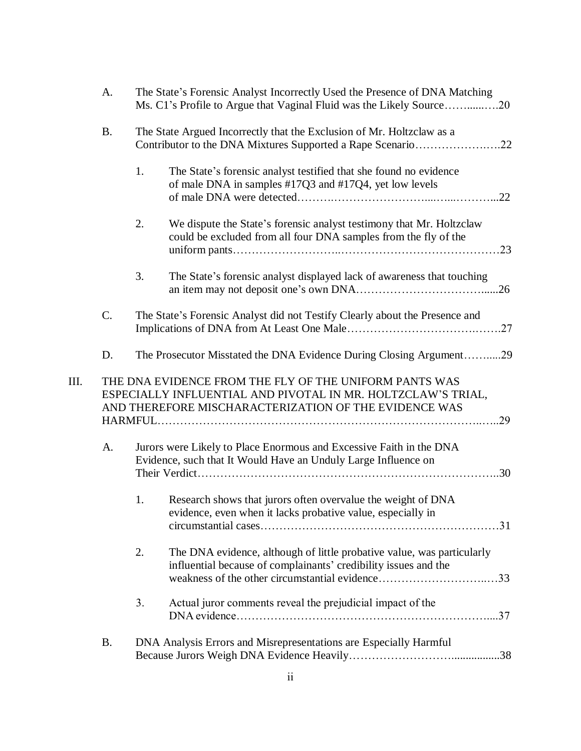A. The State's Forensic Analyst Incorrectly Used the Presence of DNA Matching Ms. C1's Profile to Argue that Vaginal Fluid was the Likely Source……......….20

B. The State Argued Incorrectly that the Exclusion of Mr. Holtzclaw as a Contributor to the DNA Mixtures Supported a Rape Scenario………………….22

1. The State's forensic analyst testified that she found no evidence of male DNA in samples #17Q3 and #17Q4, yet low levels of male DNA were detected……….……………………...…...………...22

2. We dispute the State's forensic analyst testimony that Mr. Holtzclaw could be excluded from all four DNA samples from the fly of the uniform pants……………………..…………….……………………23

3. The State's forensic analyst displayed lack of awareness that touching an item may not deposit one's own DNA……………………………......26

C. The State's Forensic Analyst did not Testify Clearly about the Presence and Implications of DNA from At Least One Male………………………………….….27

D. The Prosecutor Misstated the DNA Evidence During Closing Argument……....29

III. THE DNA EVIDENCE FROM THE FLY OF THE UNIFORM PANTS WAS ESPECIALLY INFLUENTIAL AND PIVOTAL IN MR. HOLTZCLAW'S TRIAL, AND THEREFORE MISCHARACTERIZATION OF THE EVIDENCE WAS HARMFUL……………………………………………………………………….…..29

A. Jurors were Likely to Place Enormous and Excessive Faith in the DNA Evidence, such that It Would Have an Unduly Large Influence on Their Verdict…………………………………………………………………..30

1. Research shows that jurors often overvalue the weight of DNA evidence, even when it lacks probative value, especially in circumstantial cases……………………………………………………31

2. The DNA evidence, although of little probative value, was particularly influential because of complainants' credibility issues and the weakness of the other circumstantial evidence…………………………..…33

3. Actual juror comments reveal the prejudicial impact of the DNA evidence…………………………………………………………....37

B. DNA Analysis Errors and Misrepresentations are Especially Harmful Because Jurors Weigh DNA Evidence Heavily……………………................38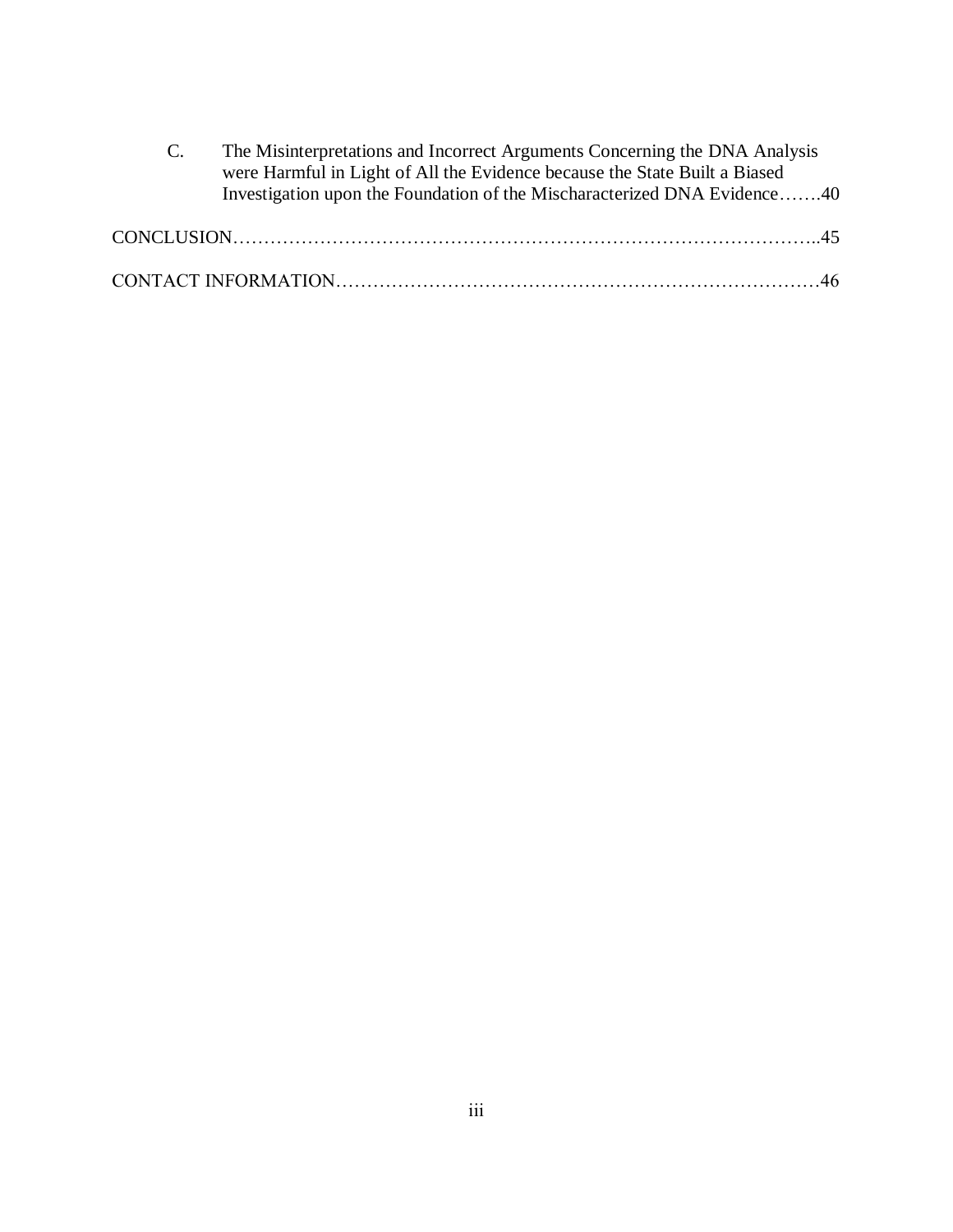C. The Misinterpretations and Incorrect Arguments Concerning the DNA Analysis were Harmful in Light of All the Evidence because the State Built a Biased Investigation upon the Foundation of the Mischaracterized DNA Evidence…….40

CONCLUSION………………………………………………………………………………..45

CONTACT INFORMATION…………………………………………………………………46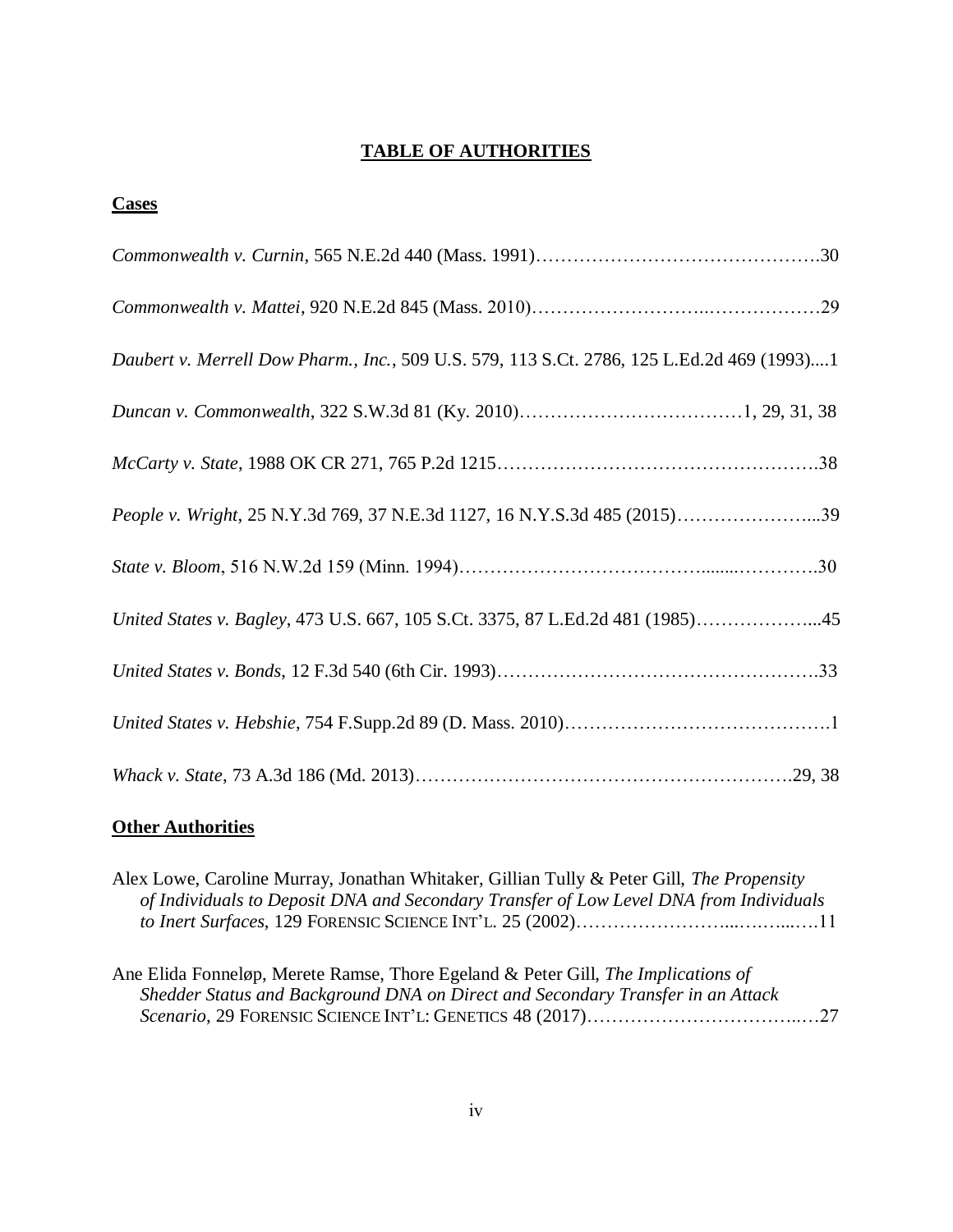# TABLE OF AUTHORITIES

## Cases

*Commonwealth v. Curnin*, 565 N.E.2d 440 (Mass. 1991)……………………………………….30

*Commonwealth v. Mattei*, 920 N.E.2d 845 (Mass. 2010)………………………..………………29

*Daubert v. Merrell Dow Pharm., Inc.*, 509 U.S. 579, 113 S.Ct. 2786, 125 L.Ed.2d 469 (1993)....1

*Duncan v. Commonwealth*, 322 S.W.3d 81 (Ky. 2010)………………………………1, 29, 31, 38

*McCarty v. State*, 1988 OK CR 271, 765 P.2d 1215…………………………………………….38

*People v. Wright*, 25 N.Y.3d 769, 37 N.E.3d 1127, 16 N.Y.S.3d 485 (2015)…………………...39

*State v. Bloom*, 516 N.W.2d 159 (Minn. 1994)…………………………………........………….30

*United States v. Bagley*, 473 U.S. 667, 105 S.Ct. 3375, 87 L.Ed.2d 481 (1985)………………...45

*United States v. Bonds*, 12 F.3d 540 (6th Cir. 1993)…………………………………………….33

*United States v. Hebshie*, 754 F.Supp.2d 89 (D. Mass. 2010)…………………………………….1

*Whack v. State*, 73 A.3d 186 (Md. 2013)…………………………………………………….29, 38

## Other Authorities

Alex Lowe, Caroline Murray, Jonathan Whitaker, Gillian Tully & Peter Gill, *The Propensity of Individuals to Deposit DNA and Secondary Transfer of Low Level DNA from Individuals to Inert Surfaces*, 129 FORENSIC SCIENCE INT'L. 25 (2002)…………………...……...….11

Ane Elida Fonneløp, Merete Ramse, Thore Egeland & Peter Gill, *The Implications of Shedder Status and Background DNA on Direct and Secondary Transfer in an Attack Scenario*, 29 FORENSIC SCIENCE INT'L: GENETICS 48 (2017)……………………………..…27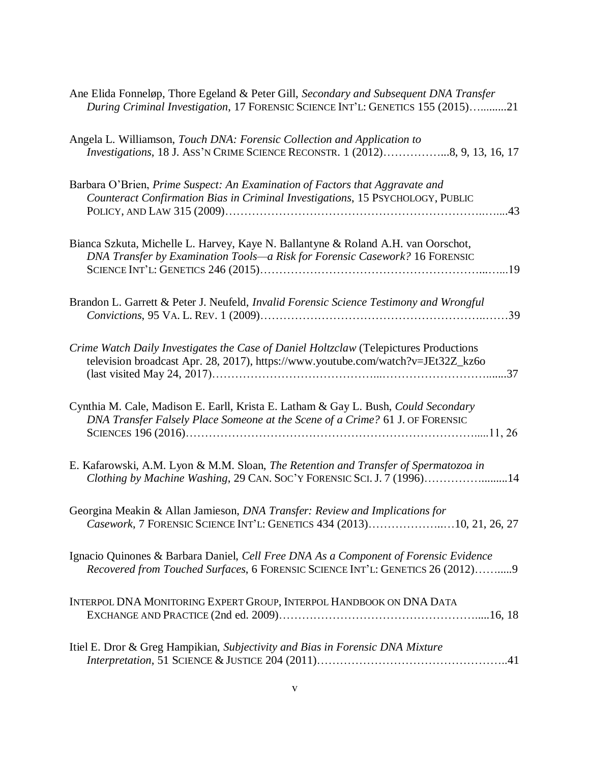Ane Elida Fonneløp, Thore Egeland & Peter Gill, *Secondary and Subsequent DNA Transfer During Criminal Investigation*, 17 FORENSIC SCIENCE INT'L: GENETICS 155 (2015)…..........21

Angela L. Williamson, *Touch DNA: Forensic Collection and Application to Investigations*, 18 J. ASS'N CRIME SCIENCE RECONSTR. 1 (2012)……………...8, 9, 13, 16, 17

Barbara O'Brien, *Prime Suspect: An Examination of Factors that Aggravate and Counteract Confirmation Bias in Criminal Investigations*, 15 PSYCHOLOGY, PUBLIC POLICY, AND LAW 315 (2009)……………………………………………………..…....43

Bianca Szkuta, Michelle L. Harvey, Kaye N. Ballantyne & Roland A.H. van Oorschot, *DNA Transfer by Examination Tools—a Risk for Forensic Casework?* 16 FORENSIC SCIENCE INT'L: GENETICS 246 (2015)…………………………………………………...…...19

Brandon L. Garrett & Peter J. Neufeld, *Invalid Forensic Science Testimony and Wrongful Convictions*, 95 VA. L. REV. 1 (2009)………………………………………………..……39

*Crime Watch Daily Investigates the Case of Daniel Holtzclaw* (Telepictures Productions television broadcast Apr. 28, 2017), https://www.youtube.com/watch?v=JEt32Z_kz6o (last visited May 24, 2017)…………………………………....………………………......37

Cynthia M. Cale, Madison E. Earll, Krista E. Latham & Gay L. Bush, *Could Secondary DNA Transfer Falsely Place Someone at the Scene of a Crime?* 61 J. OF FORENSIC SCIENCES 196 (2016)…………………………………………………………………....11, 26

E. Kafarowski, A.M. Lyon & M.M. Sloan, *The Retention and Transfer of Spermatozoa in Clothing by Machine Washing*, 29 CAN. SOC'Y FORENSIC SCI. J. 7 (1996)……………........14

Georgina Meakin & Allan Jamieson, *DNA Transfer: Review and Implications for Casework*, 7 FORENSIC SCIENCE INT'L: GENETICS 434 (2013)………………..…10, 21, 26, 27

Ignacio Quinones & Barbara Daniel, *Cell Free DNA As a Component of Forensic Evidence Recovered from Touched Surfaces*, 6 FORENSIC SCIENCE INT'L: GENETICS 26 (2012)……....9

INTERPOL DNA MONITORING EXPERT GROUP, INTERPOL HANDBOOK ON DNA DATA EXCHANGE AND PRACTICE (2nd ed. 2009)…………………………………………....16, 18

Itiel E. Dror & Greg Hampikian, *Subjectivity and Bias in Forensic DNA Mixture Interpretation*, 51 SCIENCE & JUSTICE 204 (2011)…………………………………………..41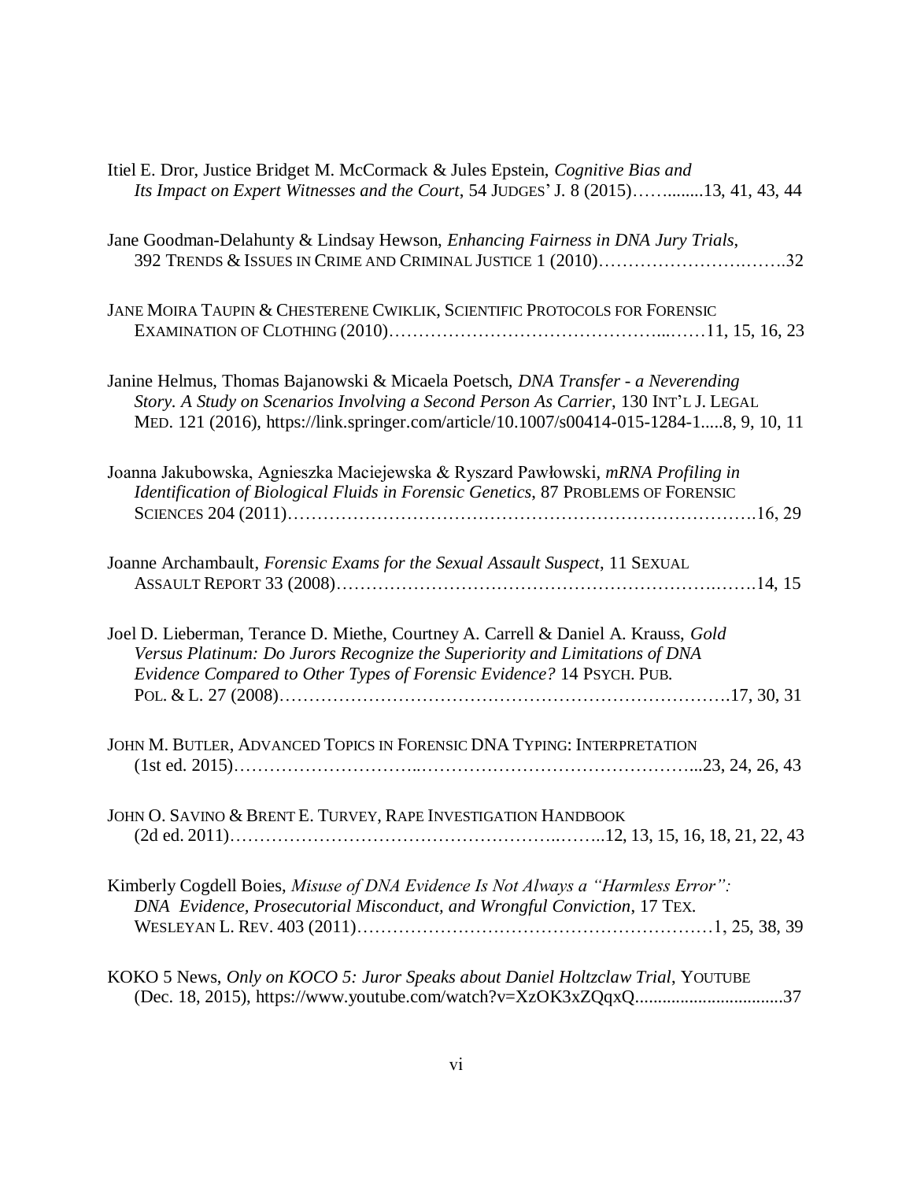Itiel E. Dror, Justice Bridget M. McCormack & Jules Epstein, *Cognitive Bias and Its Impact on Expert Witnesses and the Court*, 54 JUDGES' J. 8 (2015)……........13, 41, 43, 44

Jane Goodman-Delahunty & Lindsay Hewson, *Enhancing Fairness in DNA Jury Trials*, 392 TRENDS & ISSUES IN CRIME AND CRIMINAL JUSTICE 1 (2010)……………………….…….32

JANE MOIRA TAUPIN & CHESTERENE CWIKLIK, SCIENTIFIC PROTOCOLS FOR FORENSIC EXAMINATION OF CLOTHING (2010)……………………………………...……11, 15, 16, 23

Janine Helmus, Thomas Bajanowski & Micaela Poetsch, *DNA Transfer - a Neverending Story. A Study on Scenarios Involving a Second Person As Carrier*, 130 INT'L J. LEGAL MED. 121 (2016), https://link.springer.com/article/10.1007/s00414-015-1284-1.....8, 9, 10, 11

Joanna Jakubowska, Agnieszka Maciejewska & Ryszard Pawłowski, *mRNA Profiling in Identification of Biological Fluids in Forensic Genetics*, 87 PROBLEMS OF FORENSIC SCIENCES 204 (2011)………………………………………………………………….16, 29

Joanne Archambault, *Forensic Exams for the Sexual Assault Suspect*, 11 SEXUAL ASSAULT REPORT 33 (2008)……………………………………………………….…….14, 15

Joel D. Lieberman, Terance D. Miethe, Courtney A. Carrell & Daniel A. Krauss, *Gold Versus Platinum: Do Jurors Recognize the Superiority and Limitations of DNA Evidence Compared to Other Types of Forensic Evidence?* 14 PSYCH. PUB. POL. & L. 27 (2008)………………………………………………………………….17, 30, 31

JOHN M. BUTLER, ADVANCED TOPICS IN FORENSIC DNA TYPING: INTERPRETATION (1st ed. 2015)………………………..………….…………………………...23, 24, 26, 43

JOHN O. SAVINO & BRENT E. TURVEY, RAPE INVESTIGATION HANDBOOK (2d ed. 2011)………………………………………….……..……..12, 13, 15, 16, 18, 21, 22, 43

Kimberly Cogdell Boies, *Misuse of DNA Evidence Is Not Always a "Harmless Error": DNA Evidence, Prosecutorial Misconduct, and Wrongful Conviction*, 17 TEX. WESLEYAN L. REV. 403 (2011)……………………………………………………1, 25, 38, 39

KOKO 5 News, *Only on KOCO 5: Juror Speaks about Daniel Holtzclaw Trial*, YOUTUBE (Dec. 18, 2015), https://www.youtube.com/watch?v=XzOK3xZQqxQ................................37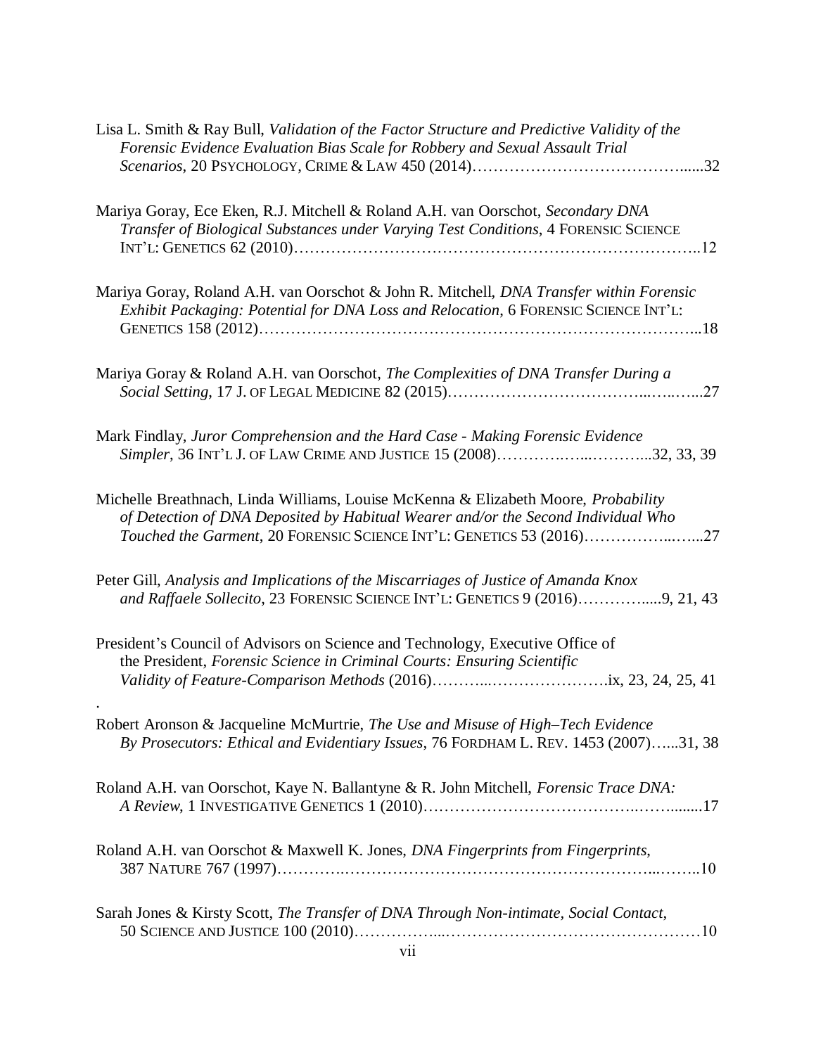Lisa L. Smith & Ray Bull, *Validation of the Factor Structure and Predictive Validity of the Forensic Evidence Evaluation Bias Scale for Robbery and Sexual Assault Trial Scenarios*, 20 PSYCHOLOGY, CRIME & LAW 450 (2014)…………………………………......32

Mariya Goray, Ece Eken, R.J. Mitchell & Roland A.H. van Oorschot, *Secondary DNA Transfer of Biological Substances under Varying Test Conditions*, 4 FORENSIC SCIENCE INT'L: GENETICS 62 (2010)…………………………………………………………………..12

Mariya Goray, Roland A.H. van Oorschot & John R. Mitchell, *DNA Transfer within Forensic Exhibit Packaging: Potential for DNA Loss and Relocation*, 6 FORENSIC SCIENCE INT'L: GENETICS 158 (2012)………………………………………………………………………...18

Mariya Goray & Roland A.H. van Oorschot, *The Complexities of DNA Transfer During a Social Setting*, 17 J. OF LEGAL MEDICINE 82 (2015)……………………………...…..…...27

Mark Findlay, *Juror Comprehension and the Hard Case - Making Forensic Evidence Simpler*, 36 INT'L J. OF LAW CRIME AND JUSTICE 15 (2008)………….…...………...32, 33, 39

Michelle Breathnach, Linda Williams, Louise McKenna & Elizabeth Moore, *Probability of Detection of DNA Deposited by Habitual Wearer and/or the Second Individual Who Touched the Garment*, 20 FORENSIC SCIENCE INT'L: GENETICS 53 (2016)……………..…...27

Peter Gill, *Analysis and Implications of the Miscarriages of Justice of Amanda Knox and Raffaele Sollecito*, 23 FORENSIC SCIENCE INT'L: GENETICS 9 (2016)…………....9, 21, 43

President's Council of Advisors on Science and Technology, Executive Office of the President, *Forensic Science in Criminal Courts: Ensuring Scientific Validity of Feature-Comparison Methods* (2016)………..………………….ix, 23, 24, 25, 41

Robert Aronson & Jacqueline McMurtrie, *The Use and Misuse of High–Tech Evidence By Prosecutors: Ethical and Evidentiary Issues*, 76 FORDHAM L. REV. 1453 (2007)…...31, 38

Roland A.H. van Oorschot, Kaye N. Ballantyne & R. John Mitchell, *Forensic Trace DNA: A Review*, 1 INVESTIGATIVE GENETICS 1 (2010)…………………………………..……........17

Roland A.H. van Oorschot & Maxwell K. Jones, *DNA Fingerprints from Fingerprints*, 387 NATURE 767 (1997)………….……………….…………………………………...……..10

Sarah Jones & Kirsty Scott, *The Transfer of DNA Through Non-intimate, Social Contact*, 50 SCIENCE AND JUSTICE 100 (2010)……………....…………………………………………10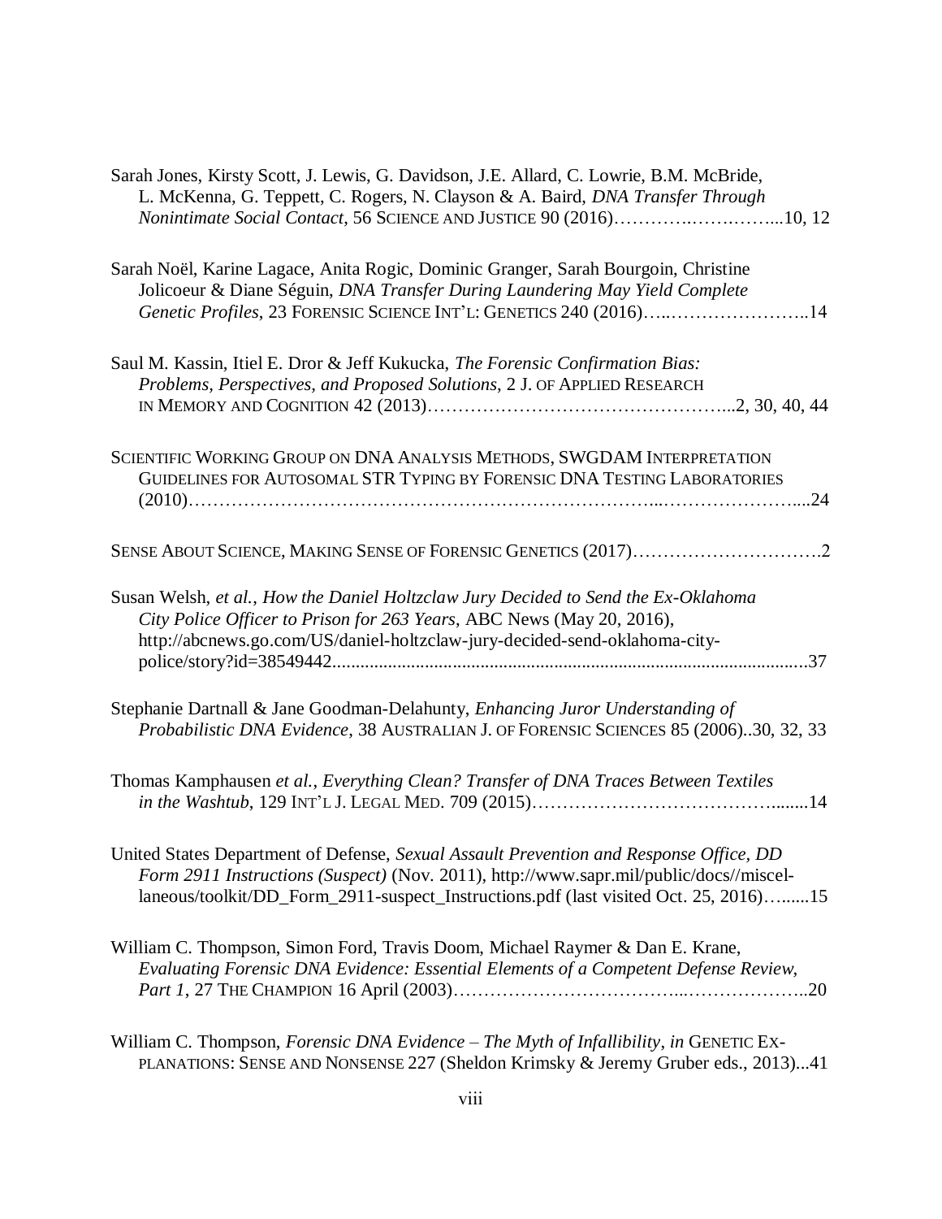Sarah Jones, Kirsty Scott, J. Lewis, G. Davidson, J.E. Allard, C. Lowrie, B.M. McBride, L. McKenna, G. Teppett, C. Rogers, N. Clayson & A. Baird, *DNA Transfer Through Nonintimate Social Contact*, 56 SCIENCE AND JUSTICE 90 (2016)…………….……….…...10, 12

Sarah Noël, Karine Lagace, Anita Rogic, Dominic Granger, Sarah Bourgoin, Christine Jolicoeur & Diane Séguin, *DNA Transfer During Laundering May Yield Complete Genetic Profiles*, 23 FORENSIC SCIENCE INT'L: GENETICS 240 (2016)…..…………………..14

Saul M. Kassin, Itiel E. Dror & Jeff Kukucka, *The Forensic Confirmation Bias: Problems, Perspectives, and Proposed Solutions*, 2 J. OF APPLIED RESEARCH IN MEMORY AND COGNITION 42 (2013)…………………………………………...2, 30, 40, 44

SCIENTIFIC WORKING GROUP ON DNA ANALYSIS METHODS, SWGDAM INTERPRETATION GUIDELINES FOR AUTOSOMAL STR TYPING BY FORENSIC DNA TESTING LABORATORIES (2010)……………………………………………………………...…………………...24

SENSE ABOUT SCIENCE, MAKING SENSE OF FORENSIC GENETICS (2017)………………………….2

Susan Welsh, *et al.*, *How the Daniel Holtzclaw Jury Decided to Send the Ex-Oklahoma City Police Officer to Prison for 263 Years*, ABC News (May 20, 2016), http://abcnews.go.com/US/daniel-holtzclaw-jury-decided-send-oklahoma-city-police/story?id=38549442.....................................................................................................37

Stephanie Dartnall & Jane Goodman-Delahunty, *Enhancing Juror Understanding of Probabilistic DNA Evidence*, 38 AUSTRALIAN J. OF FORENSIC SCIENCES 85 (2006)..30, 32, 33

Thomas Kamphausen *et al.*, *Everything Clean? Transfer of DNA Traces Between Textiles in the Washtub*, 129 INT'L J. LEGAL MED. 709 (2015)…………………………………........14

United States Department of Defense, *Sexual Assault Prevention and Response Office, DD Form 2911 Instructions (Suspect)* (Nov. 2011), http://www.sapr.mil/public/docs//miscellaneous/toolkit/DD_Form_2911-suspect_Instructions.pdf (last visited Oct. 25, 2016)….....15

William C. Thompson, Simon Ford, Travis Doom, Michael Raymer & Dan E. Krane, *Evaluating Forensic DNA Evidence: Essential Elements of a Competent Defense Review, Part 1*, 27 THE CHAMPION 16 April (2003)………………………………..………………..20

William C. Thompson, *Forensic DNA Evidence – The Myth of Infallibility*, *in* GENETIC EXPLANATIONS: SENSE AND NONSENSE 227 (Sheldon Krimsky & Jeremy Gruber eds., 2013)...41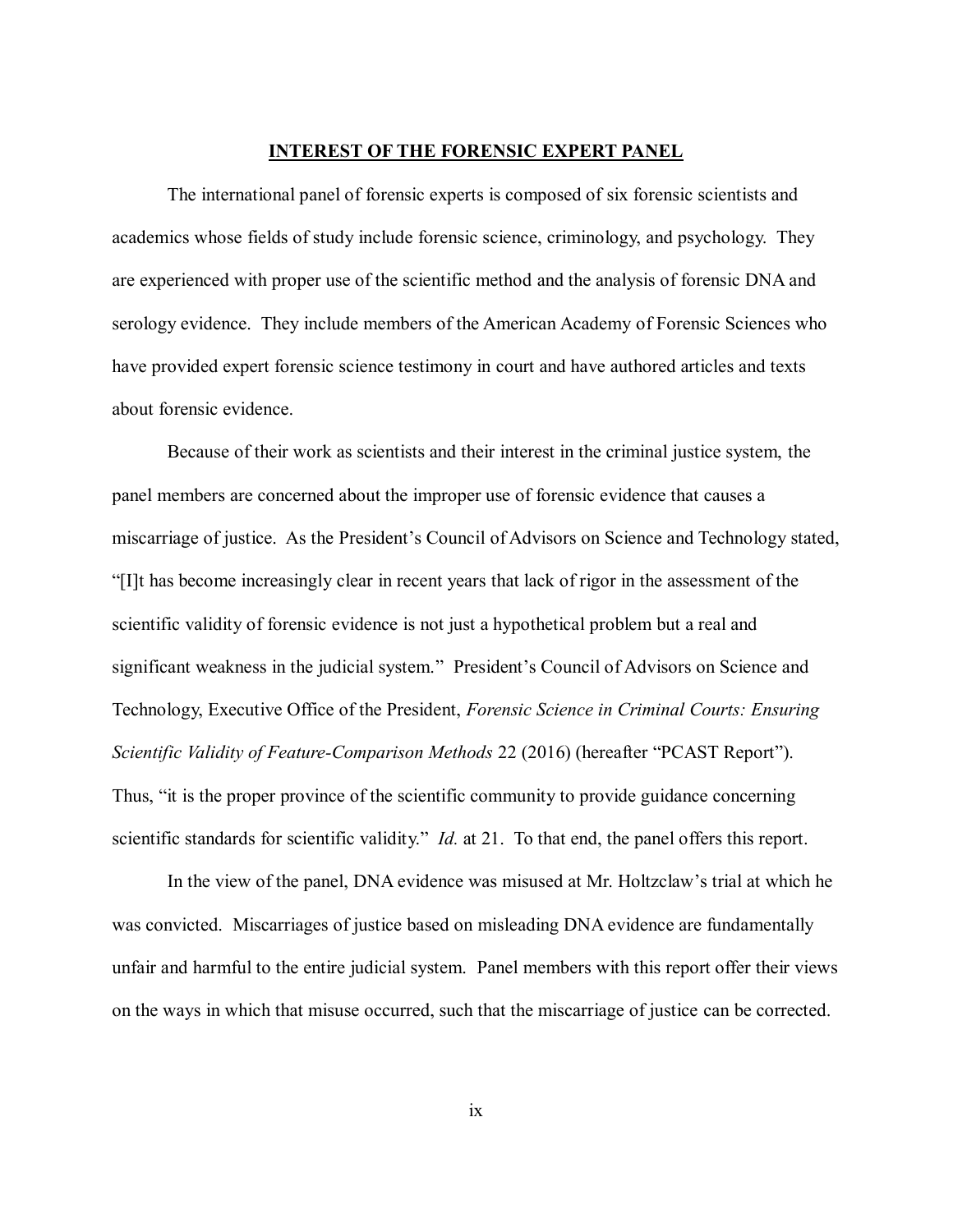## INTEREST OF THE FORENSIC EXPERT PANEL

The international panel of forensic experts is composed of six forensic scientists and academics whose fields of study include forensic science, criminology, and psychology. They are experienced with proper use of the scientific method and the analysis of forensic DNA and serology evidence. They include members of the American Academy of Forensic Sciences who have provided expert forensic science testimony in court and have authored articles and texts about forensic evidence.

Because of their work as scientists and their interest in the criminal justice system, the panel members are concerned about the improper use of forensic evidence that causes a miscarriage of justice. As the President's Council of Advisors on Science and Technology stated, "[I]t has become increasingly clear in recent years that lack of rigor in the assessment of the scientific validity of forensic evidence is not just a hypothetical problem but a real and significant weakness in the judicial system." President's Council of Advisors on Science and Technology, Executive Office of the President, *Forensic Science in Criminal Courts: Ensuring Scientific Validity of Feature-Comparison Methods* 22 (2016) (hereafter "PCAST Report"). Thus, "it is the proper province of the scientific community to provide guidance concerning scientific standards for scientific validity." *Id.* at 21. To that end, the panel offers this report.

In the view of the panel, DNA evidence was misused at Mr. Holtzclaw's trial at which he was convicted. Miscarriages of justice based on misleading DNA evidence are fundamentally unfair and harmful to the entire judicial system. Panel members with this report offer their views on the ways in which that misuse occurred, such that the miscarriage of justice can be corrected.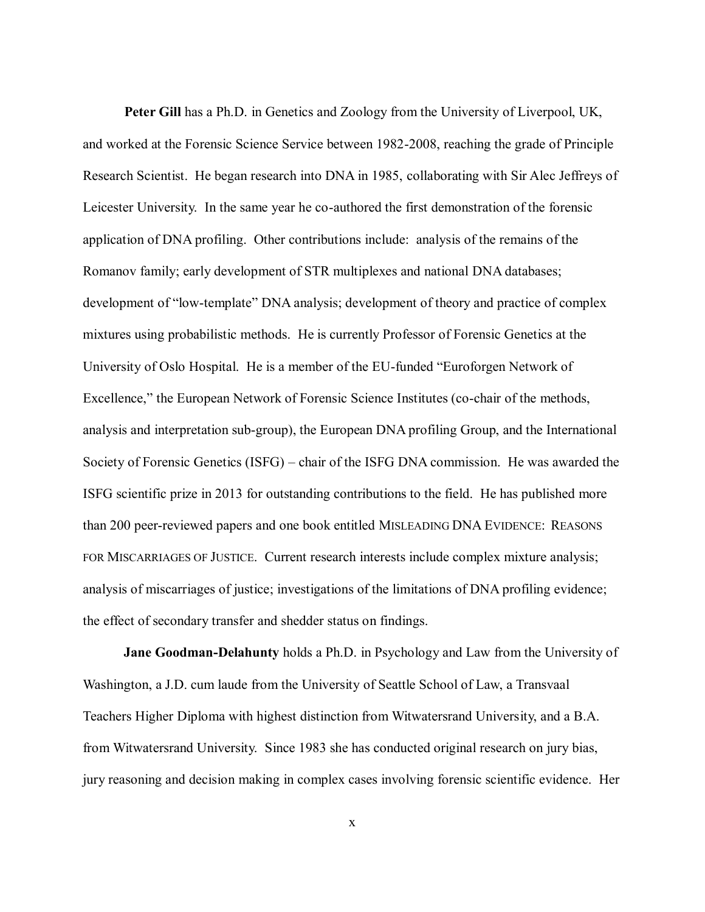**Peter Gill** has a Ph.D. in Genetics and Zoology from the University of Liverpool, UK, and worked at the Forensic Science Service between 1982-2008, reaching the grade of Principle Research Scientist. He began research into DNA in 1985, collaborating with Sir Alec Jeffreys of Leicester University. In the same year he co-authored the first demonstration of the forensic application of DNA profiling. Other contributions include: analysis of the remains of the Romanov family; early development of STR multiplexes and national DNA databases; development of "low-template" DNA analysis; development of theory and practice of complex mixtures using probabilistic methods. He is currently Professor of Forensic Genetics at the University of Oslo Hospital. He is a member of the EU-funded "Euroforgen Network of Excellence," the European Network of Forensic Science Institutes (co-chair of the methods, analysis and interpretation sub-group), the European DNA profiling Group, and the International Society of Forensic Genetics (ISFG) – chair of the ISFG DNA commission. He was awarded the ISFG scientific prize in 2013 for outstanding contributions to the field. He has published more than 200 peer-reviewed papers and one book entitled MISLEADING DNA EVIDENCE: REASONS FOR MISCARRIAGES OF JUSTICE. Current research interests include complex mixture analysis; analysis of miscarriages of justice; investigations of the limitations of DNA profiling evidence; the effect of secondary transfer and shedder status on findings.

**Jane Goodman-Delahunty** holds a Ph.D. in Psychology and Law from the University of Washington, a J.D. cum laude from the University of Seattle School of Law, a Transvaal Teachers Higher Diploma with highest distinction from Witwatersrand University, and a B.A. from Witwatersrand University. Since 1983 she has conducted original research on jury bias, jury reasoning and decision making in complex cases involving forensic scientific evidence. Her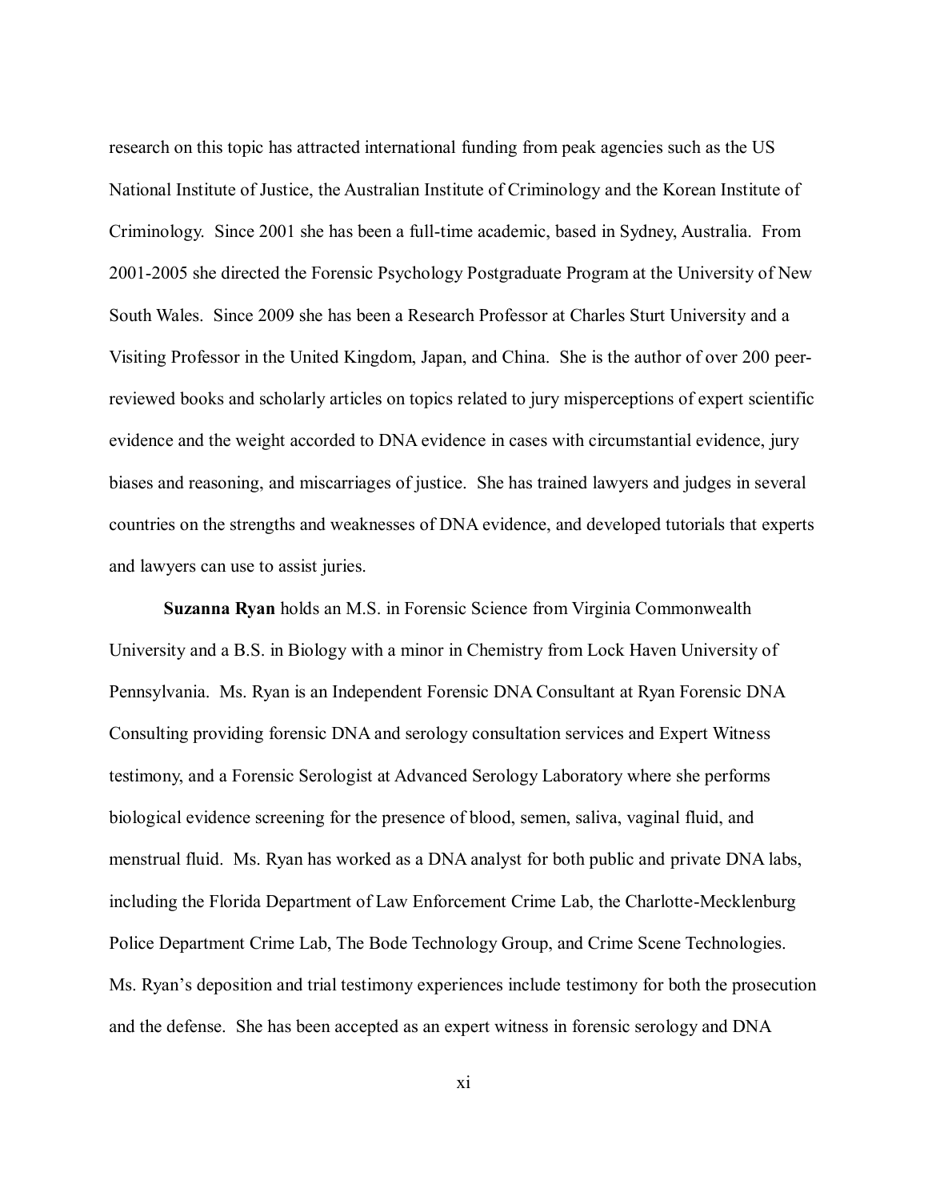research on this topic has attracted international funding from peak agencies such as the US National Institute of Justice, the Australian Institute of Criminology and the Korean Institute of Criminology. Since 2001 she has been a full-time academic, based in Sydney, Australia. From 2001-2005 she directed the Forensic Psychology Postgraduate Program at the University of New South Wales. Since 2009 she has been a Research Professor at Charles Sturt University and a Visiting Professor in the United Kingdom, Japan, and China. She is the author of over 200 peer-reviewed books and scholarly articles on topics related to jury misperceptions of expert scientific evidence and the weight accorded to DNA evidence in cases with circumstantial evidence, jury biases and reasoning, and miscarriages of justice. She has trained lawyers and judges in several countries on the strengths and weaknesses of DNA evidence, and developed tutorials that experts and lawyers can use to assist juries.

**Suzanna Ryan** holds an M.S. in Forensic Science from Virginia Commonwealth University and a B.S. in Biology with a minor in Chemistry from Lock Haven University of Pennsylvania. Ms. Ryan is an Independent Forensic DNA Consultant at Ryan Forensic DNA Consulting providing forensic DNA and serology consultation services and Expert Witness testimony, and a Forensic Serologist at Advanced Serology Laboratory where she performs biological evidence screening for the presence of blood, semen, saliva, vaginal fluid, and menstrual fluid. Ms. Ryan has worked as a DNA analyst for both public and private DNA labs, including the Florida Department of Law Enforcement Crime Lab, the Charlotte-Mecklenburg Police Department Crime Lab, The Bode Technology Group, and Crime Scene Technologies. Ms. Ryan's deposition and trial testimony experiences include testimony for both the prosecution and the defense. She has been accepted as an expert witness in forensic serology and DNA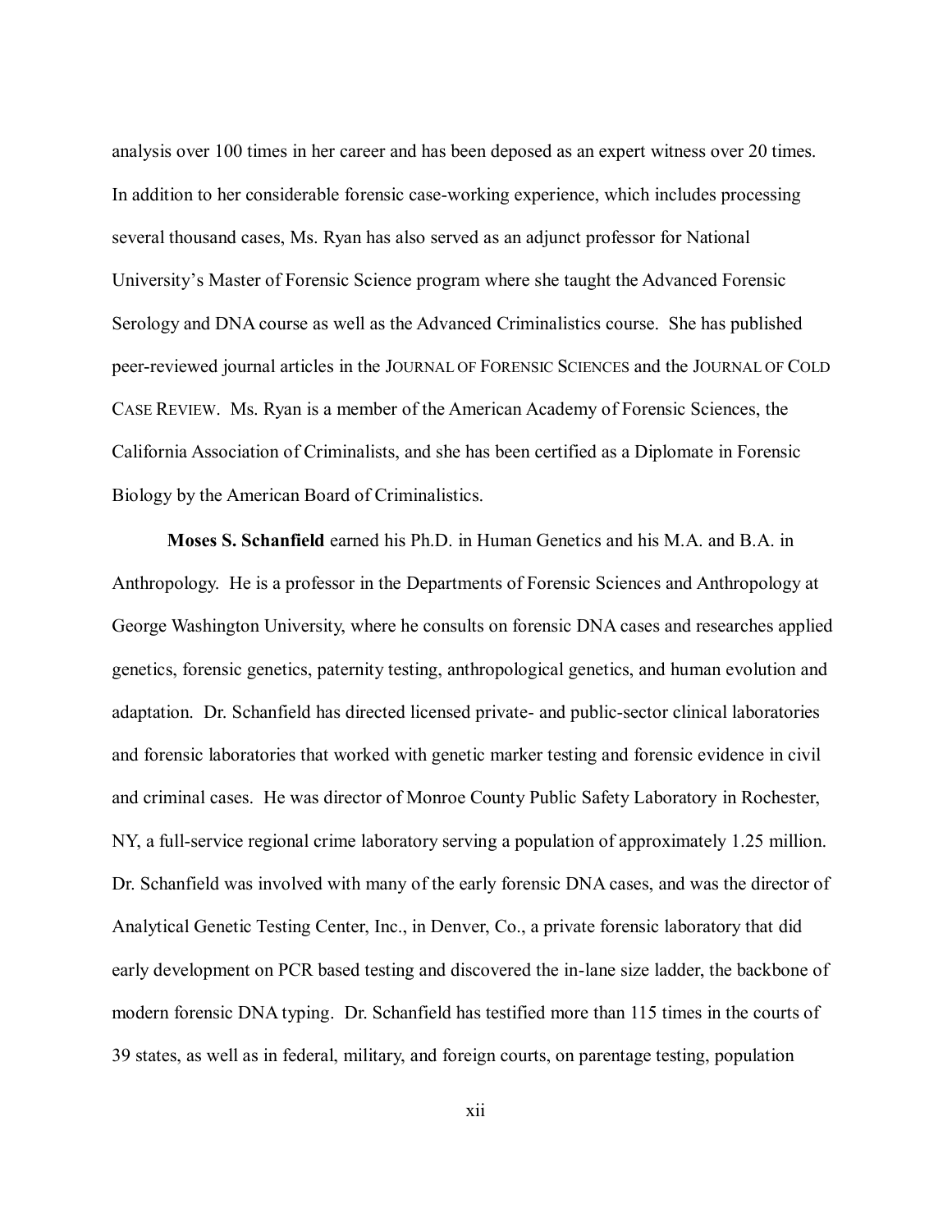analysis over 100 times in her career and has been deposed as an expert witness over 20 times. In addition to her considerable forensic case-working experience, which includes processing several thousand cases, Ms. Ryan has also served as an adjunct professor for National University's Master of Forensic Science program where she taught the Advanced Forensic Serology and DNA course as well as the Advanced Criminalistics course. She has published peer-reviewed journal articles in the JOURNAL OF FORENSIC SCIENCES and the JOURNAL OF COLD CASE REVIEW. Ms. Ryan is a member of the American Academy of Forensic Sciences, the California Association of Criminalists, and she has been certified as a Diplomate in Forensic Biology by the American Board of Criminalistics.

**Moses S. Schanfield** earned his Ph.D. in Human Genetics and his M.A. and B.A. in Anthropology. He is a professor in the Departments of Forensic Sciences and Anthropology at George Washington University, where he consults on forensic DNA cases and researches applied genetics, forensic genetics, paternity testing, anthropological genetics, and human evolution and adaptation. Dr. Schanfield has directed licensed private- and public-sector clinical laboratories and forensic laboratories that worked with genetic marker testing and forensic evidence in civil and criminal cases. He was director of Monroe County Public Safety Laboratory in Rochester, NY, a full-service regional crime laboratory serving a population of approximately 1.25 million. Dr. Schanfield was involved with many of the early forensic DNA cases, and was the director of Analytical Genetic Testing Center, Inc., in Denver, Co., a private forensic laboratory that did early development on PCR based testing and discovered the in-lane size ladder, the backbone of modern forensic DNA typing. Dr. Schanfield has testified more than 115 times in the courts of 39 states, as well as in federal, military, and foreign courts, on parentage testing, population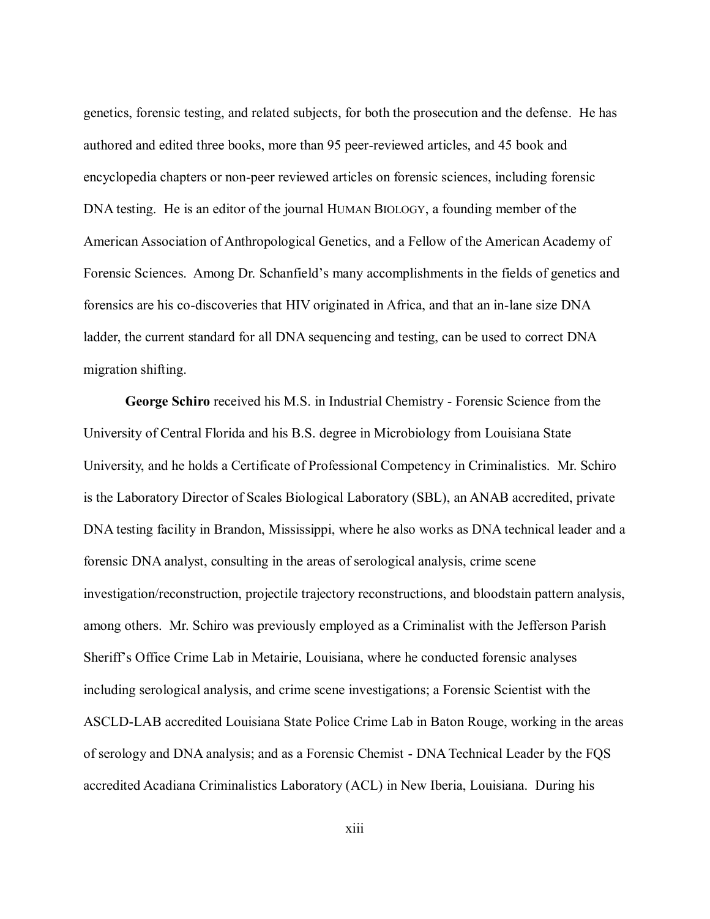genetics, forensic testing, and related subjects, for both the prosecution and the defense. He has authored and edited three books, more than 95 peer-reviewed articles, and 45 book and encyclopedia chapters or non-peer reviewed articles on forensic sciences, including forensic DNA testing. He is an editor of the journal HUMAN BIOLOGY, a founding member of the American Association of Anthropological Genetics, and a Fellow of the American Academy of Forensic Sciences. Among Dr. Schanfield's many accomplishments in the fields of genetics and forensics are his co-discoveries that HIV originated in Africa, and that an in-lane size DNA ladder, the current standard for all DNA sequencing and testing, can be used to correct DNA migration shifting.

**George Schiro** received his M.S. in Industrial Chemistry - Forensic Science from the University of Central Florida and his B.S. degree in Microbiology from Louisiana State University, and he holds a Certificate of Professional Competency in Criminalistics. Mr. Schiro is the Laboratory Director of Scales Biological Laboratory (SBL), an ANAB accredited, private DNA testing facility in Brandon, Mississippi, where he also works as DNA technical leader and a forensic DNA analyst, consulting in the areas of serological analysis, crime scene investigation/reconstruction, projectile trajectory reconstructions, and bloodstain pattern analysis, among others. Mr. Schiro was previously employed as a Criminalist with the Jefferson Parish Sheriff's Office Crime Lab in Metairie, Louisiana, where he conducted forensic analyses including serological analysis, and crime scene investigations; a Forensic Scientist with the ASCLD-LAB accredited Louisiana State Police Crime Lab in Baton Rouge, working in the areas of serology and DNA analysis; and as a Forensic Chemist - DNA Technical Leader by the FQS accredited Acadiana Criminalistics Laboratory (ACL) in New Iberia, Louisiana. During his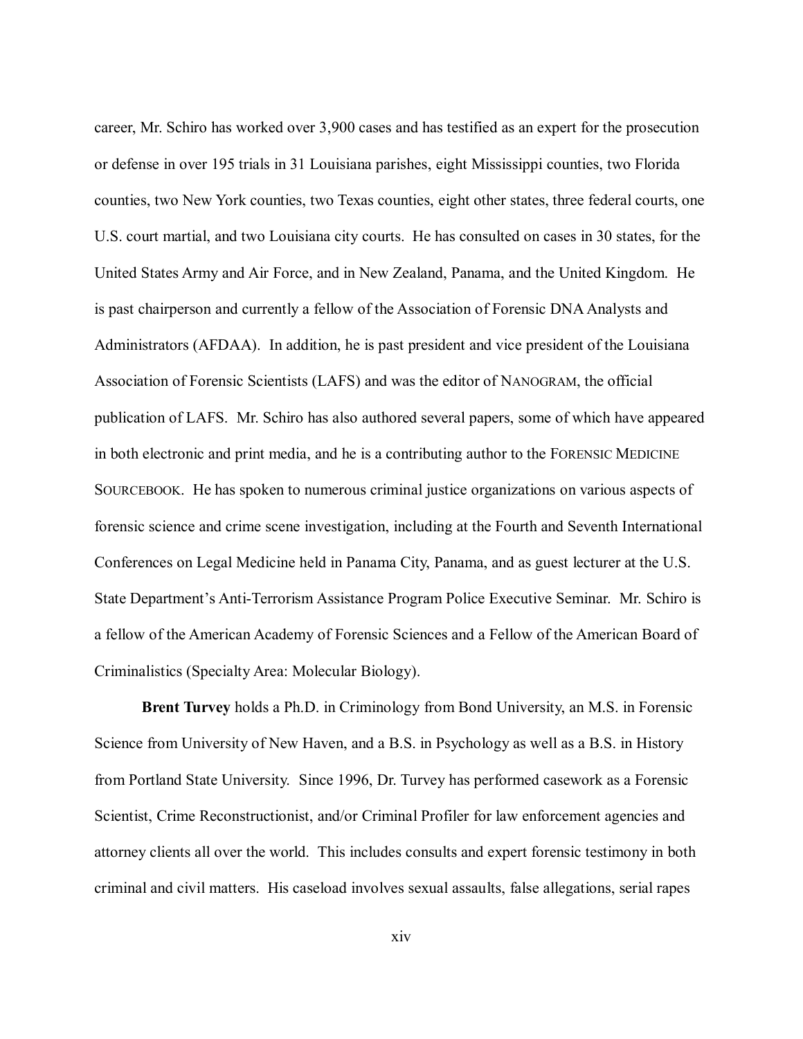career, Mr. Schiro has worked over 3,900 cases and has testified as an expert for the prosecution or defense in over 195 trials in 31 Louisiana parishes, eight Mississippi counties, two Florida counties, two New York counties, two Texas counties, eight other states, three federal courts, one U.S. court martial, and two Louisiana city courts. He has consulted on cases in 30 states, for the United States Army and Air Force, and in New Zealand, Panama, and the United Kingdom. He is past chairperson and currently a fellow of the Association of Forensic DNA Analysts and Administrators (AFDAA). In addition, he is past president and vice president of the Louisiana Association of Forensic Scientists (LAFS) and was the editor of NANOGRAM, the official publication of LAFS. Mr. Schiro has also authored several papers, some of which have appeared in both electronic and print media, and he is a contributing author to the FORENSIC MEDICINE SOURCEBOOK. He has spoken to numerous criminal justice organizations on various aspects of forensic science and crime scene investigation, including at the Fourth and Seventh International Conferences on Legal Medicine held in Panama City, Panama, and as guest lecturer at the U.S. State Department's Anti-Terrorism Assistance Program Police Executive Seminar. Mr. Schiro is a fellow of the American Academy of Forensic Sciences and a Fellow of the American Board of Criminalistics (Specialty Area: Molecular Biology).

**Brent Turvey** holds a Ph.D. in Criminology from Bond University, an M.S. in Forensic Science from University of New Haven, and a B.S. in Psychology as well as a B.S. in History from Portland State University. Since 1996, Dr. Turvey has performed casework as a Forensic Scientist, Crime Reconstructionist, and/or Criminal Profiler for law enforcement agencies and attorney clients all over the world. This includes consults and expert forensic testimony in both criminal and civil matters. His caseload involves sexual assaults, false allegations, serial rapes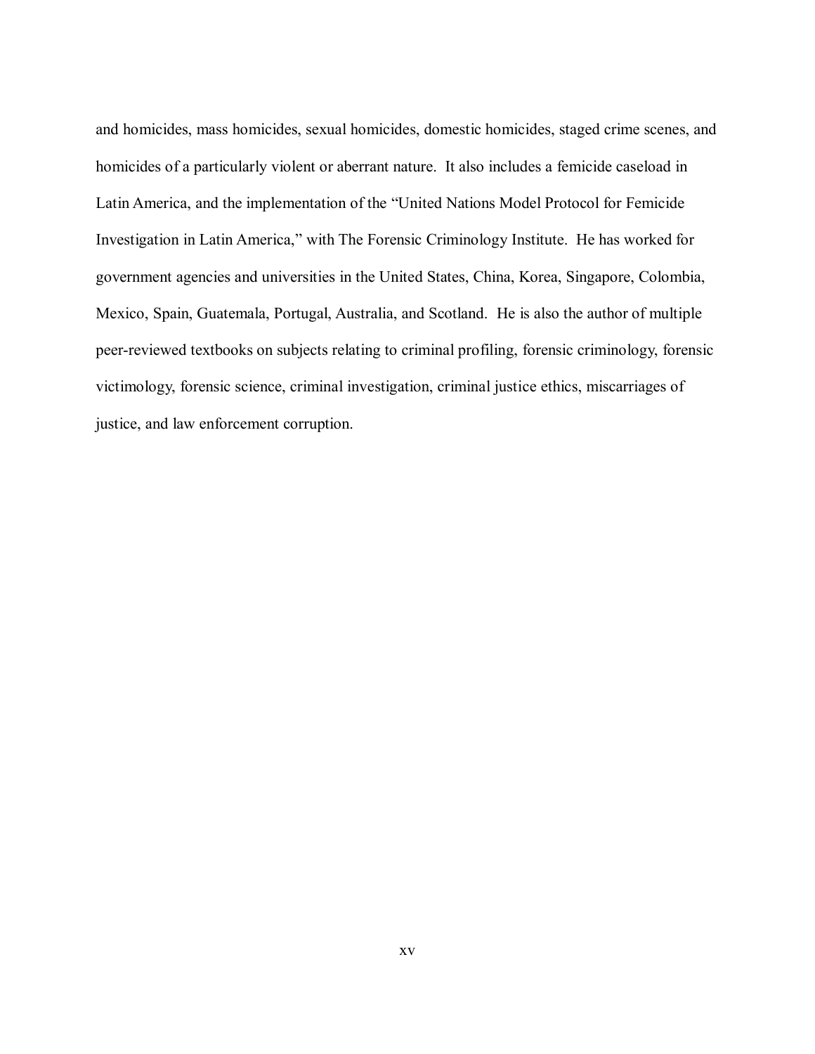and homicides, mass homicides, sexual homicides, domestic homicides, staged crime scenes, and homicides of a particularly violent or aberrant nature. It also includes a femicide caseload in Latin America, and the implementation of the "United Nations Model Protocol for Femicide Investigation in Latin America," with The Forensic Criminology Institute. He has worked for government agencies and universities in the United States, China, Korea, Singapore, Colombia, Mexico, Spain, Guatemala, Portugal, Australia, and Scotland. He is also the author of multiple peer-reviewed textbooks on subjects relating to criminal profiling, forensic criminology, forensic victimology, forensic science, criminal investigation, criminal justice ethics, miscarriages of justice, and law enforcement corruption.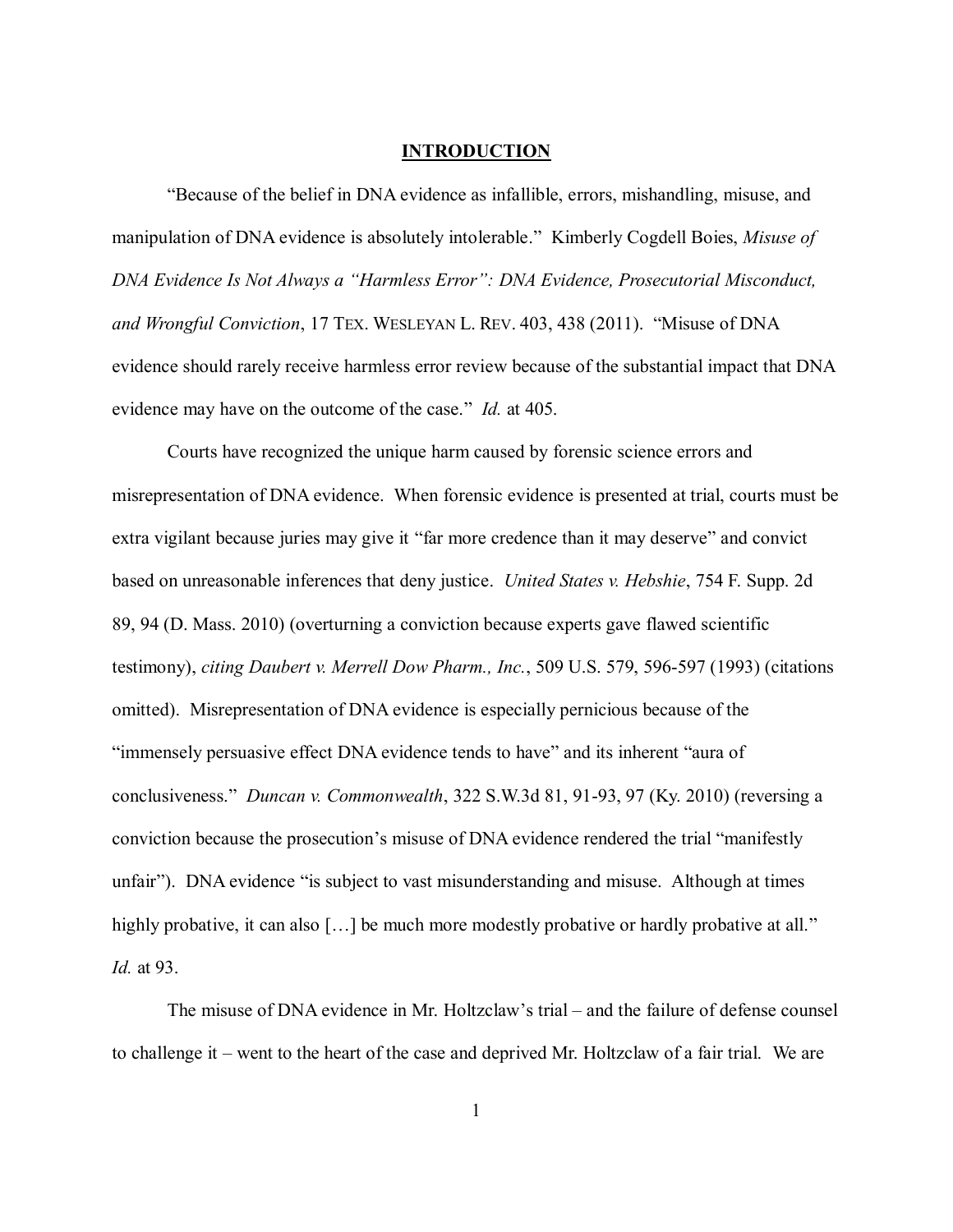# INTRODUCTION

"Because of the belief in DNA evidence as infallible, errors, mishandling, misuse, and manipulation of DNA evidence is absolutely intolerable." Kimberly Cogdell Boies, *Misuse of DNA Evidence Is Not Always a "Harmless Error": DNA Evidence, Prosecutorial Misconduct, and Wrongful Conviction*, 17 TEX. WESLEYAN L. REV. 403, 438 (2011). "Misuse of DNA evidence should rarely receive harmless error review because of the substantial impact that DNA evidence may have on the outcome of the case." *Id.* at 405.

Courts have recognized the unique harm caused by forensic science errors and misrepresentation of DNA evidence. When forensic evidence is presented at trial, courts must be extra vigilant because juries may give it "far more credence than it may deserve" and convict based on unreasonable inferences that deny justice. *United States v. Hebshie*, 754 F. Supp. 2d 89, 94 (D. Mass. 2010) (overturning a conviction because experts gave flawed scientific testimony), *citing Daubert v. Merrell Dow Pharm., Inc.*, 509 U.S. 579, 596-597 (1993) (citations omitted). Misrepresentation of DNA evidence is especially pernicious because of the "immensely persuasive effect DNA evidence tends to have" and its inherent "aura of conclusiveness." *Duncan v. Commonwealth*, 322 S.W.3d 81, 91-93, 97 (Ky. 2010) (reversing a conviction because the prosecution's misuse of DNA evidence rendered the trial "manifestly unfair"). DNA evidence "is subject to vast misunderstanding and misuse. Although at times highly probative, it can also […] be much more modestly probative or hardly probative at all." *Id.* at 93.

The misuse of DNA evidence in Mr. Holtzclaw's trial – and the failure of defense counsel to challenge it – went to the heart of the case and deprived Mr. Holtzclaw of a fair trial. We are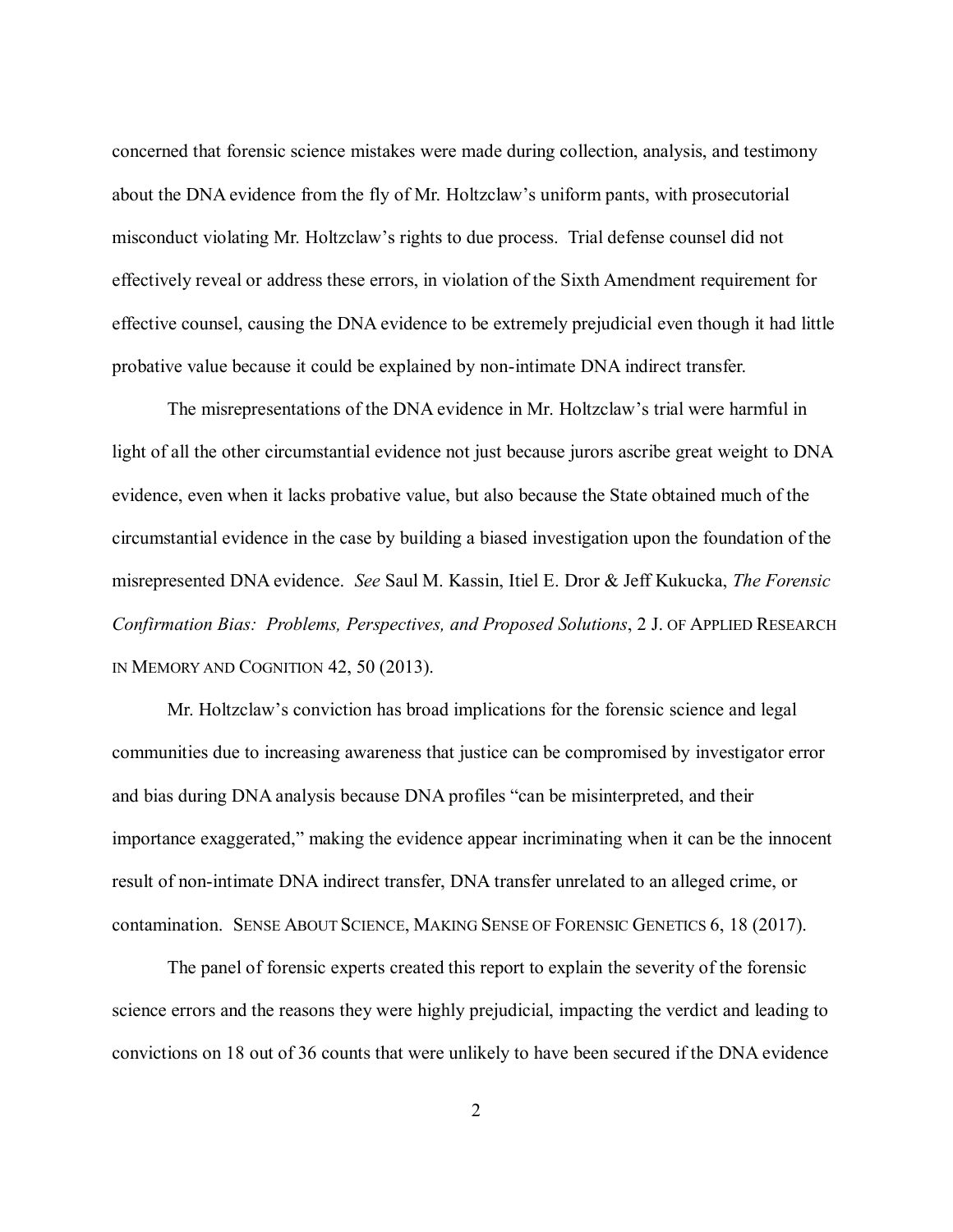concerned that forensic science mistakes were made during collection, analysis, and testimony about the DNA evidence from the fly of Mr. Holtzclaw's uniform pants, with prosecutorial misconduct violating Mr. Holtzclaw's rights to due process. Trial defense counsel did not effectively reveal or address these errors, in violation of the Sixth Amendment requirement for effective counsel, causing the DNA evidence to be extremely prejudicial even though it had little probative value because it could be explained by non-intimate DNA indirect transfer.

The misrepresentations of the DNA evidence in Mr. Holtzclaw's trial were harmful in light of all the other circumstantial evidence not just because jurors ascribe great weight to DNA evidence, even when it lacks probative value, but also because the State obtained much of the circumstantial evidence in the case by building a biased investigation upon the foundation of the misrepresented DNA evidence. *See* Saul M. Kassin, Itiel E. Dror & Jeff Kukucka, *The Forensic Confirmation Bias: Problems, Perspectives, and Proposed Solutions*, 2 J. OF APPLIED RESEARCH IN MEMORY AND COGNITION 42, 50 (2013).

Mr. Holtzclaw's conviction has broad implications for the forensic science and legal communities due to increasing awareness that justice can be compromised by investigator error and bias during DNA analysis because DNA profiles "can be misinterpreted, and their importance exaggerated," making the evidence appear incriminating when it can be the innocent result of non-intimate DNA indirect transfer, DNA transfer unrelated to an alleged crime, or contamination. SENSE ABOUT SCIENCE, MAKING SENSE OF FORENSIC GENETICS 6, 18 (2017).

The panel of forensic experts created this report to explain the severity of the forensic science errors and the reasons they were highly prejudicial, impacting the verdict and leading to convictions on 18 out of 36 counts that were unlikely to have been secured if the DNA evidence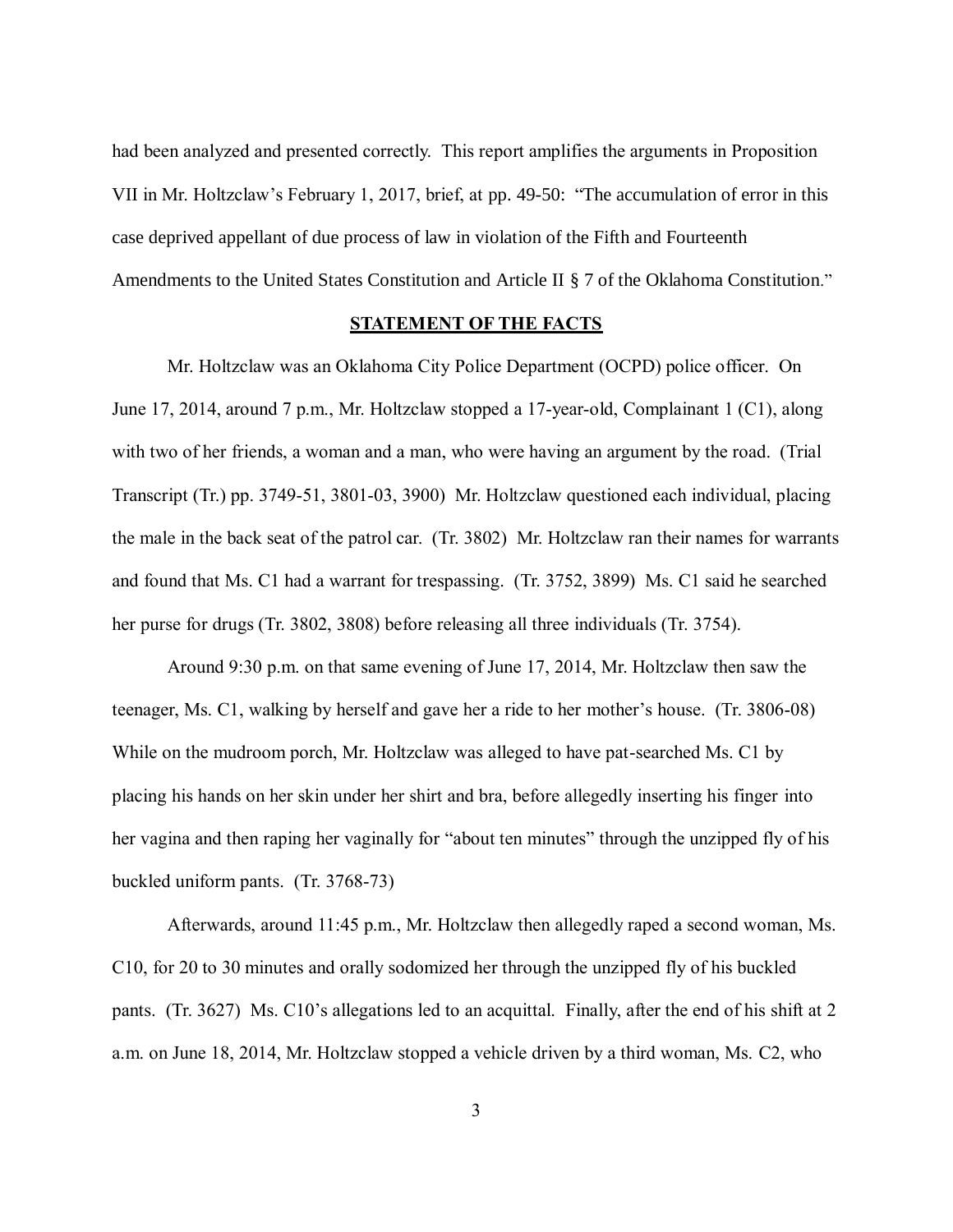had been analyzed and presented correctly. This report amplifies the arguments in Proposition VII in Mr. Holtzclaw's February 1, 2017, brief, at pp. 49-50: "The accumulation of error in this case deprived appellant of due process of law in violation of the Fifth and Fourteenth Amendments to the United States Constitution and Article II § 7 of the Oklahoma Constitution."

## STATEMENT OF THE FACTS

Mr. Holtzclaw was an Oklahoma City Police Department (OCPD) police officer. On June 17, 2014, around 7 p.m., Mr. Holtzclaw stopped a 17-year-old, Complainant 1 (C1), along with two of her friends, a woman and a man, who were having an argument by the road. (Trial Transcript (Tr.) pp. 3749-51, 3801-03, 3900) Mr. Holtzclaw questioned each individual, placing the male in the back seat of the patrol car. (Tr. 3802) Mr. Holtzclaw ran their names for warrants and found that Ms. C1 had a warrant for trespassing. (Tr. 3752, 3899) Ms. C1 said he searched her purse for drugs (Tr. 3802, 3808) before releasing all three individuals (Tr. 3754).

Around 9:30 p.m. on that same evening of June 17, 2014, Mr. Holtzclaw then saw the teenager, Ms. C1, walking by herself and gave her a ride to her mother's house. (Tr. 3806-08) While on the mudroom porch, Mr. Holtzclaw was alleged to have pat-searched Ms. C1 by placing his hands on her skin under her shirt and bra, before allegedly inserting his finger into her vagina and then raping her vaginally for "about ten minutes" through the unzipped fly of his buckled uniform pants. (Tr. 3768-73)

Afterwards, around 11:45 p.m., Mr. Holtzclaw then allegedly raped a second woman, Ms. C10, for 20 to 30 minutes and orally sodomized her through the unzipped fly of his buckled pants. (Tr. 3627) Ms. C10's allegations led to an acquittal. Finally, after the end of his shift at 2 a.m. on June 18, 2014, Mr. Holtzclaw stopped a vehicle driven by a third woman, Ms. C2, who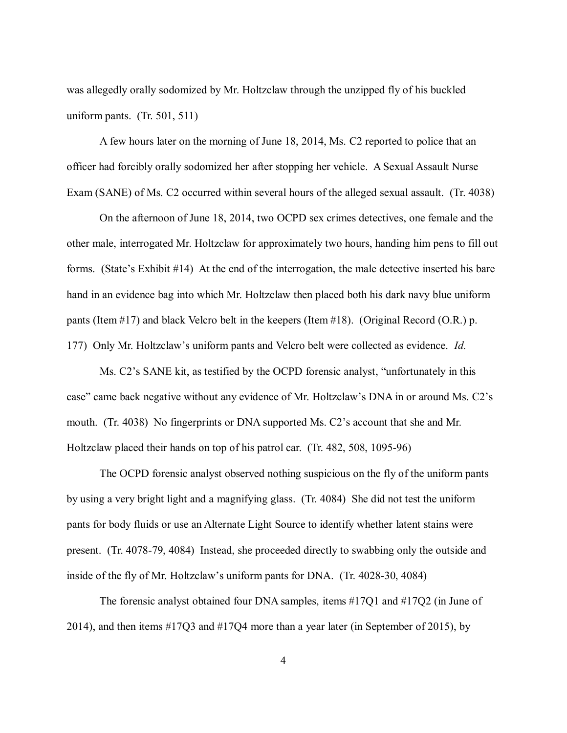was allegedly orally sodomized by Mr. Holtzclaw through the unzipped fly of his buckled uniform pants. (Tr. 501, 511)

A few hours later on the morning of June 18, 2014, Ms. C2 reported to police that an officer had forcibly orally sodomized her after stopping her vehicle. A Sexual Assault Nurse Exam (SANE) of Ms. C2 occurred within several hours of the alleged sexual assault. (Tr. 4038)

On the afternoon of June 18, 2014, two OCPD sex crimes detectives, one female and the other male, interrogated Mr. Holtzclaw for approximately two hours, handing him pens to fill out forms. (State's Exhibit #14) At the end of the interrogation, the male detective inserted his bare hand in an evidence bag into which Mr. Holtzclaw then placed both his dark navy blue uniform pants (Item #17) and black Velcro belt in the keepers (Item #18). (Original Record (O.R.) p. 177) Only Mr. Holtzclaw's uniform pants and Velcro belt were collected as evidence. *Id.*

Ms. C2's SANE kit, as testified by the OCPD forensic analyst, "unfortunately in this case" came back negative without any evidence of Mr. Holtzclaw's DNA in or around Ms. C2's mouth. (Tr. 4038) No fingerprints or DNA supported Ms. C2's account that she and Mr. Holtzclaw placed their hands on top of his patrol car. (Tr. 482, 508, 1095-96)

The OCPD forensic analyst observed nothing suspicious on the fly of the uniform pants by using a very bright light and a magnifying glass. (Tr. 4084) She did not test the uniform pants for body fluids or use an Alternate Light Source to identify whether latent stains were present. (Tr. 4078-79, 4084) Instead, she proceeded directly to swabbing only the outside and inside of the fly of Mr. Holtzclaw's uniform pants for DNA. (Tr. 4028-30, 4084)

The forensic analyst obtained four DNA samples, items #17Q1 and #17Q2 (in June of 2014), and then items #17Q3 and #17Q4 more than a year later (in September of 2015), by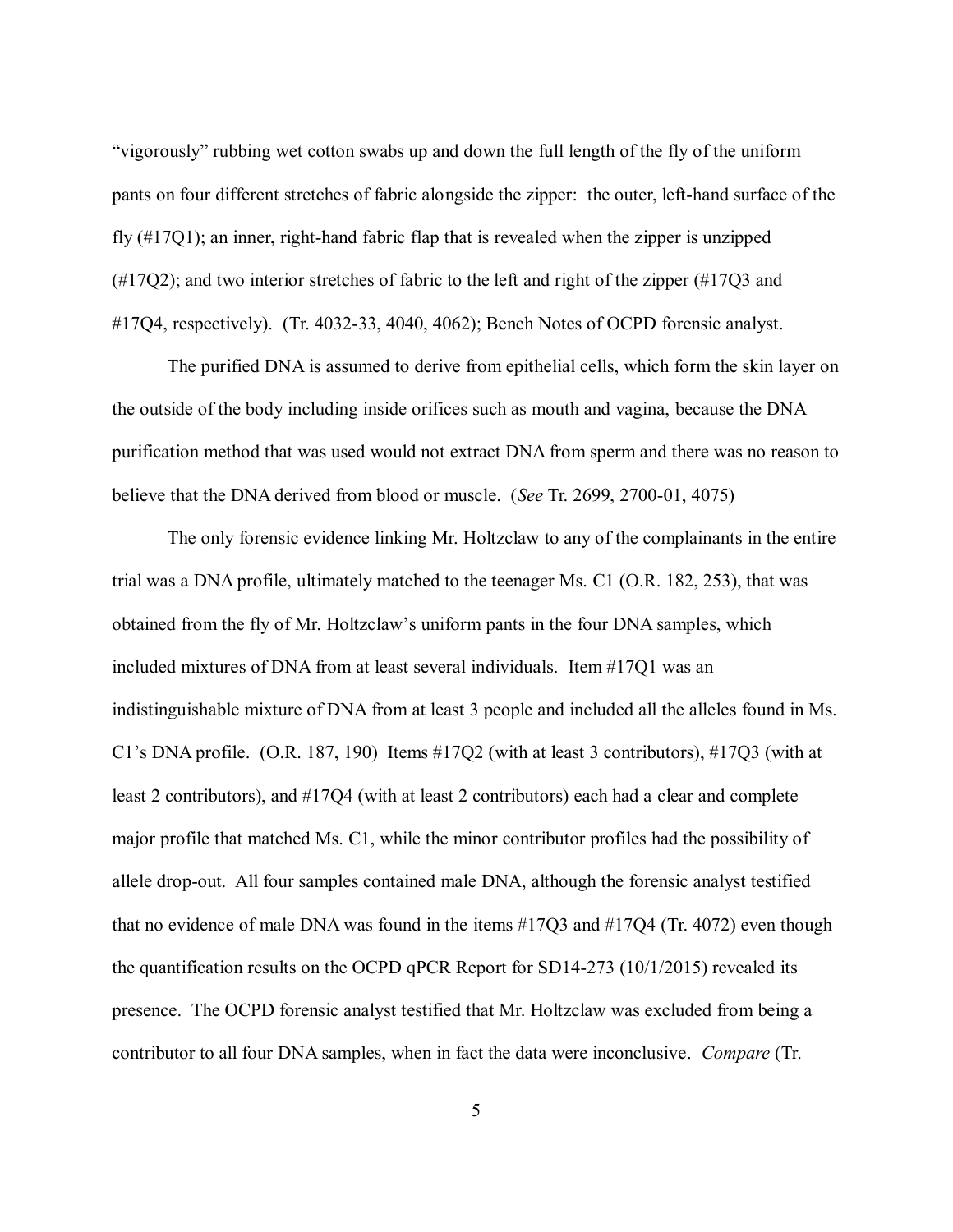"vigorously" rubbing wet cotton swabs up and down the full length of the fly of the uniform pants on four different stretches of fabric alongside the zipper: the outer, left-hand surface of the fly (#17Q1); an inner, right-hand fabric flap that is revealed when the zipper is unzipped (#17Q2); and two interior stretches of fabric to the left and right of the zipper (#17Q3 and #17Q4, respectively). (Tr. 4032-33, 4040, 4062); Bench Notes of OCPD forensic analyst.

The purified DNA is assumed to derive from epithelial cells, which form the skin layer on the outside of the body including inside orifices such as mouth and vagina, because the DNA purification method that was used would not extract DNA from sperm and there was no reason to believe that the DNA derived from blood or muscle. (*See* Tr. 2699, 2700-01, 4075)

The only forensic evidence linking Mr. Holtzclaw to any of the complainants in the entire trial was a DNA profile, ultimately matched to the teenager Ms. C1 (O.R. 182, 253), that was obtained from the fly of Mr. Holtzclaw's uniform pants in the four DNA samples, which included mixtures of DNA from at least several individuals. Item #17Q1 was an indistinguishable mixture of DNA from at least 3 people and included all the alleles found in Ms. C1's DNA profile. (O.R. 187, 190) Items #17Q2 (with at least 3 contributors), #17Q3 (with at least 2 contributors), and #17Q4 (with at least 2 contributors) each had a clear and complete major profile that matched Ms. C1, while the minor contributor profiles had the possibility of allele drop-out. All four samples contained male DNA, although the forensic analyst testified that no evidence of male DNA was found in the items #17Q3 and #17Q4 (Tr. 4072) even though the quantification results on the OCPD qPCR Report for SD14-273 (10/1/2015) revealed its presence. The OCPD forensic analyst testified that Mr. Holtzclaw was excluded from being a contributor to all four DNA samples, when in fact the data were inconclusive. *Compare* (Tr.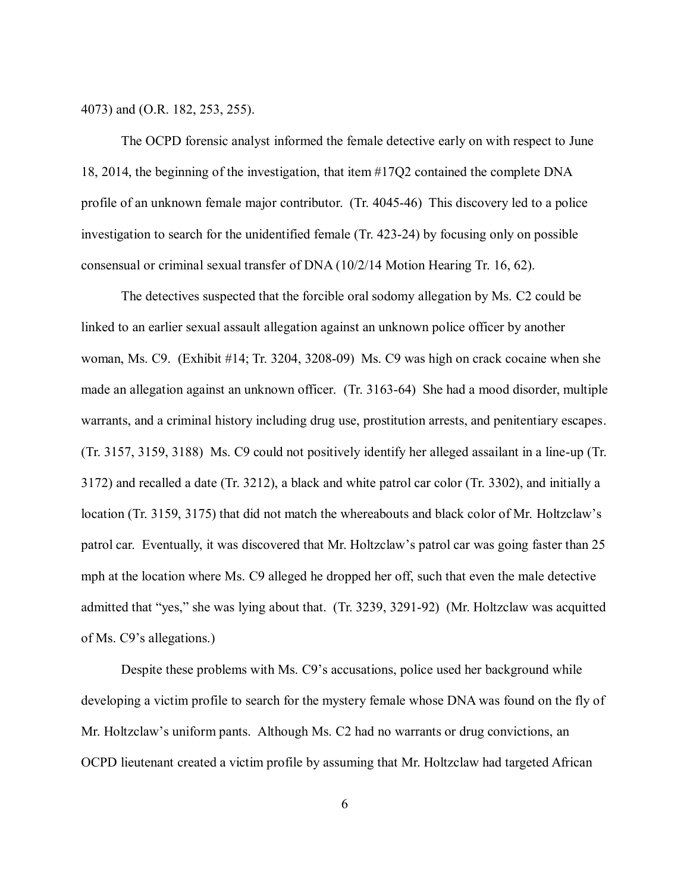4073) and (O.R. 182, 253, 255).

The OCPD forensic analyst informed the female detective early on with respect to June 18, 2014, the beginning of the investigation, that item #17Q2 contained the complete DNA profile of an unknown female major contributor. (Tr. 4045-46) This discovery led to a police investigation to search for the unidentified female (Tr. 423-24) by focusing only on possible consensual or criminal sexual transfer of DNA (10/2/14 Motion Hearing Tr. 16, 62).

The detectives suspected that the forcible oral sodomy allegation by Ms. C2 could be linked to an earlier sexual assault allegation against an unknown police officer by another woman, Ms. C9. (Exhibit #14; Tr. 3204, 3208-09) Ms. C9 was high on crack cocaine when she made an allegation against an unknown officer. (Tr. 3163-64) She had a mood disorder, multiple warrants, and a criminal history including drug use, prostitution arrests, and penitentiary escapes. (Tr. 3157, 3159, 3188) Ms. C9 could not positively identify her alleged assailant in a line-up (Tr. 3172) and recalled a date (Tr. 3212), a black and white patrol car color (Tr. 3302), and initially a location (Tr. 3159, 3175) that did not match the whereabouts and black color of Mr. Holtzclaw's patrol car. Eventually, it was discovered that Mr. Holtzclaw's patrol car was going faster than 25 mph at the location where Ms. C9 alleged he dropped her off, such that even the male detective admitted that "yes," she was lying about that. (Tr. 3239, 3291-92) (Mr. Holtzclaw was acquitted of Ms. C9's allegations.)

Despite these problems with Ms. C9's accusations, police used her background while developing a victim profile to search for the mystery female whose DNA was found on the fly of Mr. Holtzclaw's uniform pants. Although Ms. C2 had no warrants or drug convictions, an OCPD lieutenant created a victim profile by assuming that Mr. Holtzclaw had targeted African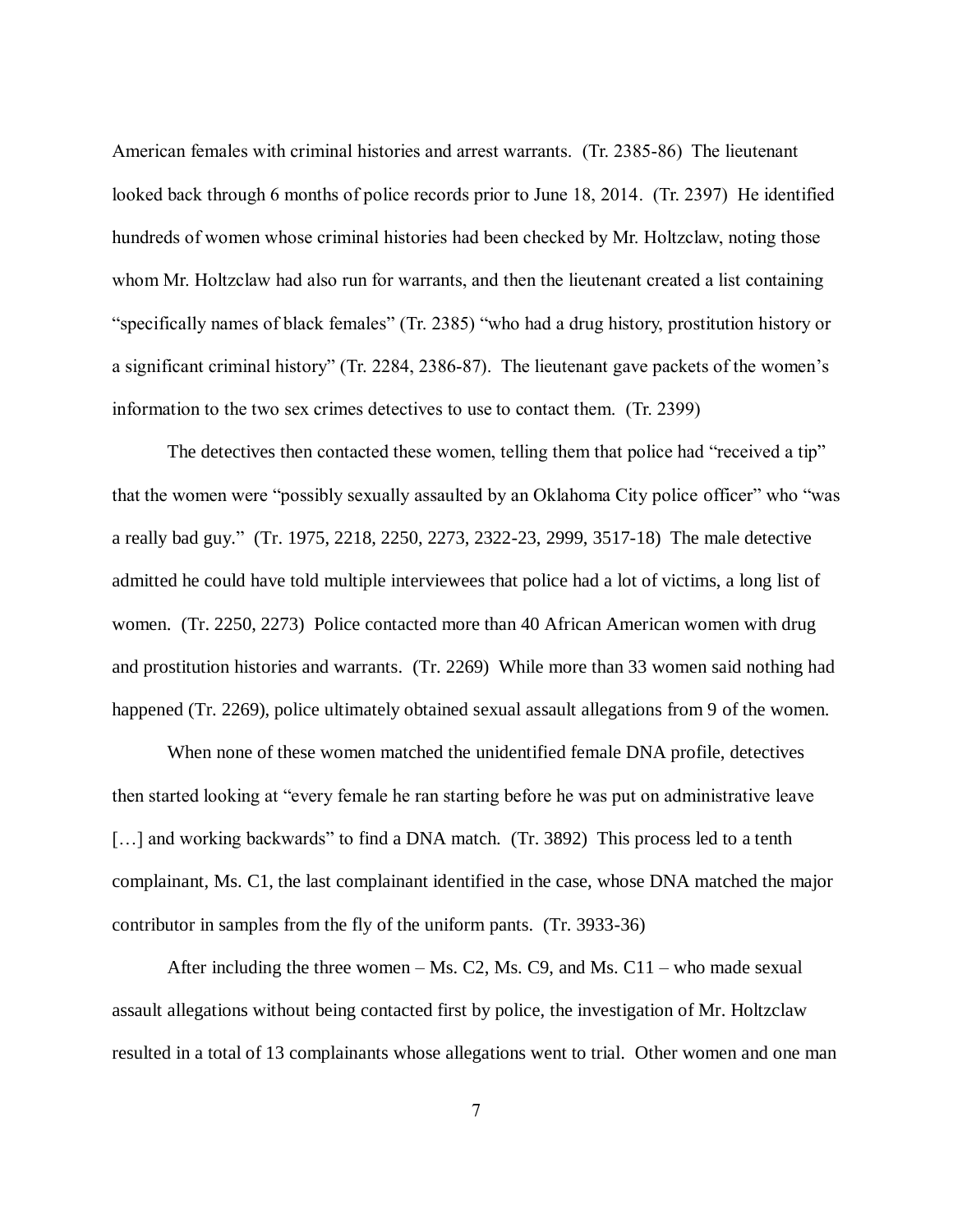American females with criminal histories and arrest warrants. (Tr. 2385-86) The lieutenant looked back through 6 months of police records prior to June 18, 2014. (Tr. 2397) He identified hundreds of women whose criminal histories had been checked by Mr. Holtzclaw, noting those whom Mr. Holtzclaw had also run for warrants, and then the lieutenant created a list containing "specifically names of black females" (Tr. 2385) "who had a drug history, prostitution history or a significant criminal history" (Tr. 2284, 2386-87). The lieutenant gave packets of the women's information to the two sex crimes detectives to use to contact them. (Tr. 2399)

The detectives then contacted these women, telling them that police had "received a tip" that the women were "possibly sexually assaulted by an Oklahoma City police officer" who "was a really bad guy." (Tr. 1975, 2218, 2250, 2273, 2322-23, 2999, 3517-18) The male detective admitted he could have told multiple interviewees that police had a lot of victims, a long list of women. (Tr. 2250, 2273) Police contacted more than 40 African American women with drug and prostitution histories and warrants. (Tr. 2269) While more than 33 women said nothing had happened (Tr. 2269), police ultimately obtained sexual assault allegations from 9 of the women.

When none of these women matched the unidentified female DNA profile, detectives then started looking at "every female he ran starting before he was put on administrative leave [...] and working backwards" to find a DNA match. (Tr. 3892) This process led to a tenth complainant, Ms. C1, the last complainant identified in the case, whose DNA matched the major contributor in samples from the fly of the uniform pants. (Tr. 3933-36)

After including the three women – Ms. C2, Ms. C9, and Ms. C11 – who made sexual assault allegations without being contacted first by police, the investigation of Mr. Holtzclaw resulted in a total of 13 complainants whose allegations went to trial. Other women and one man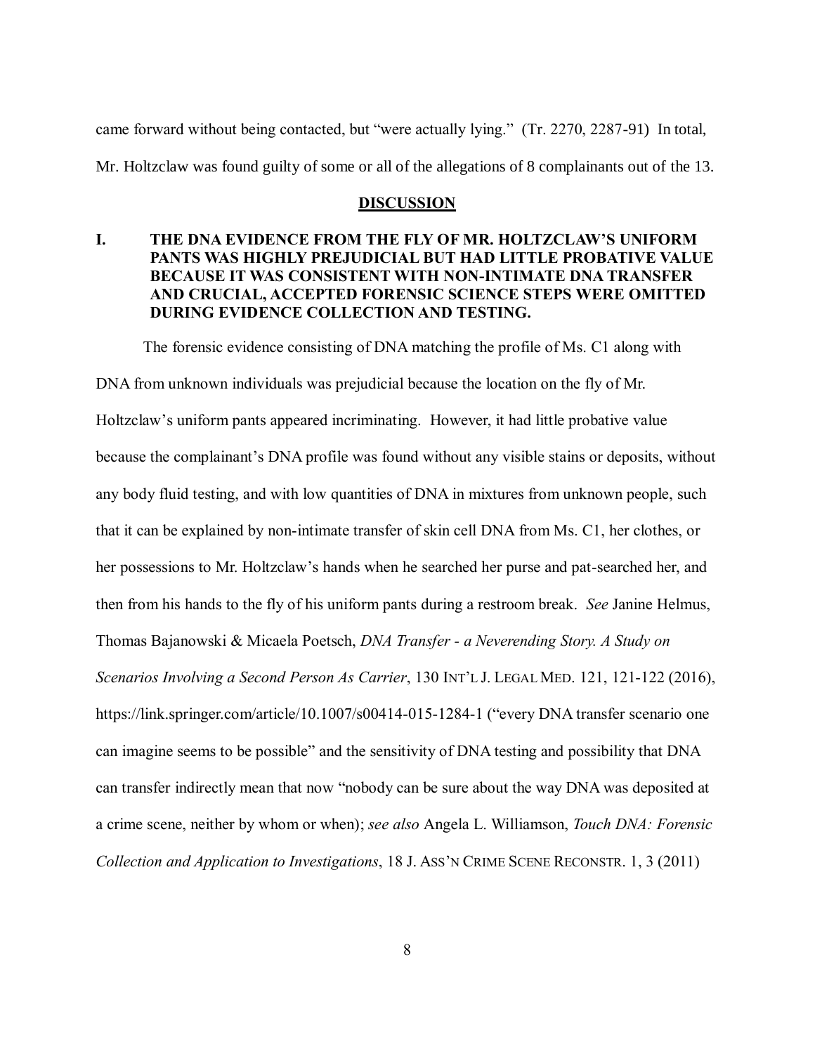came forward without being contacted, but "were actually lying." (Tr. 2270, 2287-91) In total, Mr. Holtzclaw was found guilty of some or all of the allegations of 8 complainants out of the 13.

## DISCUSSION

### I. THE DNA EVIDENCE FROM THE FLY OF MR. HOLTZCLAW'S UNIFORM PANTS WAS HIGHLY PREJUDICIAL BUT HAD LITTLE PROBATIVE VALUE BECAUSE IT WAS CONSISTENT WITH NON-INTIMATE DNA TRANSFER AND CRUCIAL, ACCEPTED FORENSIC SCIENCE STEPS WERE OMITTED DURING EVIDENCE COLLECTION AND TESTING.

The forensic evidence consisting of DNA matching the profile of Ms. C1 along with DNA from unknown individuals was prejudicial because the location on the fly of Mr. Holtzclaw's uniform pants appeared incriminating. However, it had little probative value because the complainant's DNA profile was found without any visible stains or deposits, without any body fluid testing, and with low quantities of DNA in mixtures from unknown people, such that it can be explained by non-intimate transfer of skin cell DNA from Ms. C1, her clothes, or her possessions to Mr. Holtzclaw's hands when he searched her purse and pat-searched her, and then from his hands to the fly of his uniform pants during a restroom break. *See* Janine Helmus, Thomas Bajanowski & Micaela Poetsch, *DNA Transfer - a Neverending Story. A Study on Scenarios Involving a Second Person As Carrier*, 130 INT'L J. LEGAL MED. 121, 121-122 (2016), https://link.springer.com/article/10.1007/s00414-015-1284-1 ("every DNA transfer scenario one can imagine seems to be possible" and the sensitivity of DNA testing and possibility that DNA can transfer indirectly mean that now "nobody can be sure about the way DNA was deposited at a crime scene, neither by whom or when); *see also* Angela L. Williamson, *Touch DNA: Forensic Collection and Application to Investigations*, 18 J. ASS'N CRIME SCENE RECONSTR. 1, 3 (2011)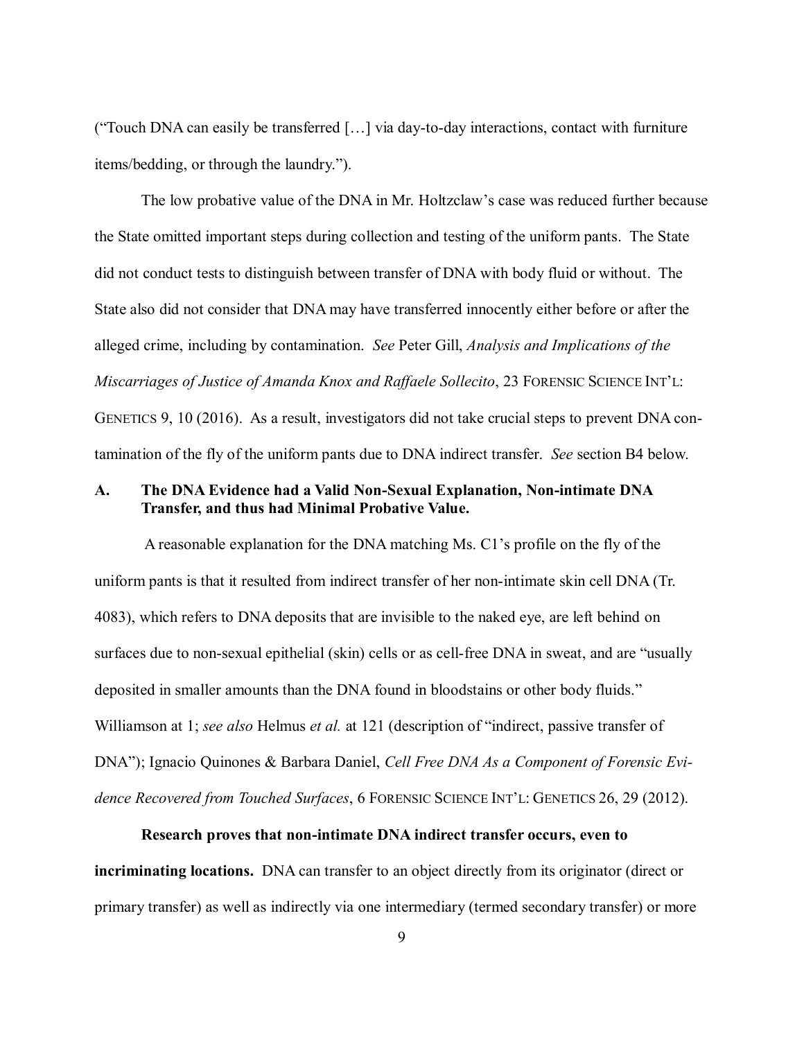("Touch DNA can easily be transferred […] via day-to-day interactions, contact with furniture items/bedding, or through the laundry.").

The low probative value of the DNA in Mr. Holtzclaw's case was reduced further because the State omitted important steps during collection and testing of the uniform pants. The State did not conduct tests to distinguish between transfer of DNA with body fluid or without. The State also did not consider that DNA may have transferred innocently either before or after the alleged crime, including by contamination. *See* Peter Gill, *Analysis and Implications of the Miscarriages of Justice of Amanda Knox and Raffaele Sollecito*, 23 FORENSIC SCIENCE INT'L: GENETICS 9, 10 (2016). As a result, investigators did not take crucial steps to prevent DNA contamination of the fly of the uniform pants due to DNA indirect transfer. *See* section B4 below.

### A. The DNA Evidence had a Valid Non-Sexual Explanation, Non-intimate DNA Transfer, and thus had Minimal Probative Value.

A reasonable explanation for the DNA matching Ms. C1's profile on the fly of the uniform pants is that it resulted from indirect transfer of her non-intimate skin cell DNA (Tr. 4083), which refers to DNA deposits that are invisible to the naked eye, are left behind on surfaces due to non-sexual epithelial (skin) cells or as cell-free DNA in sweat, and are "usually deposited in smaller amounts than the DNA found in bloodstains or other body fluids." Williamson at 1; *see also* Helmus *et al.* at 121 (description of "indirect, passive transfer of DNA"); Ignacio Quinones & Barbara Daniel, *Cell Free DNA As a Component of Forensic Evidence Recovered from Touched Surfaces*, 6 FORENSIC SCIENCE INT'L: GENETICS 26, 29 (2012).

**Research proves that non-intimate DNA indirect transfer occurs, even to incriminating locations.** DNA can transfer to an object directly from its originator (direct or primary transfer) as well as indirectly via one intermediary (termed secondary transfer) or more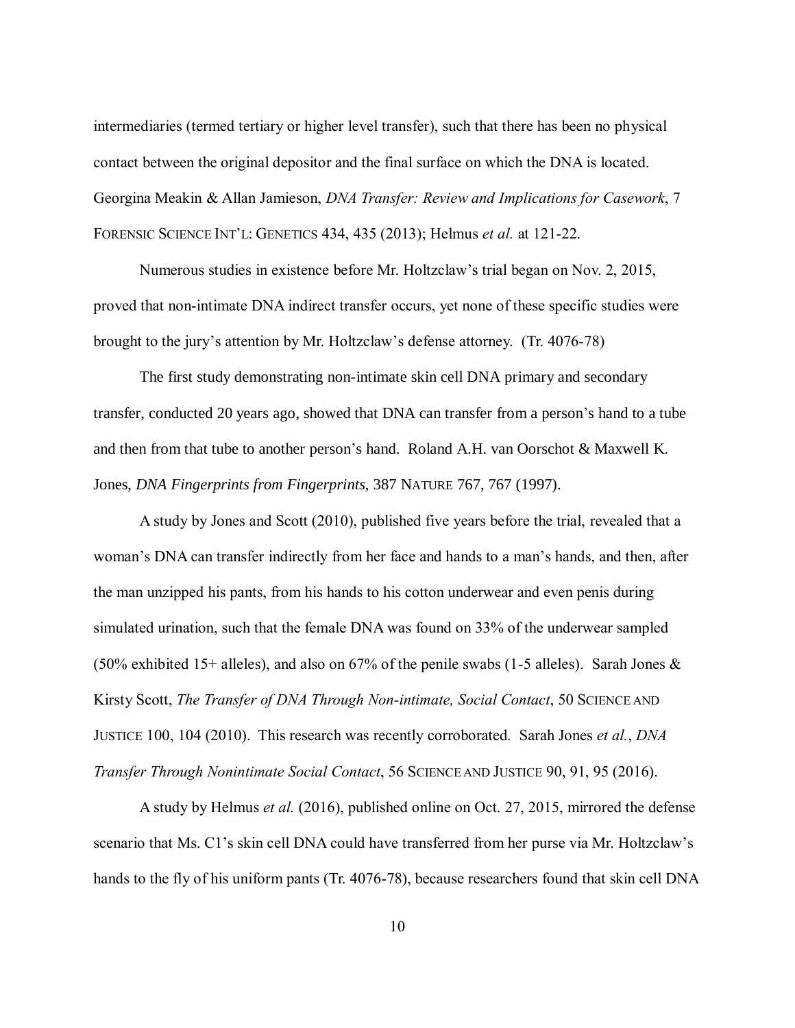intermediaries (termed tertiary or higher level transfer), such that there has been no physical contact between the original depositor and the final surface on which the DNA is located. Georgina Meakin & Allan Jamieson, *DNA Transfer: Review and Implications for Casework*, 7 FORENSIC SCIENCE INT'L: GENETICS 434, 435 (2013); Helmus *et al.* at 121-22.

Numerous studies in existence before Mr. Holtzclaw's trial began on Nov. 2, 2015, proved that non-intimate DNA indirect transfer occurs, yet none of these specific studies were brought to the jury's attention by Mr. Holtzclaw's defense attorney. (Tr. 4076-78)

The first study demonstrating non-intimate skin cell DNA primary and secondary transfer, conducted 20 years ago, showed that DNA can transfer from a person's hand to a tube and then from that tube to another person's hand. Roland A.H. van Oorschot & Maxwell K. Jones, *DNA Fingerprints from Fingerprints*, 387 NATURE 767, 767 (1997).

A study by Jones and Scott (2010), published five years before the trial, revealed that a woman's DNA can transfer indirectly from her face and hands to a man's hands, and then, after the man unzipped his pants, from his hands to his cotton underwear and even penis during simulated urination, such that the female DNA was found on 33% of the underwear sampled (50% exhibited 15+ alleles), and also on 67% of the penile swabs (1-5 alleles). Sarah Jones & Kirsty Scott, *The Transfer of DNA Through Non-intimate, Social Contact*, 50 SCIENCE AND JUSTICE 100, 104 (2010). This research was recently corroborated. Sarah Jones *et al.*, *DNA Transfer Through Nonintimate Social Contact*, 56 SCIENCE AND JUSTICE 90, 91, 95 (2016).

A study by Helmus *et al.* (2016), published online on Oct. 27, 2015, mirrored the defense scenario that Ms. C1's skin cell DNA could have transferred from her purse via Mr. Holtzclaw's hands to the fly of his uniform pants (Tr. 4076-78), because researchers found that skin cell DNA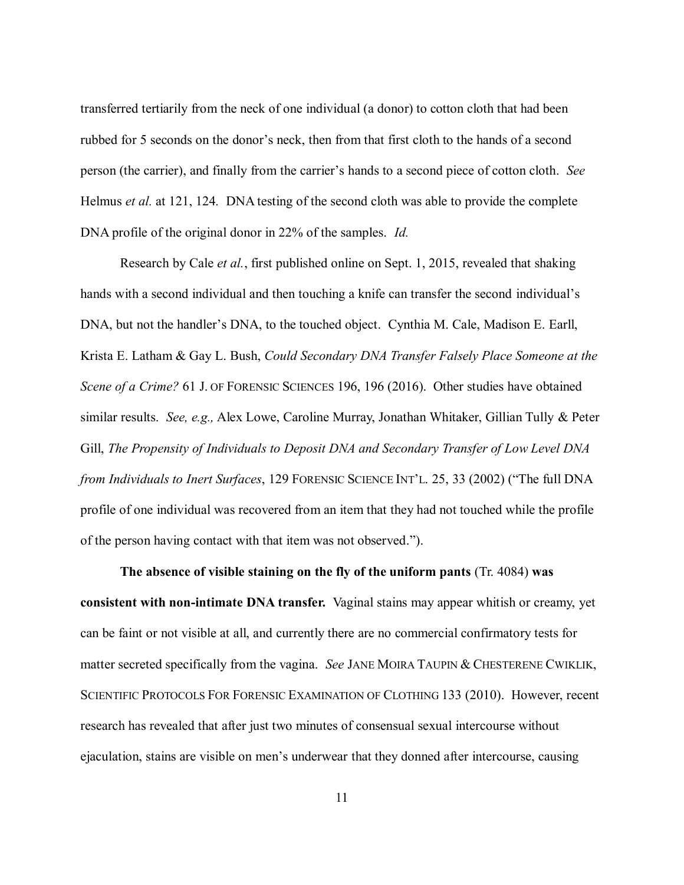transferred tertiarily from the neck of one individual (a donor) to cotton cloth that had been rubbed for 5 seconds on the donor's neck, then from that first cloth to the hands of a second person (the carrier), and finally from the carrier's hands to a second piece of cotton cloth. *See* Helmus *et al.* at 121, 124. DNA testing of the second cloth was able to provide the complete DNA profile of the original donor in 22% of the samples. *Id.*

Research by Cale *et al.*, first published online on Sept. 1, 2015, revealed that shaking hands with a second individual and then touching a knife can transfer the second individual's DNA, but not the handler's DNA, to the touched object. Cynthia M. Cale, Madison E. Earll, Krista E. Latham & Gay L. Bush, *Could Secondary DNA Transfer Falsely Place Someone at the Scene of a Crime?* 61 J. OF FORENSIC SCIENCES 196, 196 (2016). Other studies have obtained similar results. *See, e.g.,* Alex Lowe, Caroline Murray, Jonathan Whitaker, Gillian Tully & Peter Gill, *The Propensity of Individuals to Deposit DNA and Secondary Transfer of Low Level DNA from Individuals to Inert Surfaces*, 129 FORENSIC SCIENCE INT'L. 25, 33 (2002) ("The full DNA profile of one individual was recovered from an item that they had not touched while the profile of the person having contact with that item was not observed.").

**The absence of visible staining on the fly of the uniform pants** (Tr. 4084) **was consistent with non-intimate DNA transfer.** Vaginal stains may appear whitish or creamy, yet can be faint or not visible at all, and currently there are no commercial confirmatory tests for matter secreted specifically from the vagina. *See* JANE MOIRA TAUPIN & CHESTERENE CWIKLIK, SCIENTIFIC PROTOCOLS FOR FORENSIC EXAMINATION OF CLOTHING 133 (2010). However, recent research has revealed that after just two minutes of consensual sexual intercourse without ejaculation, stains are visible on men's underwear that they donned after intercourse, causing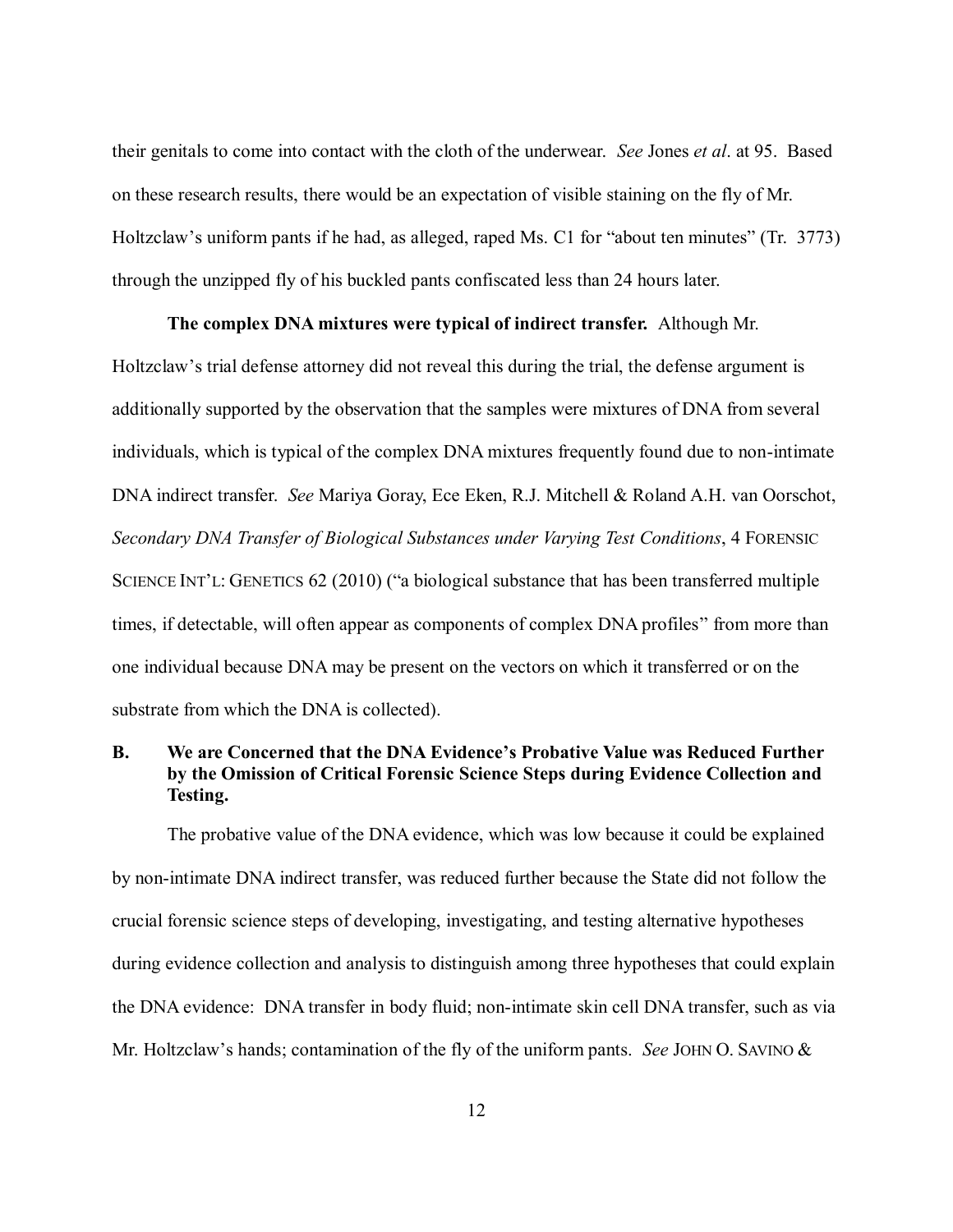their genitals to come into contact with the cloth of the underwear. *See* Jones *et al*. at 95. Based on these research results, there would be an expectation of visible staining on the fly of Mr. Holtzclaw's uniform pants if he had, as alleged, raped Ms. C1 for "about ten minutes" (Tr. 3773) through the unzipped fly of his buckled pants confiscated less than 24 hours later.

**The complex DNA mixtures were typical of indirect transfer.** Although Mr. Holtzclaw's trial defense attorney did not reveal this during the trial, the defense argument is additionally supported by the observation that the samples were mixtures of DNA from several individuals, which is typical of the complex DNA mixtures frequently found due to non-intimate DNA indirect transfer. *See* Mariya Goray, Ece Eken, R.J. Mitchell & Roland A.H. van Oorschot, *Secondary DNA Transfer of Biological Substances under Varying Test Conditions*, 4 FORENSIC SCIENCE INT'L: GENETICS 62 (2010) ("a biological substance that has been transferred multiple times, if detectable, will often appear as components of complex DNA profiles" from more than one individual because DNA may be present on the vectors on which it transferred or on the substrate from which the DNA is collected).

### B. We are Concerned that the DNA Evidence's Probative Value was Reduced Further by the Omission of Critical Forensic Science Steps during Evidence Collection and Testing.

The probative value of the DNA evidence, which was low because it could be explained by non-intimate DNA indirect transfer, was reduced further because the State did not follow the crucial forensic science steps of developing, investigating, and testing alternative hypotheses during evidence collection and analysis to distinguish among three hypotheses that could explain the DNA evidence: DNA transfer in body fluid; non-intimate skin cell DNA transfer, such as via Mr. Holtzclaw's hands; contamination of the fly of the uniform pants. *See* JOHN O. SAVINO &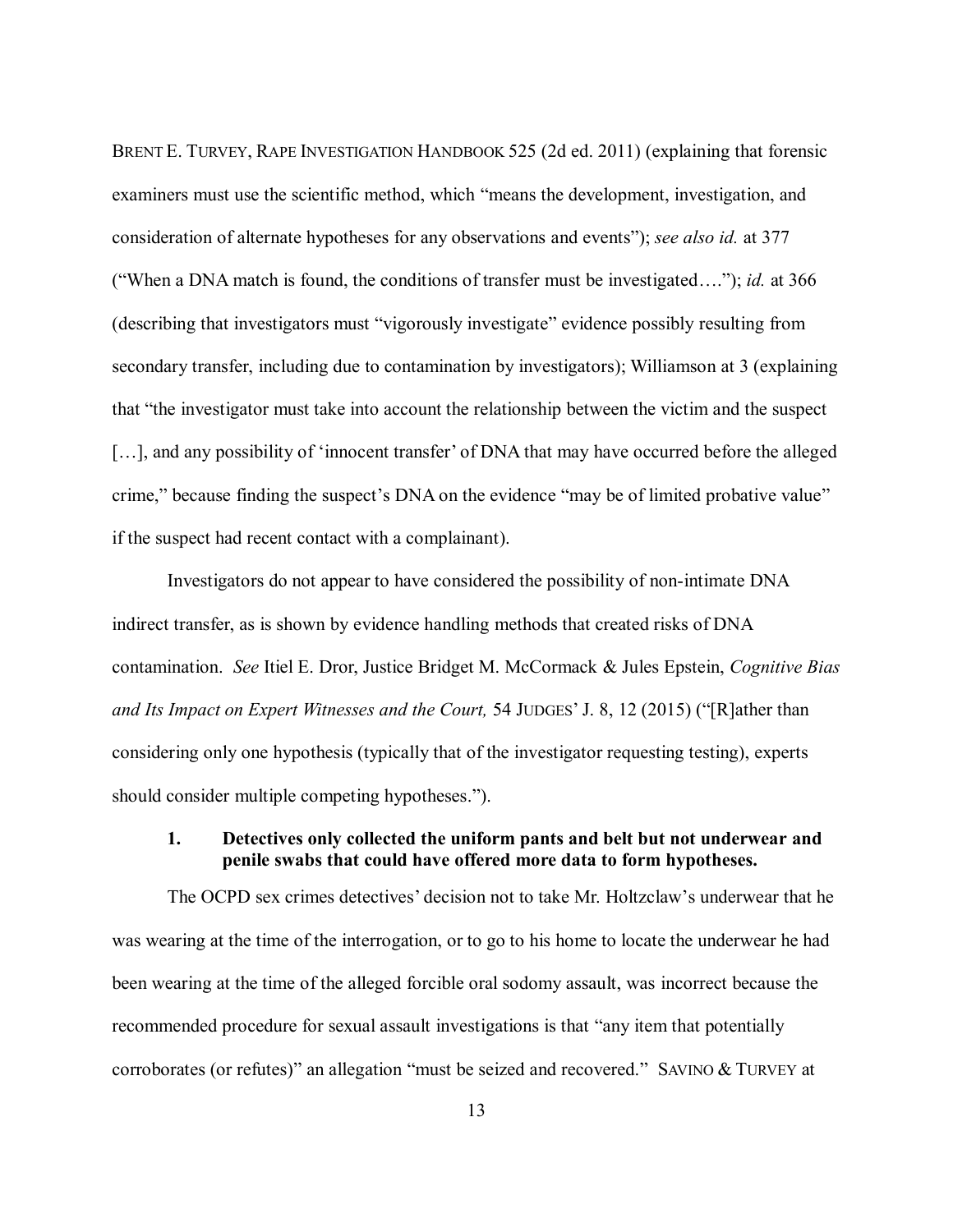BRENT E. TURVEY, RAPE INVESTIGATION HANDBOOK 525 (2d ed. 2011) (explaining that forensic examiners must use the scientific method, which "means the development, investigation, and consideration of alternate hypotheses for any observations and events"); *see also id.* at 377 ("When a DNA match is found, the conditions of transfer must be investigated…."); *id.* at 366 (describing that investigators must "vigorously investigate" evidence possibly resulting from secondary transfer, including due to contamination by investigators); Williamson at 3 (explaining that "the investigator must take into account the relationship between the victim and the suspect […], and any possibility of 'innocent transfer' of DNA that may have occurred before the alleged crime," because finding the suspect's DNA on the evidence "may be of limited probative value" if the suspect had recent contact with a complainant).

Investigators do not appear to have considered the possibility of non-intimate DNA indirect transfer, as is shown by evidence handling methods that created risks of DNA contamination. *See* Itiel E. Dror, Justice Bridget M. McCormack & Jules Epstein, *Cognitive Bias and Its Impact on Expert Witnesses and the Court,* 54 JUDGES' J. 8, 12 (2015) ("[R]ather than considering only one hypothesis (typically that of the investigator requesting testing), experts should consider multiple competing hypotheses.").

### 1. Detectives only collected the uniform pants and belt but not underwear and penile swabs that could have offered more data to form hypotheses.

The OCPD sex crimes detectives' decision not to take Mr. Holtzclaw's underwear that he was wearing at the time of the interrogation, or to go to his home to locate the underwear he had been wearing at the time of the alleged forcible oral sodomy assault, was incorrect because the recommended procedure for sexual assault investigations is that "any item that potentially corroborates (or refutes)" an allegation "must be seized and recovered." SAVINO & TURVEY at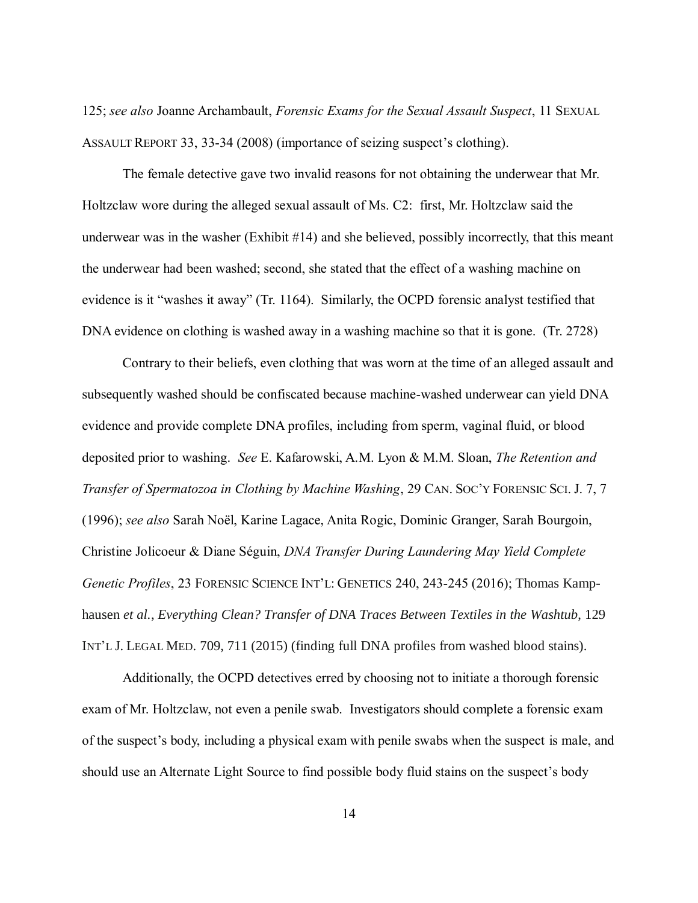125; *see also* Joanne Archambault, *Forensic Exams for the Sexual Assault Suspect*, 11 SEXUAL ASSAULT REPORT 33, 33-34 (2008) (importance of seizing suspect's clothing).

The female detective gave two invalid reasons for not obtaining the underwear that Mr. Holtzclaw wore during the alleged sexual assault of Ms. C2: first, Mr. Holtzclaw said the underwear was in the washer (Exhibit #14) and she believed, possibly incorrectly, that this meant the underwear had been washed; second, she stated that the effect of a washing machine on evidence is it "washes it away" (Tr. 1164). Similarly, the OCPD forensic analyst testified that DNA evidence on clothing is washed away in a washing machine so that it is gone. (Tr. 2728)

Contrary to their beliefs, even clothing that was worn at the time of an alleged assault and subsequently washed should be confiscated because machine-washed underwear can yield DNA evidence and provide complete DNA profiles, including from sperm, vaginal fluid, or blood deposited prior to washing. *See* E. Kafarowski, A.M. Lyon & M.M. Sloan, *The Retention and Transfer of Spermatozoa in Clothing by Machine Washing*, 29 CAN. SOC'Y FORENSIC SCI. J. 7, 7 (1996); *see also* Sarah Noël, Karine Lagace, Anita Rogic, Dominic Granger, Sarah Bourgoin, Christine Jolicoeur & Diane Séguin, *DNA Transfer During Laundering May Yield Complete Genetic Profiles*, 23 FORENSIC SCIENCE INT'L: GENETICS 240, 243-245 (2016); Thomas Kamphausen *et al.*, *Everything Clean? Transfer of DNA Traces Between Textiles in the Washtub*, 129 INT'L J. LEGAL MED. 709, 711 (2015) (finding full DNA profiles from washed blood stains).

Additionally, the OCPD detectives erred by choosing not to initiate a thorough forensic exam of Mr. Holtzclaw, not even a penile swab. Investigators should complete a forensic exam of the suspect's body, including a physical exam with penile swabs when the suspect is male, and should use an Alternate Light Source to find possible body fluid stains on the suspect's body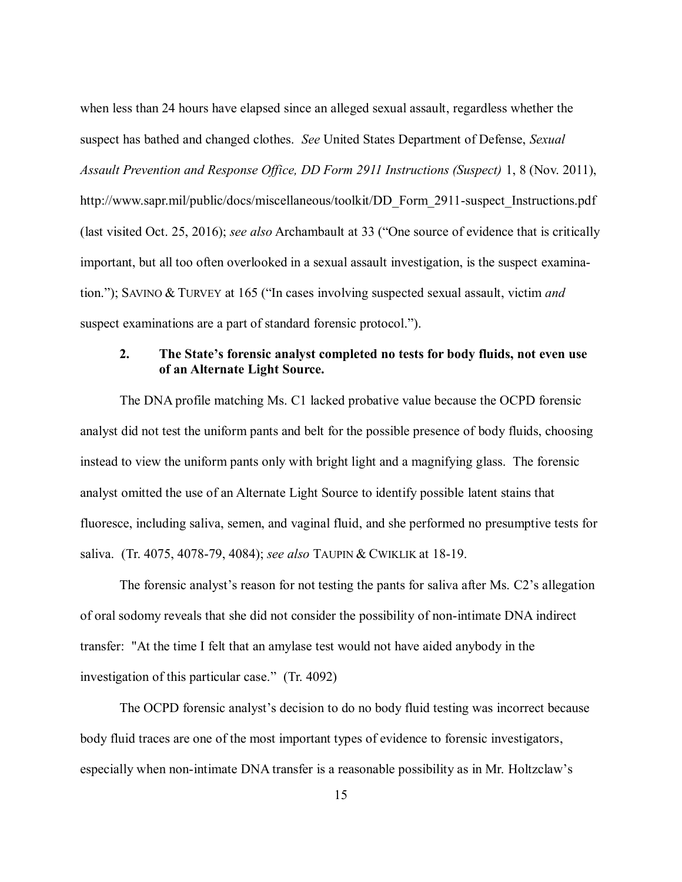when less than 24 hours have elapsed since an alleged sexual assault, regardless whether the suspect has bathed and changed clothes. *See* United States Department of Defense, *Sexual Assault Prevention and Response Office, DD Form 2911 Instructions (Suspect)* 1, 8 (Nov. 2011), http://www.sapr.mil/public/docs/miscellaneous/toolkit/DD_Form_2911-suspect_Instructions.pdf (last visited Oct. 25, 2016); *see also* Archambault at 33 ("One source of evidence that is critically important, but all too often overlooked in a sexual assault investigation, is the suspect examination."); SAVINO & TURVEY at 165 ("In cases involving suspected sexual assault, victim *and* suspect examinations are a part of standard forensic protocol.").

### 2. The State's forensic analyst completed no tests for body fluids, not even use of an Alternate Light Source.

The DNA profile matching Ms. C1 lacked probative value because the OCPD forensic analyst did not test the uniform pants and belt for the possible presence of body fluids, choosing instead to view the uniform pants only with bright light and a magnifying glass. The forensic analyst omitted the use of an Alternate Light Source to identify possible latent stains that fluoresce, including saliva, semen, and vaginal fluid, and she performed no presumptive tests for saliva. (Tr. 4075, 4078-79, 4084); *see also* TAUPIN & CWIKLIK at 18-19.

The forensic analyst's reason for not testing the pants for saliva after Ms. C2's allegation of oral sodomy reveals that she did not consider the possibility of non-intimate DNA indirect transfer: "At the time I felt that an amylase test would not have aided anybody in the investigation of this particular case." (Tr. 4092)

The OCPD forensic analyst's decision to do no body fluid testing was incorrect because body fluid traces are one of the most important types of evidence to forensic investigators, especially when non-intimate DNA transfer is a reasonable possibility as in Mr. Holtzclaw's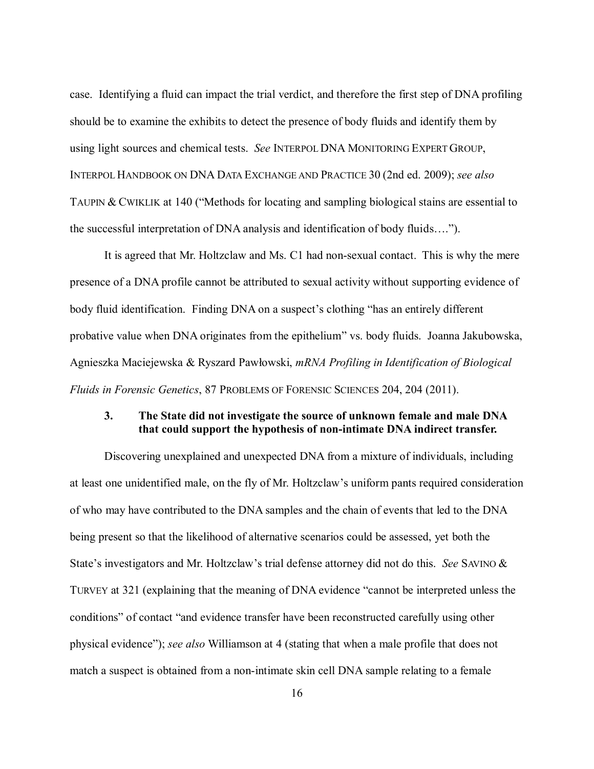case. Identifying a fluid can impact the trial verdict, and therefore the first step of DNA profiling should be to examine the exhibits to detect the presence of body fluids and identify them by using light sources and chemical tests. *See* INTERPOL DNA MONITORING EXPERT GROUP, INTERPOL HANDBOOK ON DNA DATA EXCHANGE AND PRACTICE 30 (2nd ed. 2009); *see also* TAUPIN & CWIKLIK at 140 ("Methods for locating and sampling biological stains are essential to the successful interpretation of DNA analysis and identification of body fluids….").

It is agreed that Mr. Holtzclaw and Ms. C1 had non-sexual contact. This is why the mere presence of a DNA profile cannot be attributed to sexual activity without supporting evidence of body fluid identification. Finding DNA on a suspect's clothing "has an entirely different probative value when DNA originates from the epithelium" vs. body fluids. Joanna Jakubowska, Agnieszka Maciejewska & Ryszard Pawłowski, *mRNA Profiling in Identification of Biological Fluids in Forensic Genetics*, 87 PROBLEMS OF FORENSIC SCIENCES 204, 204 (2011).

### 3. The State did not investigate the source of unknown female and male DNA that could support the hypothesis of non-intimate DNA indirect transfer.

Discovering unexplained and unexpected DNA from a mixture of individuals, including at least one unidentified male, on the fly of Mr. Holtzclaw's uniform pants required consideration of who may have contributed to the DNA samples and the chain of events that led to the DNA being present so that the likelihood of alternative scenarios could be assessed, yet both the State's investigators and Mr. Holtzclaw's trial defense attorney did not do this. *See* SAVINO & TURVEY at 321 (explaining that the meaning of DNA evidence "cannot be interpreted unless the conditions" of contact "and evidence transfer have been reconstructed carefully using other physical evidence"); *see also* Williamson at 4 (stating that when a male profile that does not match a suspect is obtained from a non-intimate skin cell DNA sample relating to a female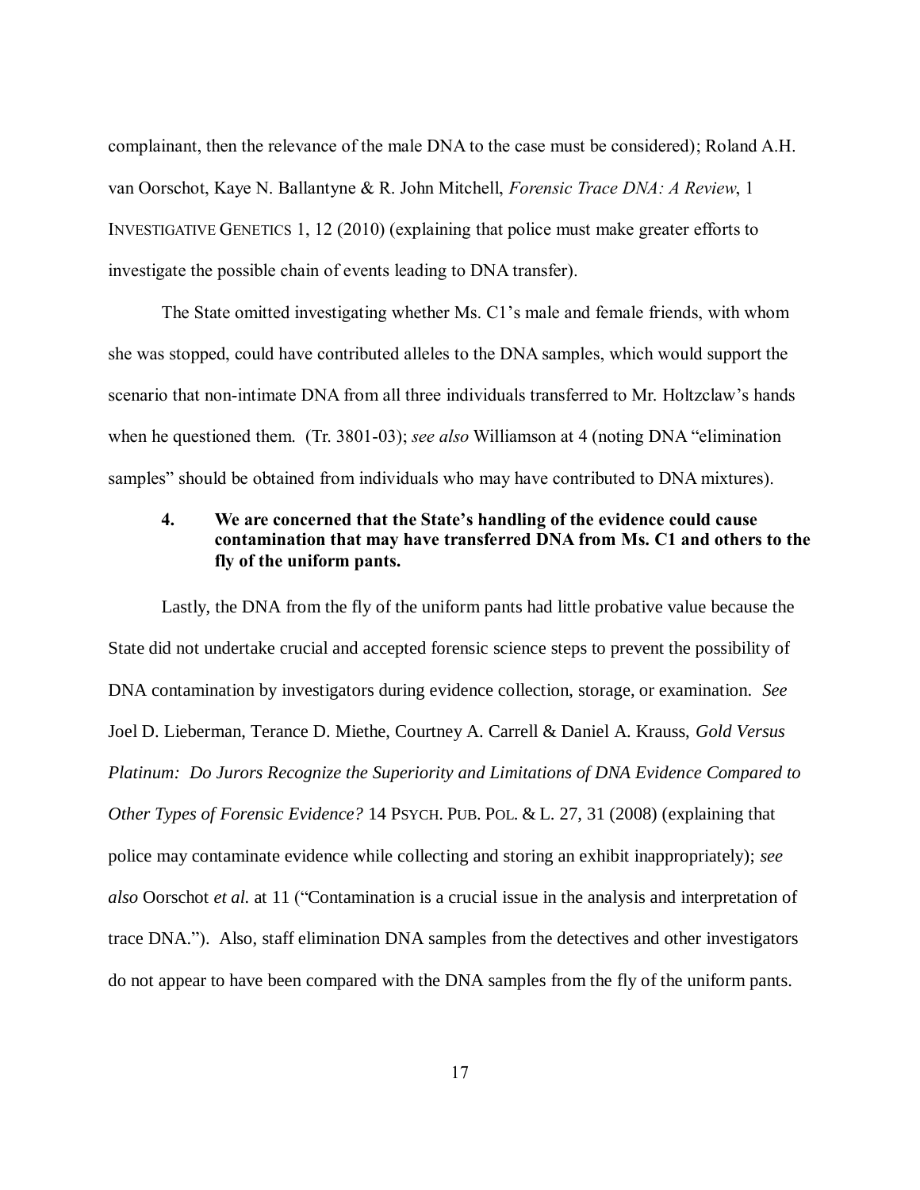complainant, then the relevance of the male DNA to the case must be considered); Roland A.H. van Oorschot, Kaye N. Ballantyne & R. John Mitchell, *Forensic Trace DNA: A Review*, 1 INVESTIGATIVE GENETICS 1, 12 (2010) (explaining that police must make greater efforts to investigate the possible chain of events leading to DNA transfer).

The State omitted investigating whether Ms. C1's male and female friends, with whom she was stopped, could have contributed alleles to the DNA samples, which would support the scenario that non-intimate DNA from all three individuals transferred to Mr. Holtzclaw's hands when he questioned them. (Tr. 3801-03); *see also* Williamson at 4 (noting DNA "elimination samples" should be obtained from individuals who may have contributed to DNA mixtures).

**4. We are concerned that the State's handling of the evidence could cause contamination that may have transferred DNA from Ms. C1 and others to the fly of the uniform pants.**

Lastly, the DNA from the fly of the uniform pants had little probative value because the State did not undertake crucial and accepted forensic science steps to prevent the possibility of DNA contamination by investigators during evidence collection, storage, or examination. *See* Joel D. Lieberman, Terance D. Miethe, Courtney A. Carrell & Daniel A. Krauss, *Gold Versus Platinum: Do Jurors Recognize the Superiority and Limitations of DNA Evidence Compared to Other Types of Forensic Evidence?* 14 PSYCH. PUB. POL. & L. 27, 31 (2008) (explaining that police may contaminate evidence while collecting and storing an exhibit inappropriately); *see also* Oorschot *et al.* at 11 ("Contamination is a crucial issue in the analysis and interpretation of trace DNA."). Also, staff elimination DNA samples from the detectives and other investigators do not appear to have been compared with the DNA samples from the fly of the uniform pants.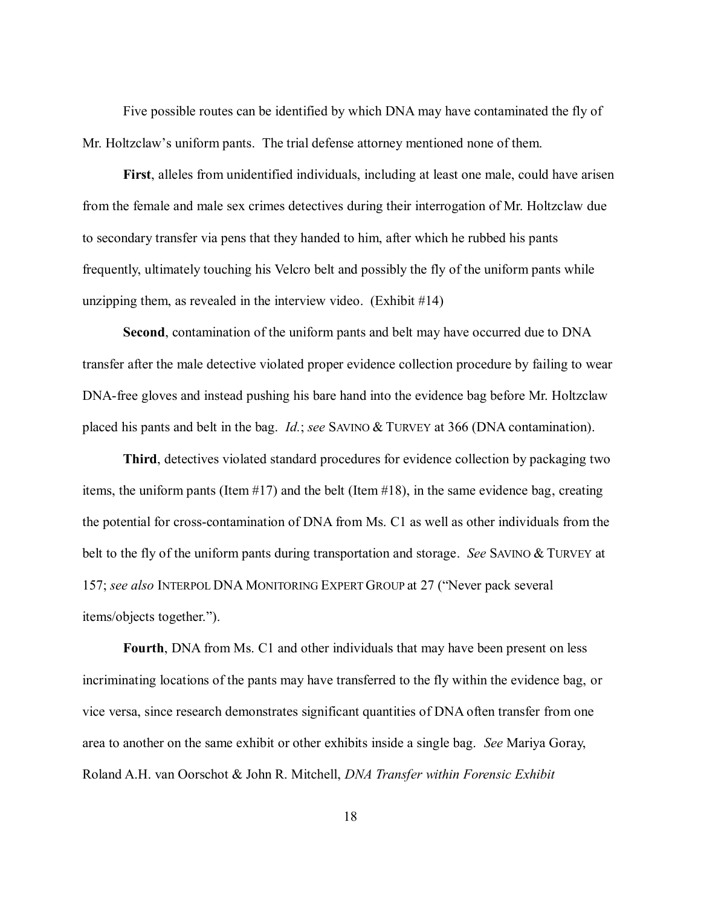Five possible routes can be identified by which DNA may have contaminated the fly of Mr. Holtzclaw's uniform pants. The trial defense attorney mentioned none of them.

**First**, alleles from unidentified individuals, including at least one male, could have arisen from the female and male sex crimes detectives during their interrogation of Mr. Holtzclaw due to secondary transfer via pens that they handed to him, after which he rubbed his pants frequently, ultimately touching his Velcro belt and possibly the fly of the uniform pants while unzipping them, as revealed in the interview video. (Exhibit #14)

**Second**, contamination of the uniform pants and belt may have occurred due to DNA transfer after the male detective violated proper evidence collection procedure by failing to wear DNA-free gloves and instead pushing his bare hand into the evidence bag before Mr. Holtzclaw placed his pants and belt in the bag. *Id.*; *see* SAVINO & TURVEY at 366 (DNA contamination).

**Third**, detectives violated standard procedures for evidence collection by packaging two items, the uniform pants (Item #17) and the belt (Item #18), in the same evidence bag, creating the potential for cross-contamination of DNA from Ms. C1 as well as other individuals from the belt to the fly of the uniform pants during transportation and storage. *See* SAVINO & TURVEY at 157; *see also* INTERPOL DNA MONITORING EXPERT GROUP at 27 ("Never pack several items/objects together.").

**Fourth**, DNA from Ms. C1 and other individuals that may have been present on less incriminating locations of the pants may have transferred to the fly within the evidence bag, or vice versa, since research demonstrates significant quantities of DNA often transfer from one area to another on the same exhibit or other exhibits inside a single bag. *See* Mariya Goray, Roland A.H. van Oorschot & John R. Mitchell, *DNA Transfer within Forensic Exhibit*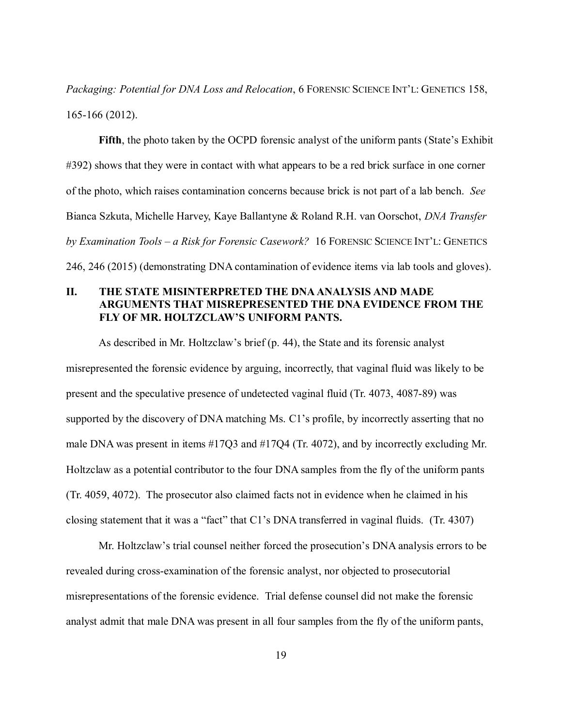*Packaging: Potential for DNA Loss and Relocation*, 6 FORENSIC SCIENCE INT'L: GENETICS 158, 165-166 (2012).

**Fifth**, the photo taken by the OCPD forensic analyst of the uniform pants (State's Exhibit #392) shows that they were in contact with what appears to be a red brick surface in one corner of the photo, which raises contamination concerns because brick is not part of a lab bench. *See* Bianca Szkuta, Michelle Harvey, Kaye Ballantyne & Roland R.H. van Oorschot, *DNA Transfer by Examination Tools – a Risk for Forensic Casework?* 16 FORENSIC SCIENCE INT'L: GENETICS 246, 246 (2015) (demonstrating DNA contamination of evidence items via lab tools and gloves).

## II. THE STATE MISINTERPRETED THE DNA ANALYSIS AND MADE ARGUMENTS THAT MISREPRESENTED THE DNA EVIDENCE FROM THE FLY OF MR. HOLTZCLAW'S UNIFORM PANTS.

As described in Mr. Holtzclaw's brief (p. 44), the State and its forensic analyst misrepresented the forensic evidence by arguing, incorrectly, that vaginal fluid was likely to be present and the speculative presence of undetected vaginal fluid (Tr. 4073, 4087-89) was supported by the discovery of DNA matching Ms. C1's profile, by incorrectly asserting that no male DNA was present in items #17Q3 and #17Q4 (Tr. 4072), and by incorrectly excluding Mr. Holtzclaw as a potential contributor to the four DNA samples from the fly of the uniform pants (Tr. 4059, 4072). The prosecutor also claimed facts not in evidence when he claimed in his closing statement that it was a "fact" that C1's DNA transferred in vaginal fluids. (Tr. 4307)

Mr. Holtzclaw's trial counsel neither forced the prosecution's DNA analysis errors to be revealed during cross-examination of the forensic analyst, nor objected to prosecutorial misrepresentations of the forensic evidence. Trial defense counsel did not make the forensic analyst admit that male DNA was present in all four samples from the fly of the uniform pants,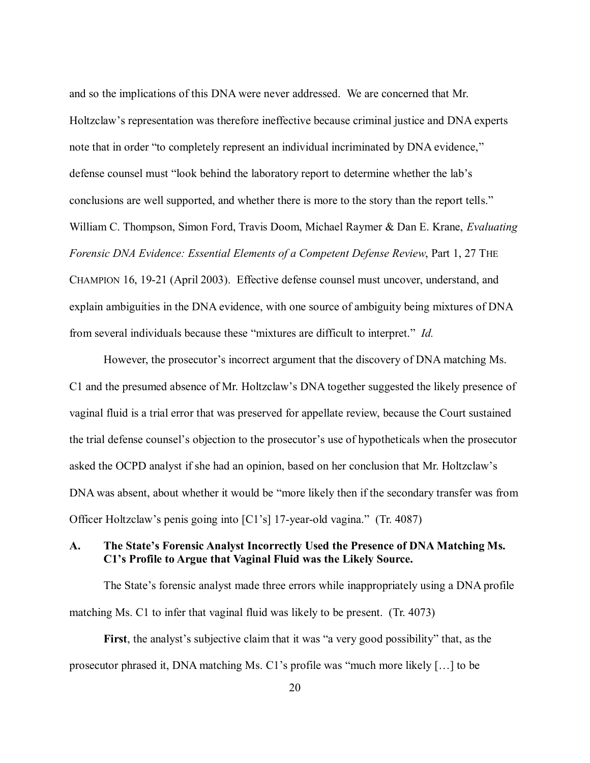and so the implications of this DNA were never addressed. We are concerned that Mr. Holtzclaw's representation was therefore ineffective because criminal justice and DNA experts note that in order "to completely represent an individual incriminated by DNA evidence," defense counsel must "look behind the laboratory report to determine whether the lab's conclusions are well supported, and whether there is more to the story than the report tells." William C. Thompson, Simon Ford, Travis Doom, Michael Raymer & Dan E. Krane, *Evaluating Forensic DNA Evidence: Essential Elements of a Competent Defense Review*, Part 1, 27 THE CHAMPION 16, 19-21 (April 2003). Effective defense counsel must uncover, understand, and explain ambiguities in the DNA evidence, with one source of ambiguity being mixtures of DNA from several individuals because these "mixtures are difficult to interpret." *Id.*

However, the prosecutor's incorrect argument that the discovery of DNA matching Ms. C1 and the presumed absence of Mr. Holtzclaw's DNA together suggested the likely presence of vaginal fluid is a trial error that was preserved for appellate review, because the Court sustained the trial defense counsel's objection to the prosecutor's use of hypotheticals when the prosecutor asked the OCPD analyst if she had an opinion, based on her conclusion that Mr. Holtzclaw's DNA was absent, about whether it would be "more likely then if the secondary transfer was from Officer Holtzclaw's penis going into [C1's] 17-year-old vagina." (Tr. 4087)

### A. The State's Forensic Analyst Incorrectly Used the Presence of DNA Matching Ms. C1's Profile to Argue that Vaginal Fluid was the Likely Source.

The State's forensic analyst made three errors while inappropriately using a DNA profile matching Ms. C1 to infer that vaginal fluid was likely to be present. (Tr. 4073)

**First**, the analyst's subjective claim that it was "a very good possibility" that, as the prosecutor phrased it, DNA matching Ms. C1's profile was "much more likely […] to be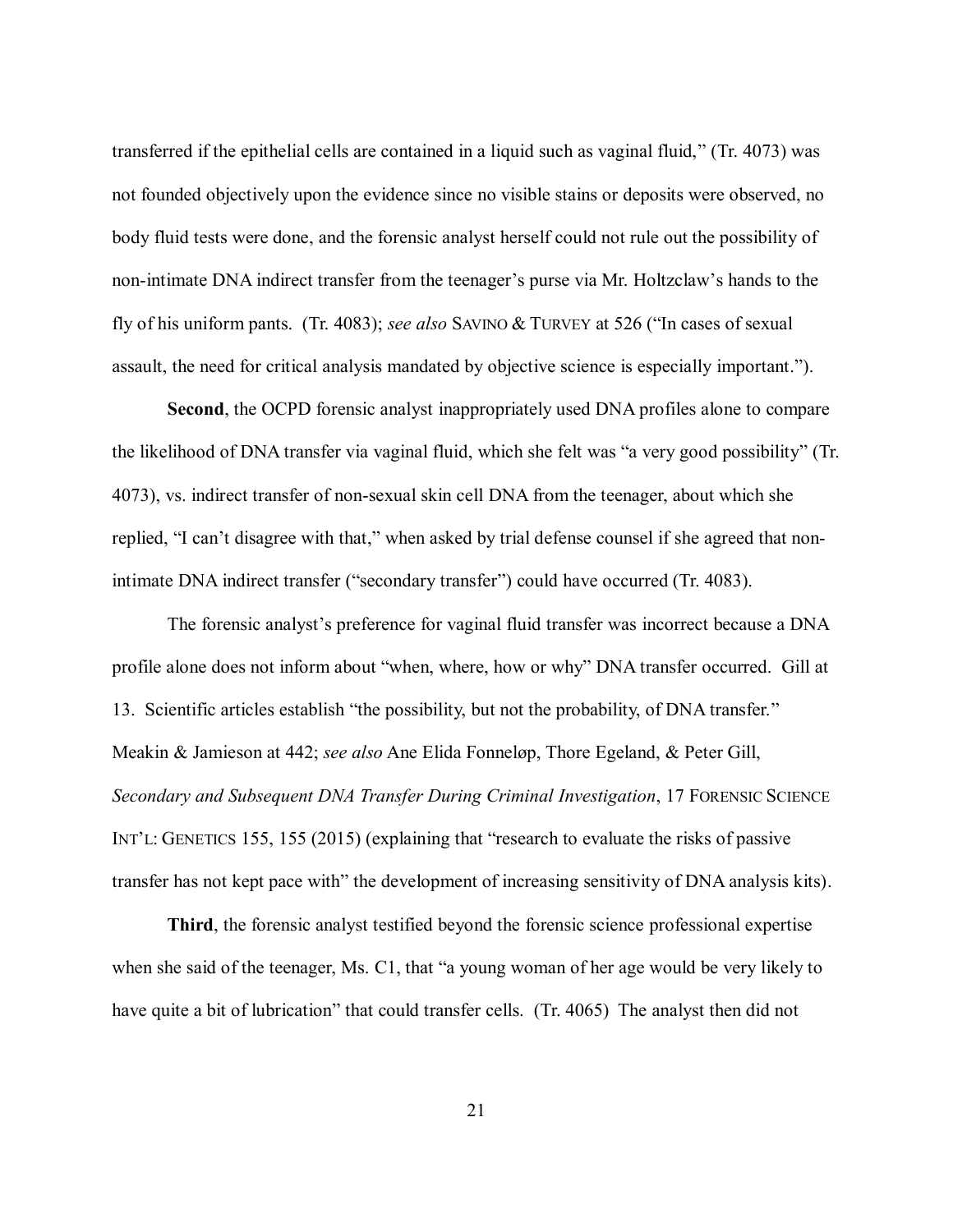transferred if the epithelial cells are contained in a liquid such as vaginal fluid," (Tr. 4073) was not founded objectively upon the evidence since no visible stains or deposits were observed, no body fluid tests were done, and the forensic analyst herself could not rule out the possibility of non-intimate DNA indirect transfer from the teenager's purse via Mr. Holtzclaw's hands to the fly of his uniform pants. (Tr. 4083); *see also* SAVINO & TURVEY at 526 ("In cases of sexual assault, the need for critical analysis mandated by objective science is especially important.").

**Second**, the OCPD forensic analyst inappropriately used DNA profiles alone to compare the likelihood of DNA transfer via vaginal fluid, which she felt was "a very good possibility" (Tr. 4073), vs. indirect transfer of non-sexual skin cell DNA from the teenager, about which she replied, "I can't disagree with that," when asked by trial defense counsel if she agreed that non-intimate DNA indirect transfer ("secondary transfer") could have occurred (Tr. 4083).

The forensic analyst's preference for vaginal fluid transfer was incorrect because a DNA profile alone does not inform about "when, where, how or why" DNA transfer occurred. Gill at 13. Scientific articles establish "the possibility, but not the probability, of DNA transfer." Meakin & Jamieson at 442; *see also* Ane Elida Fonneløp, Thore Egeland, & Peter Gill, *Secondary and Subsequent DNA Transfer During Criminal Investigation*, 17 FORENSIC SCIENCE INT'L: GENETICS 155, 155 (2015) (explaining that "research to evaluate the risks of passive transfer has not kept pace with" the development of increasing sensitivity of DNA analysis kits).

**Third**, the forensic analyst testified beyond the forensic science professional expertise when she said of the teenager, Ms. C1, that "a young woman of her age would be very likely to have quite a bit of lubrication" that could transfer cells. (Tr. 4065) The analyst then did not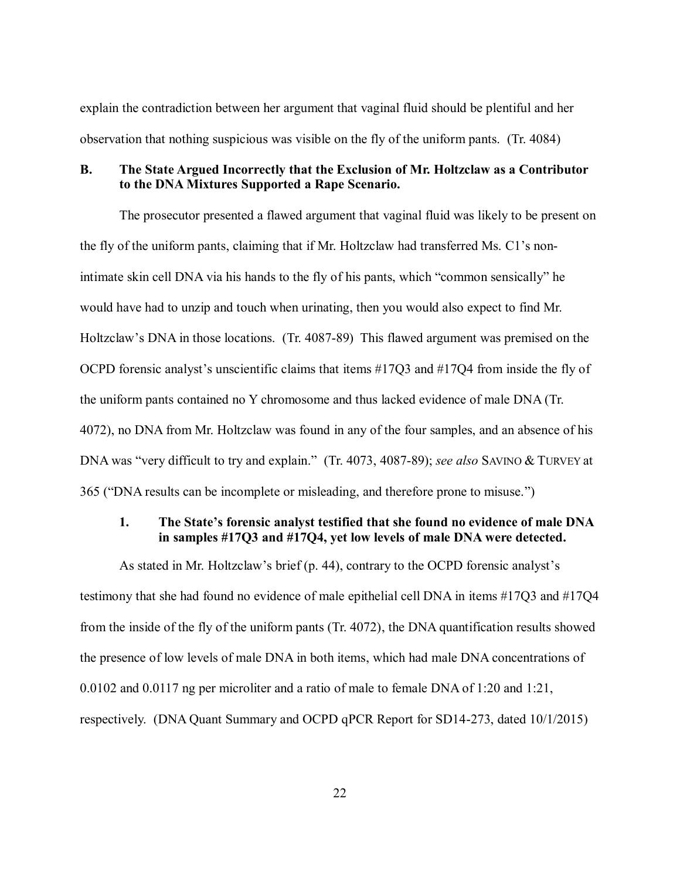explain the contradiction between her argument that vaginal fluid should be plentiful and her observation that nothing suspicious was visible on the fly of the uniform pants. (Tr. 4084)

### B. The State Argued Incorrectly that the Exclusion of Mr. Holtzclaw as a Contributor to the DNA Mixtures Supported a Rape Scenario.

The prosecutor presented a flawed argument that vaginal fluid was likely to be present on the fly of the uniform pants, claiming that if Mr. Holtzclaw had transferred Ms. C1's non-intimate skin cell DNA via his hands to the fly of his pants, which "common sensically" he would have had to unzip and touch when urinating, then you would also expect to find Mr. Holtzclaw's DNA in those locations. (Tr. 4087-89) This flawed argument was premised on the OCPD forensic analyst's unscientific claims that items #17Q3 and #17Q4 from inside the fly of the uniform pants contained no Y chromosome and thus lacked evidence of male DNA (Tr. 4072), no DNA from Mr. Holtzclaw was found in any of the four samples, and an absence of his DNA was "very difficult to try and explain." (Tr. 4073, 4087-89); *see also* SAVINO & TURVEY at 365 ("DNA results can be incomplete or misleading, and therefore prone to misuse.")

#### 1. The State's forensic analyst testified that she found no evidence of male DNA in samples #17Q3 and #17Q4, yet low levels of male DNA were detected.

As stated in Mr. Holtzclaw's brief (p. 44), contrary to the OCPD forensic analyst's testimony that she had found no evidence of male epithelial cell DNA in items #17Q3 and #17Q4 from the inside of the fly of the uniform pants (Tr. 4072), the DNA quantification results showed the presence of low levels of male DNA in both items, which had male DNA concentrations of 0.0102 and 0.0117 ng per microliter and a ratio of male to female DNA of 1:20 and 1:21, respectively. (DNA Quant Summary and OCPD qPCR Report for SD14-273, dated 10/1/2015)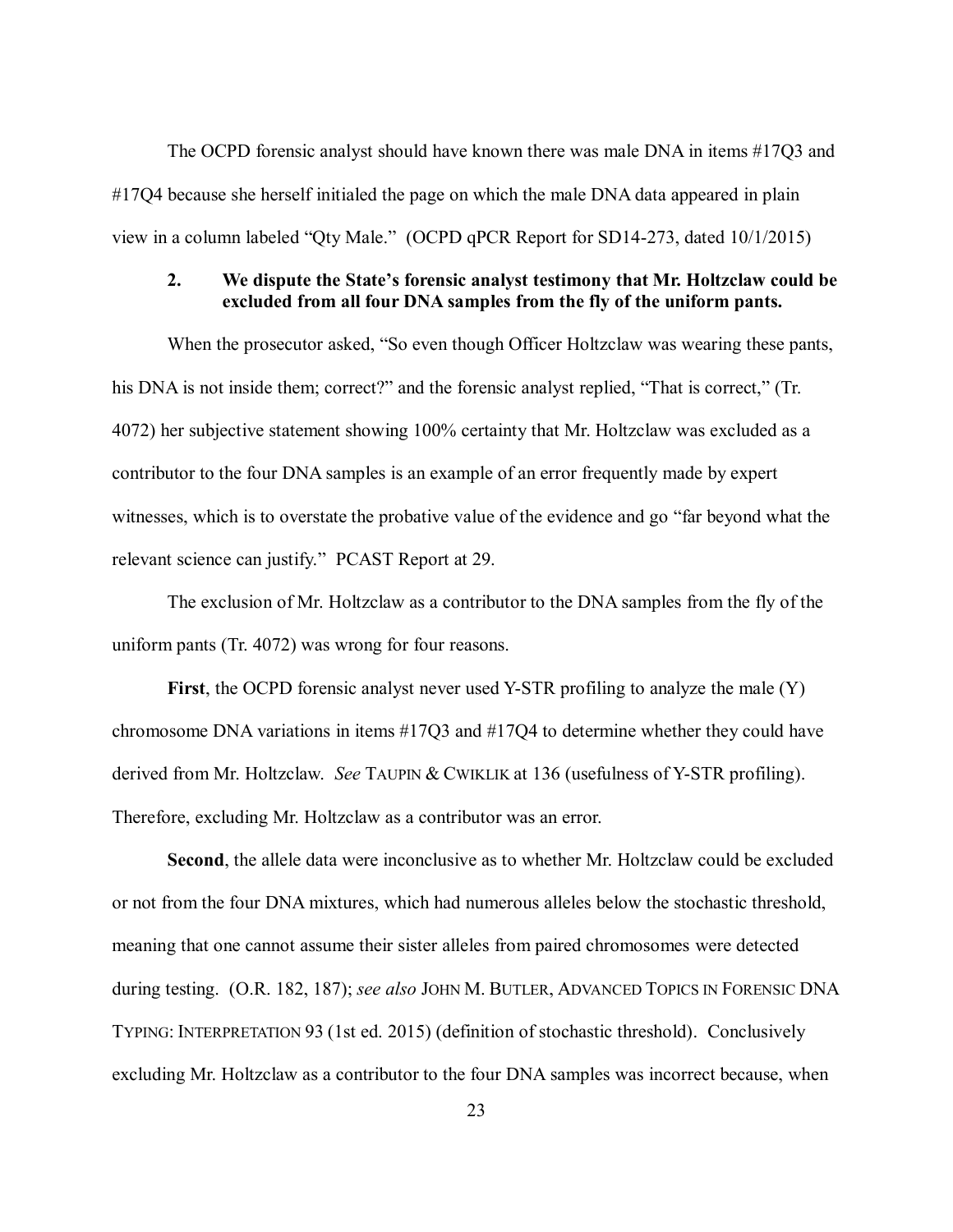The OCPD forensic analyst should have known there was male DNA in items #17Q3 and #17Q4 because she herself initialed the page on which the male DNA data appeared in plain view in a column labeled "Qty Male." (OCPD qPCR Report for SD14-273, dated 10/1/2015)

**2. We dispute the State's forensic analyst testimony that Mr. Holtzclaw could be excluded from all four DNA samples from the fly of the uniform pants.**

When the prosecutor asked, "So even though Officer Holtzclaw was wearing these pants, his DNA is not inside them; correct?" and the forensic analyst replied, "That is correct," (Tr. 4072) her subjective statement showing 100% certainty that Mr. Holtzclaw was excluded as a contributor to the four DNA samples is an example of an error frequently made by expert witnesses, which is to overstate the probative value of the evidence and go "far beyond what the relevant science can justify." PCAST Report at 29.

The exclusion of Mr. Holtzclaw as a contributor to the DNA samples from the fly of the uniform pants (Tr. 4072) was wrong for four reasons.

**First**, the OCPD forensic analyst never used Y-STR profiling to analyze the male (Y) chromosome DNA variations in items #17Q3 and #17Q4 to determine whether they could have derived from Mr. Holtzclaw. *See* TAUPIN & CWIKLIK at 136 (usefulness of Y-STR profiling). Therefore, excluding Mr. Holtzclaw as a contributor was an error.

**Second**, the allele data were inconclusive as to whether Mr. Holtzclaw could be excluded or not from the four DNA mixtures, which had numerous alleles below the stochastic threshold, meaning that one cannot assume their sister alleles from paired chromosomes were detected during testing. (O.R. 182, 187); *see also* JOHN M. BUTLER, ADVANCED TOPICS IN FORENSIC DNA TYPING: INTERPRETATION 93 (1st ed. 2015) (definition of stochastic threshold). Conclusively excluding Mr. Holtzclaw as a contributor to the four DNA samples was incorrect because, when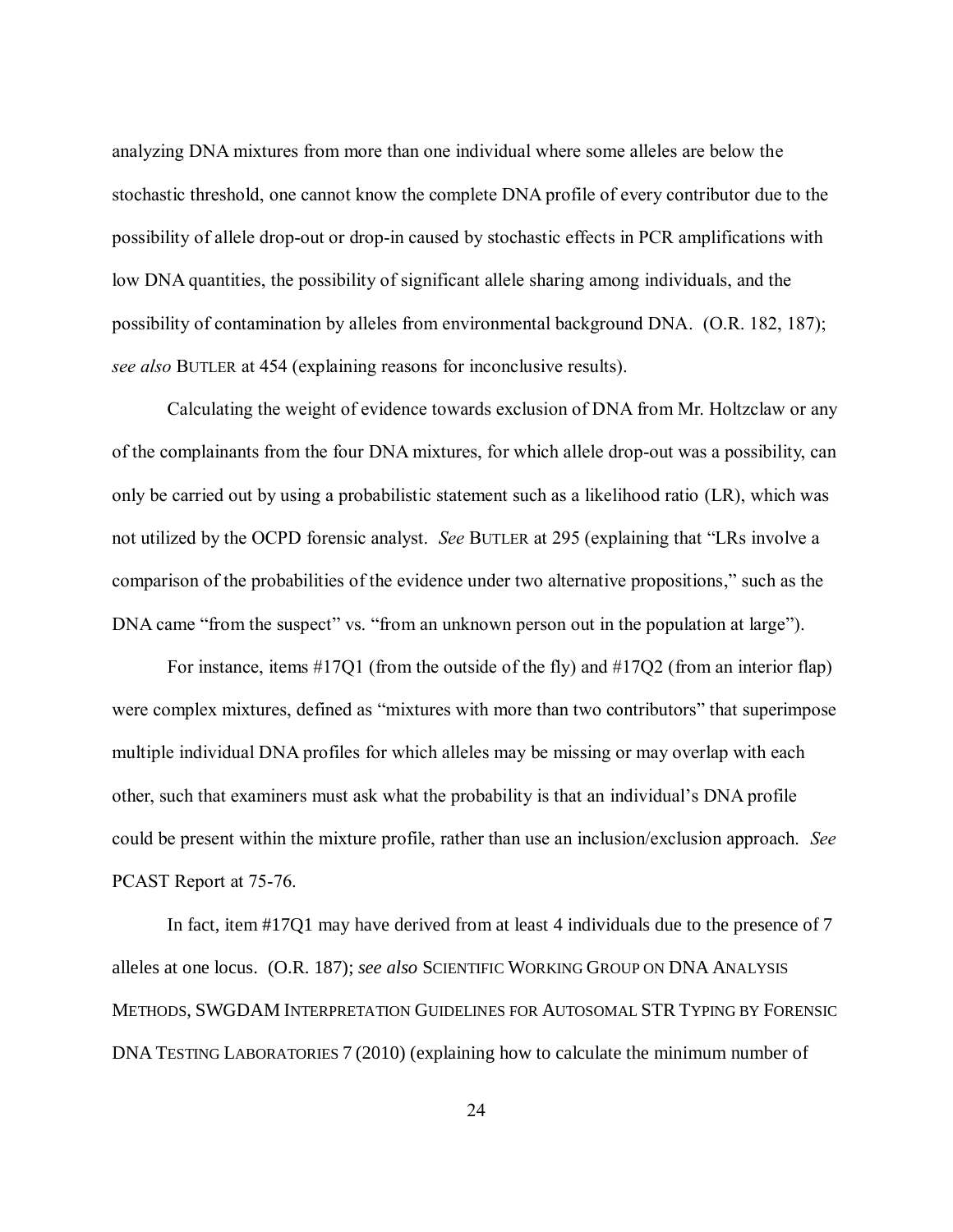analyzing DNA mixtures from more than one individual where some alleles are below the stochastic threshold, one cannot know the complete DNA profile of every contributor due to the possibility of allele drop-out or drop-in caused by stochastic effects in PCR amplifications with low DNA quantities, the possibility of significant allele sharing among individuals, and the possibility of contamination by alleles from environmental background DNA. (O.R. 182, 187); *see also* BUTLER at 454 (explaining reasons for inconclusive results).

Calculating the weight of evidence towards exclusion of DNA from Mr. Holtzclaw or any of the complainants from the four DNA mixtures, for which allele drop-out was a possibility, can only be carried out by using a probabilistic statement such as a likelihood ratio (LR), which was not utilized by the OCPD forensic analyst. *See* BUTLER at 295 (explaining that "LRs involve a comparison of the probabilities of the evidence under two alternative propositions," such as the DNA came "from the suspect" vs. "from an unknown person out in the population at large").

For instance, items #17Q1 (from the outside of the fly) and #17Q2 (from an interior flap) were complex mixtures, defined as "mixtures with more than two contributors" that superimpose multiple individual DNA profiles for which alleles may be missing or may overlap with each other, such that examiners must ask what the probability is that an individual's DNA profile could be present within the mixture profile, rather than use an inclusion/exclusion approach. *See* PCAST Report at 75-76.

In fact, item #17Q1 may have derived from at least 4 individuals due to the presence of 7 alleles at one locus. (O.R. 187); *see also* SCIENTIFIC WORKING GROUP ON DNA ANALYSIS METHODS, SWGDAM INTERPRETATION GUIDELINES FOR AUTOSOMAL STR TYPING BY FORENSIC DNA TESTING LABORATORIES 7 (2010) (explaining how to calculate the minimum number of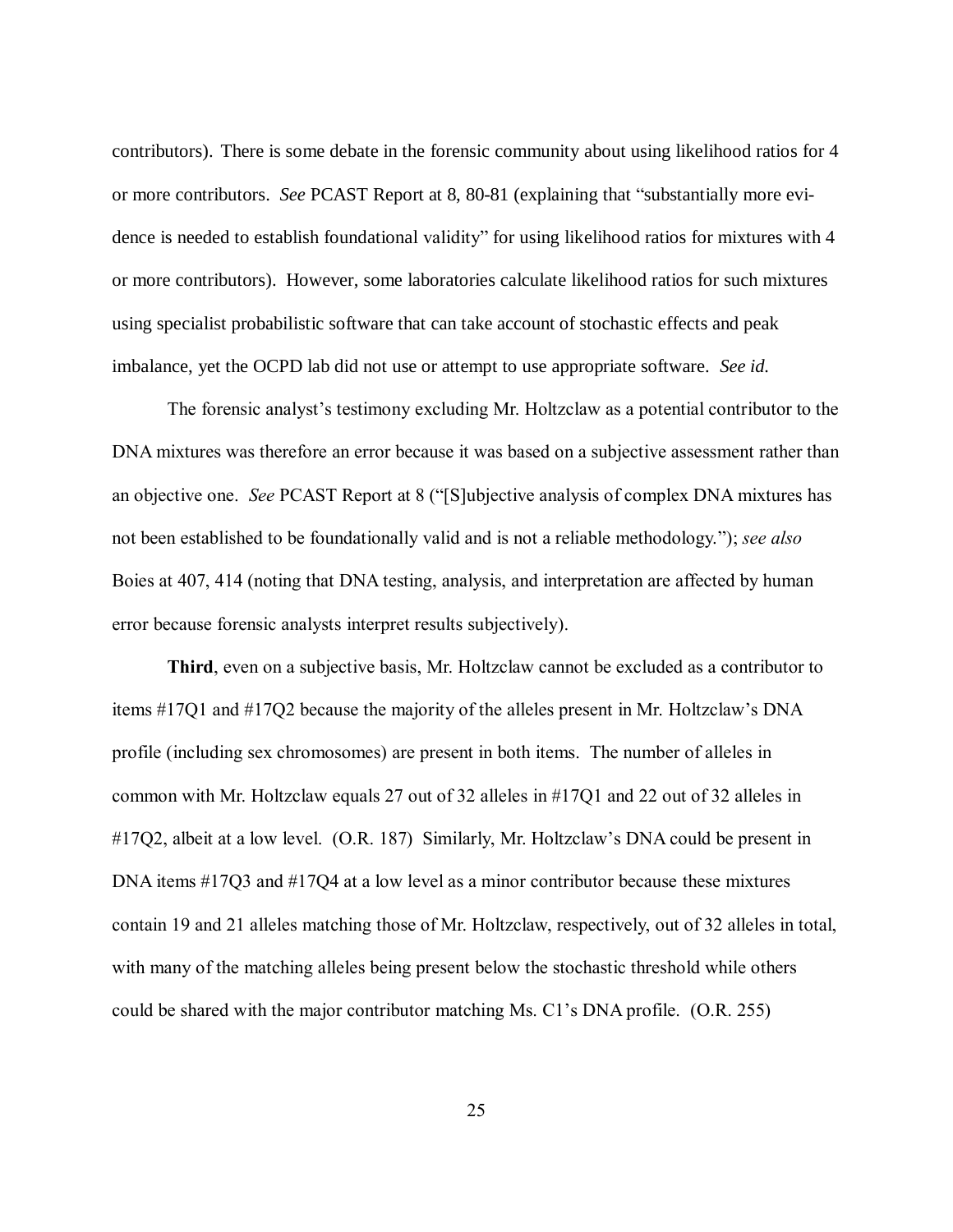contributors). There is some debate in the forensic community about using likelihood ratios for 4 or more contributors. *See* PCAST Report at 8, 80-81 (explaining that "substantially more evidence is needed to establish foundational validity" for using likelihood ratios for mixtures with 4 or more contributors). However, some laboratories calculate likelihood ratios for such mixtures using specialist probabilistic software that can take account of stochastic effects and peak imbalance, yet the OCPD lab did not use or attempt to use appropriate software. *See id.*

The forensic analyst's testimony excluding Mr. Holtzclaw as a potential contributor to the DNA mixtures was therefore an error because it was based on a subjective assessment rather than an objective one. *See* PCAST Report at 8 ("[S]ubjective analysis of complex DNA mixtures has not been established to be foundationally valid and is not a reliable methodology."); *see also* Boies at 407, 414 (noting that DNA testing, analysis, and interpretation are affected by human error because forensic analysts interpret results subjectively).

**Third**, even on a subjective basis, Mr. Holtzclaw cannot be excluded as a contributor to items #17Q1 and #17Q2 because the majority of the alleles present in Mr. Holtzclaw's DNA profile (including sex chromosomes) are present in both items. The number of alleles in common with Mr. Holtzclaw equals 27 out of 32 alleles in #17Q1 and 22 out of 32 alleles in #17Q2, albeit at a low level. (O.R. 187) Similarly, Mr. Holtzclaw's DNA could be present in DNA items #17Q3 and #17Q4 at a low level as a minor contributor because these mixtures contain 19 and 21 alleles matching those of Mr. Holtzclaw, respectively, out of 32 alleles in total, with many of the matching alleles being present below the stochastic threshold while others could be shared with the major contributor matching Ms. C1's DNA profile. (O.R. 255)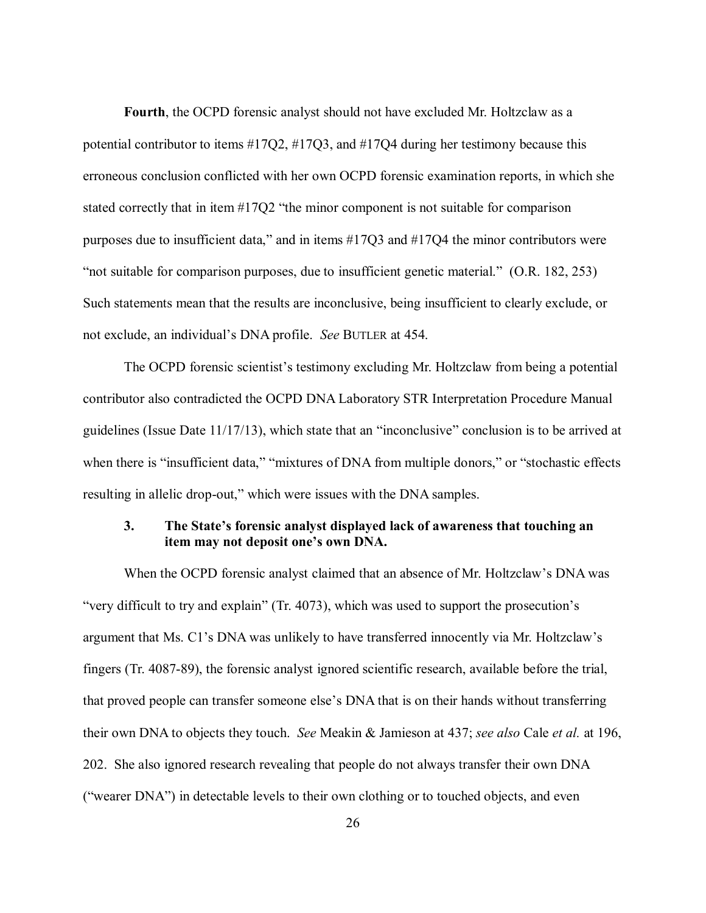**Fourth**, the OCPD forensic analyst should not have excluded Mr. Holtzclaw as a potential contributor to items #17Q2, #17Q3, and #17Q4 during her testimony because this erroneous conclusion conflicted with her own OCPD forensic examination reports, in which she stated correctly that in item #17Q2 "the minor component is not suitable for comparison purposes due to insufficient data," and in items #17Q3 and #17Q4 the minor contributors were "not suitable for comparison purposes, due to insufficient genetic material." (O.R. 182, 253) Such statements mean that the results are inconclusive, being insufficient to clearly exclude, or not exclude, an individual's DNA profile. *See* BUTLER at 454.

The OCPD forensic scientist's testimony excluding Mr. Holtzclaw from being a potential contributor also contradicted the OCPD DNA Laboratory STR Interpretation Procedure Manual guidelines (Issue Date 11/17/13), which state that an "inconclusive" conclusion is to be arrived at when there is "insufficient data," "mixtures of DNA from multiple donors," or "stochastic effects resulting in allelic drop-out," which were issues with the DNA samples.

### 3. The State's forensic analyst displayed lack of awareness that touching an item may not deposit one's own DNA.

When the OCPD forensic analyst claimed that an absence of Mr. Holtzclaw's DNA was "very difficult to try and explain" (Tr. 4073), which was used to support the prosecution's argument that Ms. C1's DNA was unlikely to have transferred innocently via Mr. Holtzclaw's fingers (Tr. 4087-89), the forensic analyst ignored scientific research, available before the trial, that proved people can transfer someone else's DNA that is on their hands without transferring their own DNA to objects they touch. *See* Meakin & Jamieson at 437; *see also* Cale *et al.* at 196, 202. She also ignored research revealing that people do not always transfer their own DNA ("wearer DNA") in detectable levels to their own clothing or to touched objects, and even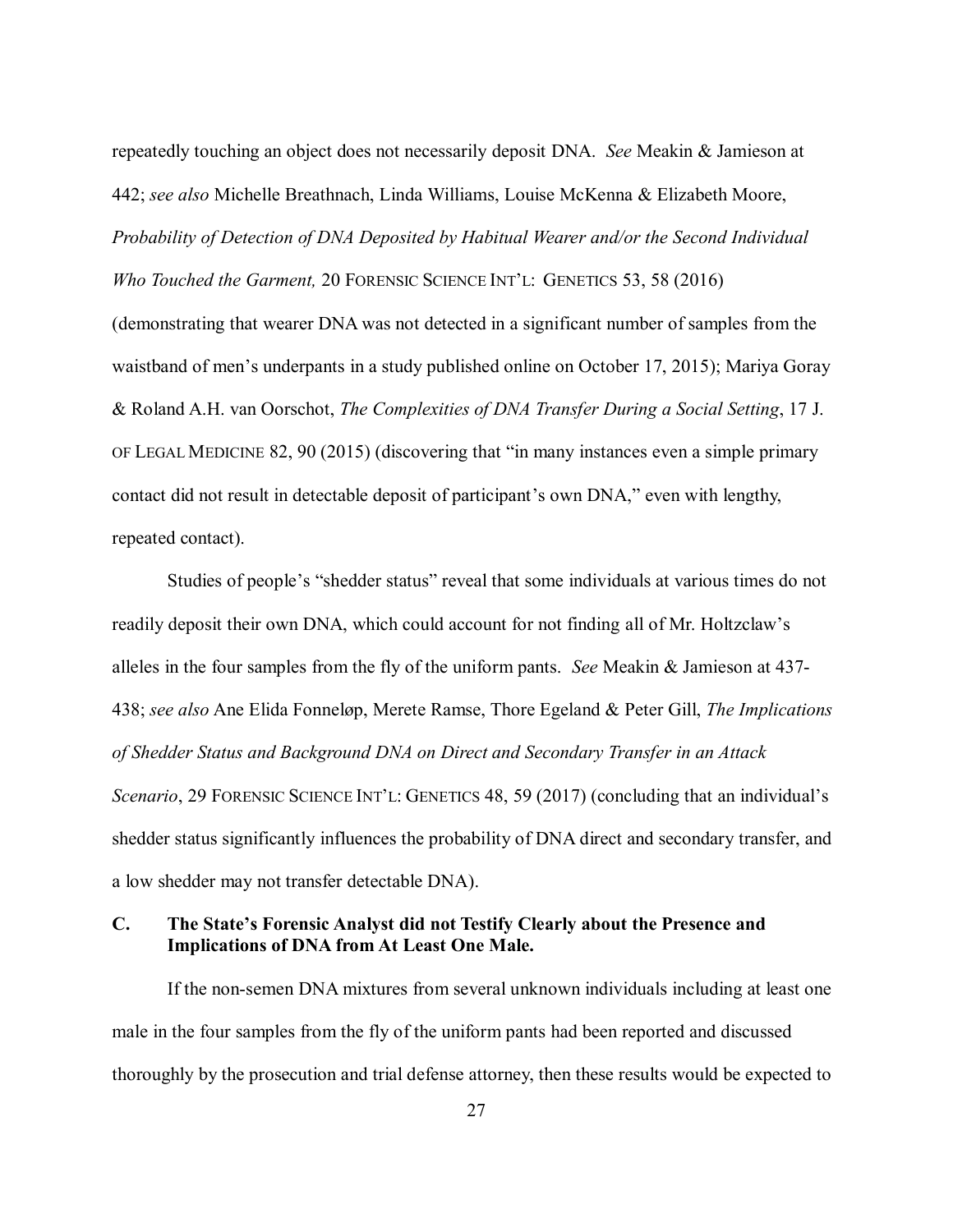repeatedly touching an object does not necessarily deposit DNA. *See* Meakin & Jamieson at 442; *see also* Michelle Breathnach, Linda Williams, Louise McKenna & Elizabeth Moore, *Probability of Detection of DNA Deposited by Habitual Wearer and/or the Second Individual Who Touched the Garment,* 20 FORENSIC SCIENCE INT'L: GENETICS 53, 58 (2016) (demonstrating that wearer DNA was not detected in a significant number of samples from the waistband of men's underpants in a study published online on October 17, 2015); Mariya Goray & Roland A.H. van Oorschot, *The Complexities of DNA Transfer During a Social Setting*, 17 J. OF LEGAL MEDICINE 82, 90 (2015) (discovering that "in many instances even a simple primary contact did not result in detectable deposit of participant's own DNA," even with lengthy, repeated contact).

Studies of people's "shedder status" reveal that some individuals at various times do not readily deposit their own DNA, which could account for not finding all of Mr. Holtzclaw's alleles in the four samples from the fly of the uniform pants. *See* Meakin & Jamieson at 437-438; *see also* Ane Elida Fonneløp, Merete Ramse, Thore Egeland & Peter Gill, *The Implications of Shedder Status and Background DNA on Direct and Secondary Transfer in an Attack Scenario*, 29 FORENSIC SCIENCE INT'L: GENETICS 48, 59 (2017) (concluding that an individual's shedder status significantly influences the probability of DNA direct and secondary transfer, and a low shedder may not transfer detectable DNA).

### C. The State's Forensic Analyst did not Testify Clearly about the Presence and Implications of DNA from At Least One Male.

If the non-semen DNA mixtures from several unknown individuals including at least one male in the four samples from the fly of the uniform pants had been reported and discussed thoroughly by the prosecution and trial defense attorney, then these results would be expected to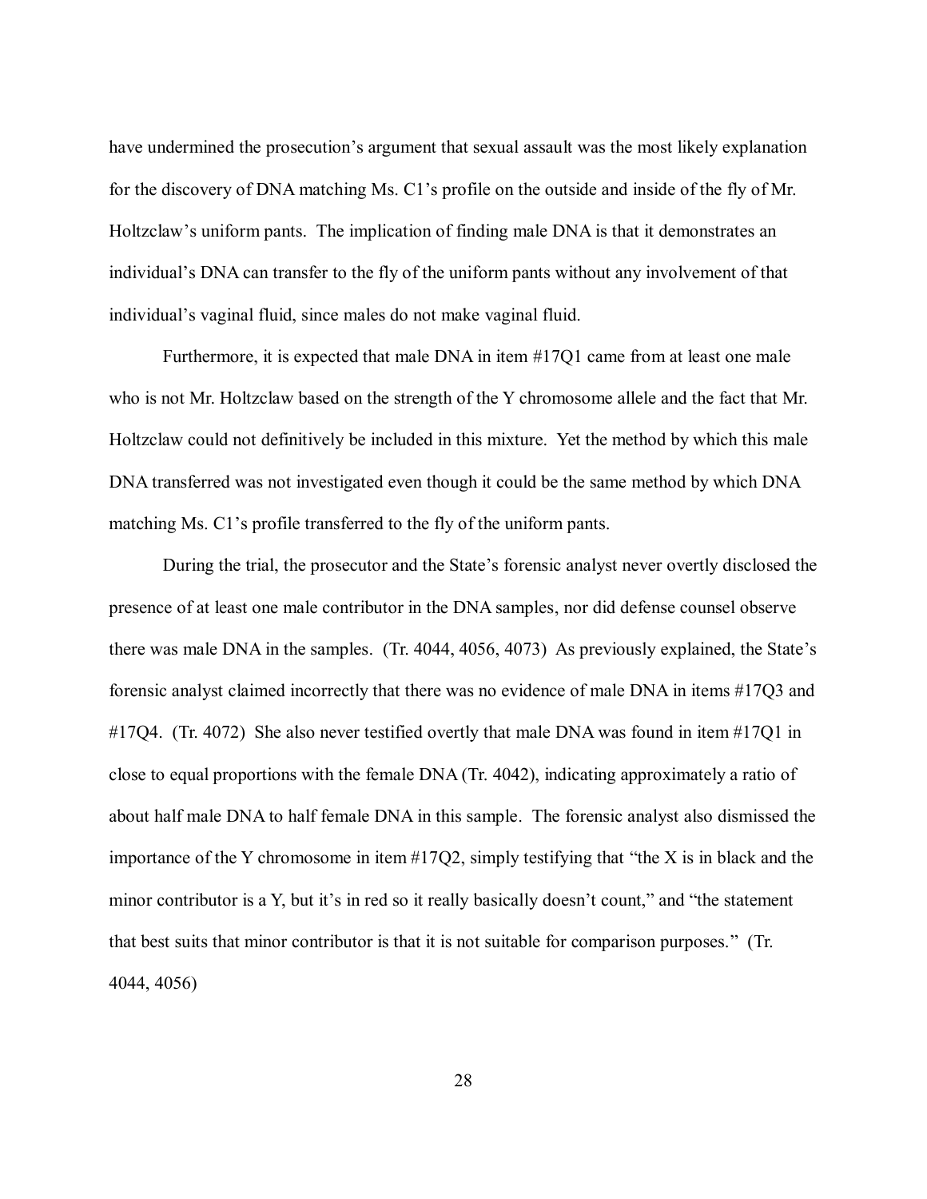have undermined the prosecution's argument that sexual assault was the most likely explanation for the discovery of DNA matching Ms. C1's profile on the outside and inside of the fly of Mr. Holtzclaw's uniform pants. The implication of finding male DNA is that it demonstrates an individual's DNA can transfer to the fly of the uniform pants without any involvement of that individual's vaginal fluid, since males do not make vaginal fluid.

Furthermore, it is expected that male DNA in item #17Q1 came from at least one male who is not Mr. Holtzclaw based on the strength of the Y chromosome allele and the fact that Mr. Holtzclaw could not definitively be included in this mixture. Yet the method by which this male DNA transferred was not investigated even though it could be the same method by which DNA matching Ms. C1's profile transferred to the fly of the uniform pants.

During the trial, the prosecutor and the State's forensic analyst never overtly disclosed the presence of at least one male contributor in the DNA samples, nor did defense counsel observe there was male DNA in the samples. (Tr. 4044, 4056, 4073) As previously explained, the State's forensic analyst claimed incorrectly that there was no evidence of male DNA in items #17Q3 and #17Q4. (Tr. 4072) She also never testified overtly that male DNA was found in item #17Q1 in close to equal proportions with the female DNA (Tr. 4042), indicating approximately a ratio of about half male DNA to half female DNA in this sample. The forensic analyst also dismissed the importance of the Y chromosome in item #17Q2, simply testifying that "the X is in black and the minor contributor is a Y, but it's in red so it really basically doesn't count," and "the statement that best suits that minor contributor is that it is not suitable for comparison purposes." (Tr. 4044, 4056)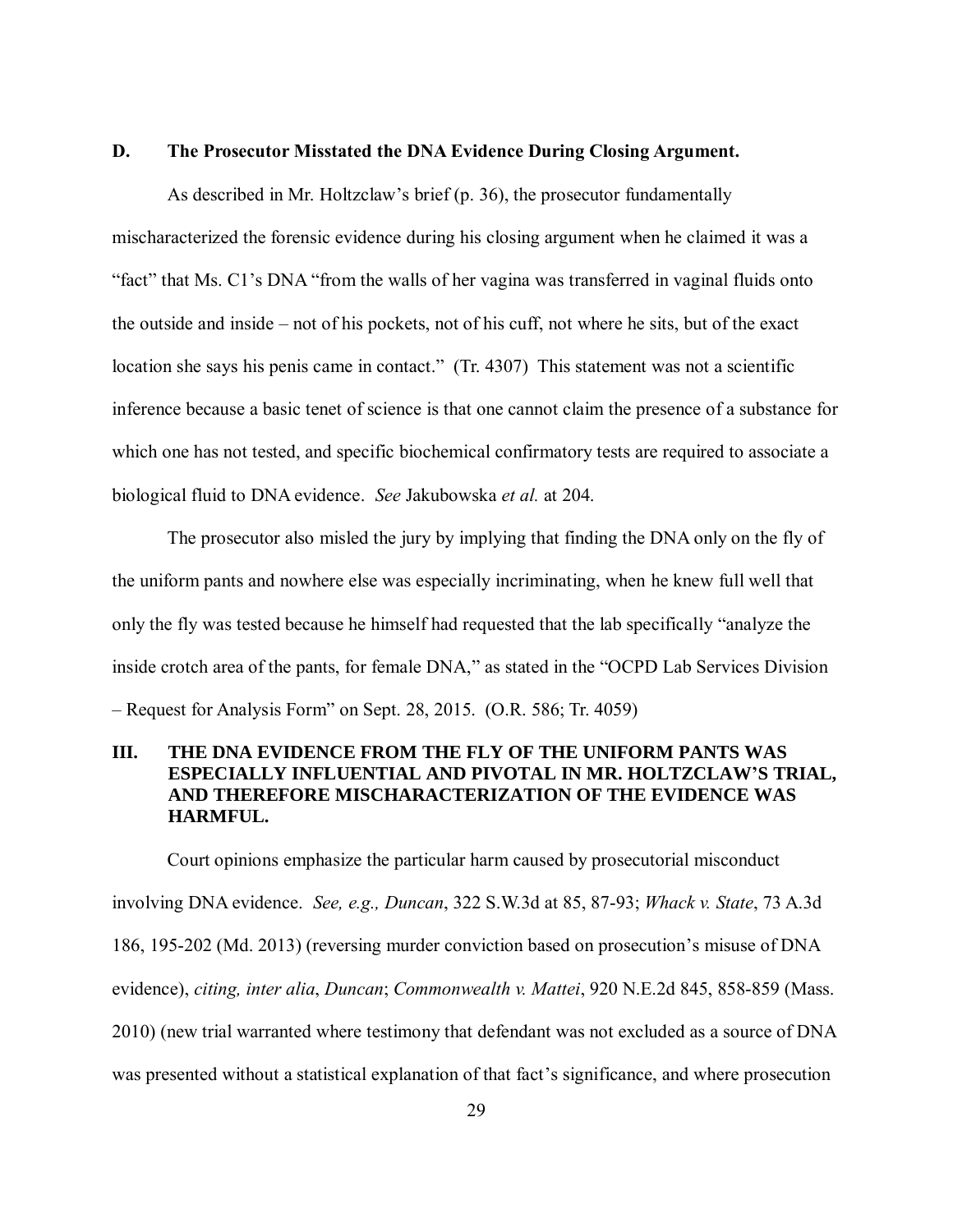### D. The Prosecutor Misstated the DNA Evidence During Closing Argument.

As described in Mr. Holtzclaw's brief (p. 36), the prosecutor fundamentally mischaracterized the forensic evidence during his closing argument when he claimed it was a "fact" that Ms. C1's DNA "from the walls of her vagina was transferred in vaginal fluids onto the outside and inside – not of his pockets, not of his cuff, not where he sits, but of the exact location she says his penis came in contact." (Tr. 4307) This statement was not a scientific inference because a basic tenet of science is that one cannot claim the presence of a substance for which one has not tested, and specific biochemical confirmatory tests are required to associate a biological fluid to DNA evidence. *See* Jakubowska *et al.* at 204.

The prosecutor also misled the jury by implying that finding the DNA only on the fly of the uniform pants and nowhere else was especially incriminating, when he knew full well that only the fly was tested because he himself had requested that the lab specifically "analyze the inside crotch area of the pants, for female DNA," as stated in the "OCPD Lab Services Division – Request for Analysis Form" on Sept. 28, 2015. (O.R. 586; Tr. 4059)

## III. THE DNA EVIDENCE FROM THE FLY OF THE UNIFORM PANTS WAS ESPECIALLY INFLUENTIAL AND PIVOTAL IN MR. HOLTZCLAW'S TRIAL, AND THEREFORE MISCHARACTERIZATION OF THE EVIDENCE WAS HARMFUL.

Court opinions emphasize the particular harm caused by prosecutorial misconduct involving DNA evidence. *See, e.g., Duncan*, 322 S.W.3d at 85, 87-93; *Whack v. State*, 73 A.3d 186, 195-202 (Md. 2013) (reversing murder conviction based on prosecution's misuse of DNA evidence), *citing, inter alia*, *Duncan*; *Commonwealth v. Mattei*, 920 N.E.2d 845, 858-859 (Mass. 2010) (new trial warranted where testimony that defendant was not excluded as a source of DNA was presented without a statistical explanation of that fact's significance, and where prosecution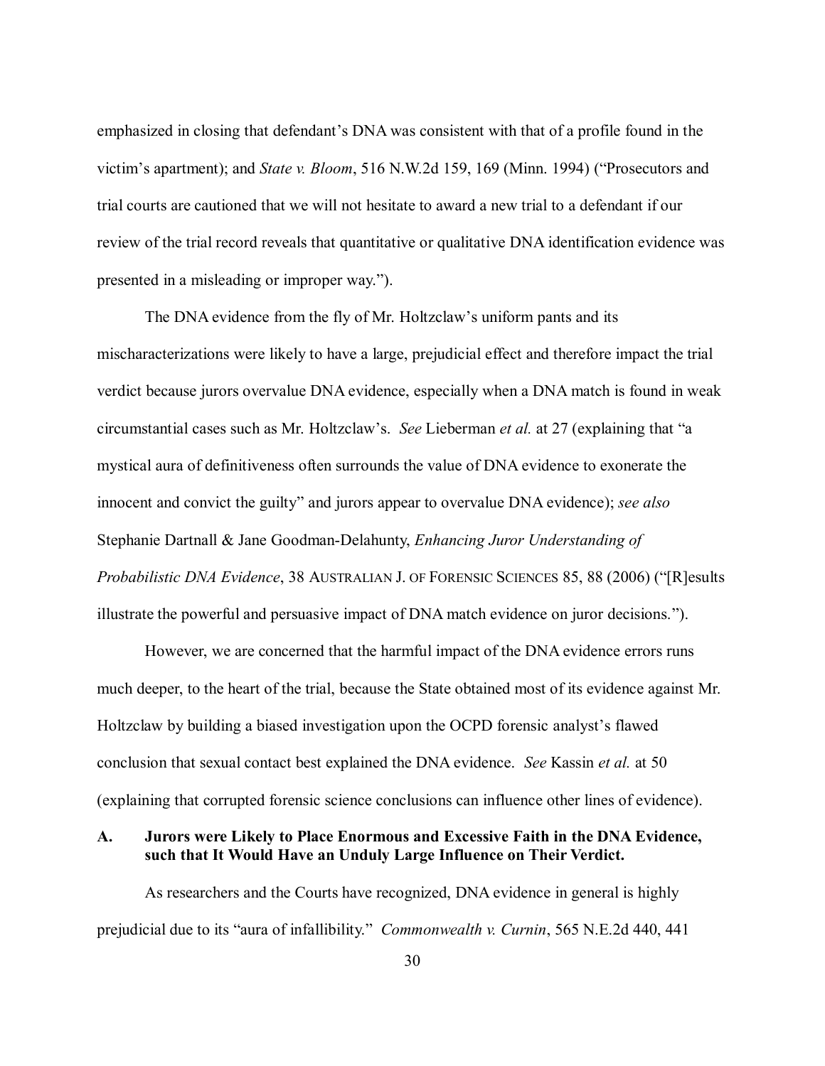emphasized in closing that defendant's DNA was consistent with that of a profile found in the victim's apartment); and *State v. Bloom*, 516 N.W.2d 159, 169 (Minn. 1994) ("Prosecutors and trial courts are cautioned that we will not hesitate to award a new trial to a defendant if our review of the trial record reveals that quantitative or qualitative DNA identification evidence was presented in a misleading or improper way.").

The DNA evidence from the fly of Mr. Holtzclaw's uniform pants and its mischaracterizations were likely to have a large, prejudicial effect and therefore impact the trial verdict because jurors overvalue DNA evidence, especially when a DNA match is found in weak circumstantial cases such as Mr. Holtzclaw's. *See* Lieberman *et al.* at 27 (explaining that "a mystical aura of definitiveness often surrounds the value of DNA evidence to exonerate the innocent and convict the guilty" and jurors appear to overvalue DNA evidence); *see also* Stephanie Dartnall & Jane Goodman-Delahunty, *Enhancing Juror Understanding of Probabilistic DNA Evidence*, 38 AUSTRALIAN J. OF FORENSIC SCIENCES 85, 88 (2006) ("[R]esults illustrate the powerful and persuasive impact of DNA match evidence on juror decisions.").

However, we are concerned that the harmful impact of the DNA evidence errors runs much deeper, to the heart of the trial, because the State obtained most of its evidence against Mr. Holtzclaw by building a biased investigation upon the OCPD forensic analyst's flawed conclusion that sexual contact best explained the DNA evidence. *See* Kassin *et al.* at 50 (explaining that corrupted forensic science conclusions can influence other lines of evidence).

### A. Jurors were Likely to Place Enormous and Excessive Faith in the DNA Evidence, such that It Would Have an Unduly Large Influence on Their Verdict.

As researchers and the Courts have recognized, DNA evidence in general is highly prejudicial due to its "aura of infallibility." *Commonwealth v. Curnin*, 565 N.E.2d 440, 441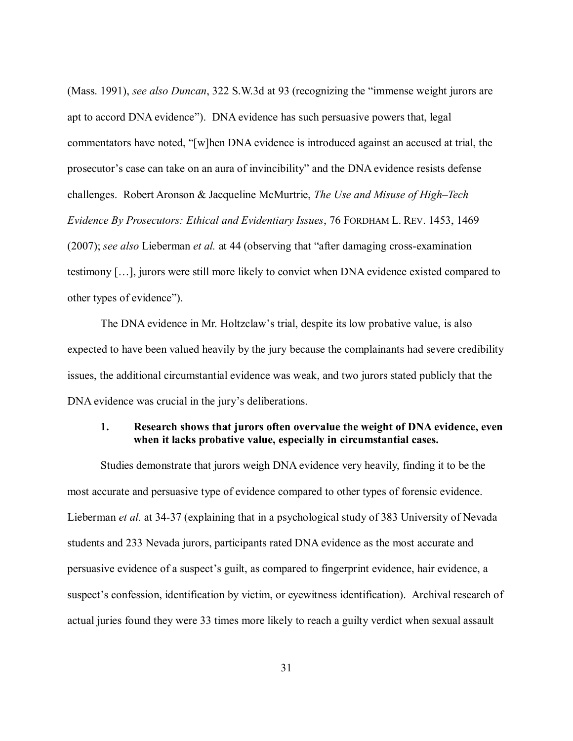(Mass. 1991), *see also Duncan*, 322 S.W.3d at 93 (recognizing the "immense weight jurors are apt to accord DNA evidence"). DNA evidence has such persuasive powers that, legal commentators have noted, "[w]hen DNA evidence is introduced against an accused at trial, the prosecutor's case can take on an aura of invincibility" and the DNA evidence resists defense challenges. Robert Aronson & Jacqueline McMurtrie, *The Use and Misuse of High–Tech Evidence By Prosecutors: Ethical and Evidentiary Issues*, 76 FORDHAM L. REV. 1453, 1469 (2007); *see also* Lieberman *et al.* at 44 (observing that "after damaging cross-examination testimony […], jurors were still more likely to convict when DNA evidence existed compared to other types of evidence").

The DNA evidence in Mr. Holtzclaw's trial, despite its low probative value, is also expected to have been valued heavily by the jury because the complainants had severe credibility issues, the additional circumstantial evidence was weak, and two jurors stated publicly that the DNA evidence was crucial in the jury's deliberations.

### 1. Research shows that jurors often overvalue the weight of DNA evidence, even when it lacks probative value, especially in circumstantial cases.

Studies demonstrate that jurors weigh DNA evidence very heavily, finding it to be the most accurate and persuasive type of evidence compared to other types of forensic evidence. Lieberman *et al.* at 34-37 (explaining that in a psychological study of 383 University of Nevada students and 233 Nevada jurors, participants rated DNA evidence as the most accurate and persuasive evidence of a suspect's guilt, as compared to fingerprint evidence, hair evidence, a suspect's confession, identification by victim, or eyewitness identification). Archival research of actual juries found they were 33 times more likely to reach a guilty verdict when sexual assault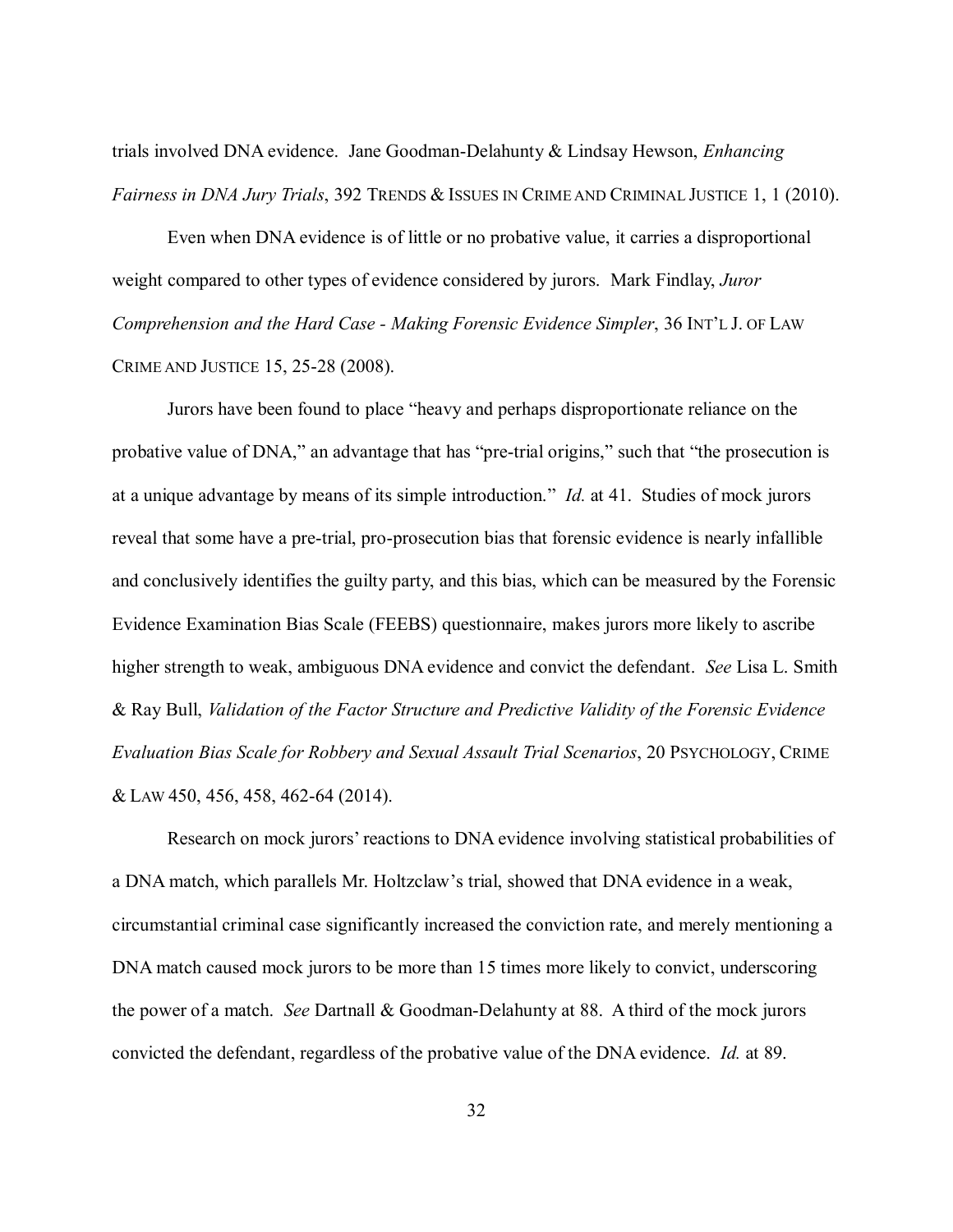trials involved DNA evidence. Jane Goodman-Delahunty & Lindsay Hewson, *Enhancing Fairness in DNA Jury Trials*, 392 TRENDS & ISSUES IN CRIME AND CRIMINAL JUSTICE 1, 1 (2010).

Even when DNA evidence is of little or no probative value, it carries a disproportional weight compared to other types of evidence considered by jurors. Mark Findlay, *Juror Comprehension and the Hard Case - Making Forensic Evidence Simpler*, 36 INT'L J. OF LAW CRIME AND JUSTICE 15, 25-28 (2008).

Jurors have been found to place "heavy and perhaps disproportionate reliance on the probative value of DNA," an advantage that has "pre-trial origins," such that "the prosecution is at a unique advantage by means of its simple introduction." *Id.* at 41. Studies of mock jurors reveal that some have a pre-trial, pro-prosecution bias that forensic evidence is nearly infallible and conclusively identifies the guilty party, and this bias, which can be measured by the Forensic Evidence Examination Bias Scale (FEEBS) questionnaire, makes jurors more likely to ascribe higher strength to weak, ambiguous DNA evidence and convict the defendant. *See* Lisa L. Smith & Ray Bull, *Validation of the Factor Structure and Predictive Validity of the Forensic Evidence Evaluation Bias Scale for Robbery and Sexual Assault Trial Scenarios*, 20 PSYCHOLOGY, CRIME & LAW 450, 456, 458, 462-64 (2014).

Research on mock jurors' reactions to DNA evidence involving statistical probabilities of a DNA match, which parallels Mr. Holtzclaw's trial, showed that DNA evidence in a weak, circumstantial criminal case significantly increased the conviction rate, and merely mentioning a DNA match caused mock jurors to be more than 15 times more likely to convict, underscoring the power of a match. *See* Dartnall & Goodman-Delahunty at 88. A third of the mock jurors convicted the defendant, regardless of the probative value of the DNA evidence. *Id.* at 89.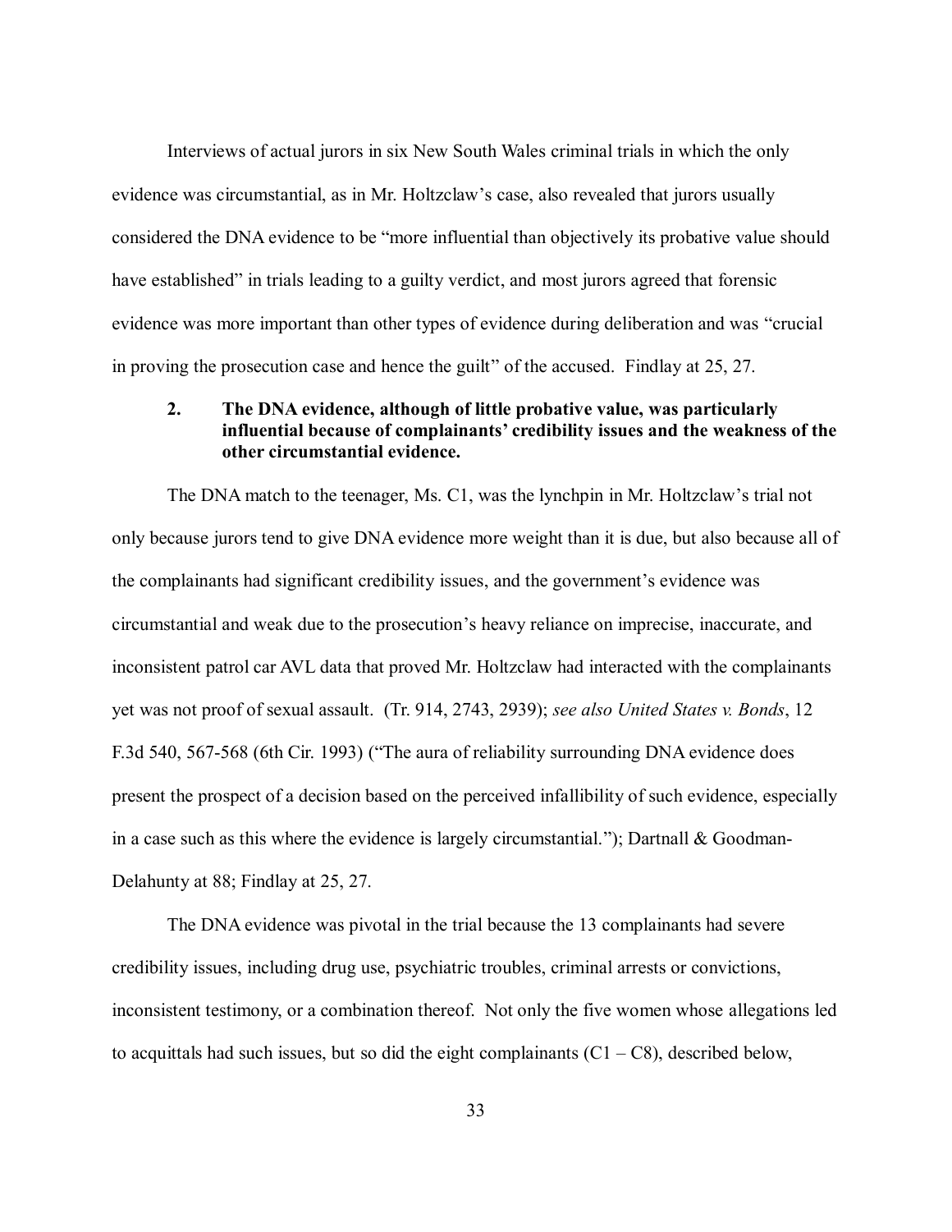Interviews of actual jurors in six New South Wales criminal trials in which the only evidence was circumstantial, as in Mr. Holtzclaw's case, also revealed that jurors usually considered the DNA evidence to be "more influential than objectively its probative value should have established" in trials leading to a guilty verdict, and most jurors agreed that forensic evidence was more important than other types of evidence during deliberation and was "crucial in proving the prosecution case and hence the guilt" of the accused. Findlay at 25, 27.

### 2. The DNA evidence, although of little probative value, was particularly influential because of complainants' credibility issues and the weakness of the other circumstantial evidence.

The DNA match to the teenager, Ms. C1, was the lynchpin in Mr. Holtzclaw's trial not only because jurors tend to give DNA evidence more weight than it is due, but also because all of the complainants had significant credibility issues, and the government's evidence was circumstantial and weak due to the prosecution's heavy reliance on imprecise, inaccurate, and inconsistent patrol car AVL data that proved Mr. Holtzclaw had interacted with the complainants yet was not proof of sexual assault. (Tr. 914, 2743, 2939); *see also United States v. Bonds*, 12 F.3d 540, 567-568 (6th Cir. 1993) ("The aura of reliability surrounding DNA evidence does present the prospect of a decision based on the perceived infallibility of such evidence, especially in a case such as this where the evidence is largely circumstantial."); Dartnall & Goodman-Delahunty at 88; Findlay at 25, 27.

The DNA evidence was pivotal in the trial because the 13 complainants had severe credibility issues, including drug use, psychiatric troubles, criminal arrests or convictions, inconsistent testimony, or a combination thereof. Not only the five women whose allegations led to acquittals had such issues, but so did the eight complainants (C1 – C8), described below,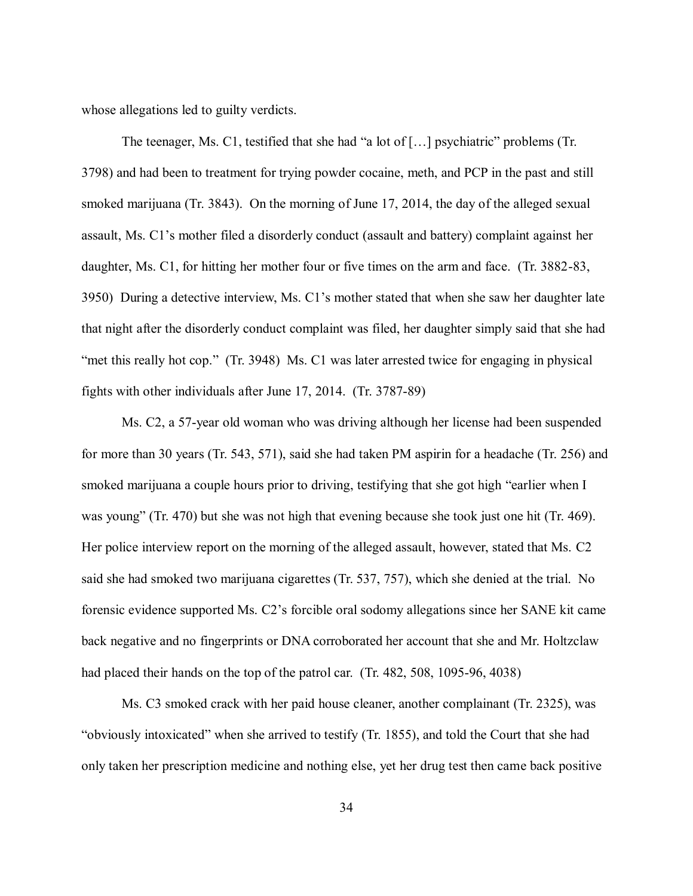whose allegations led to guilty verdicts.

The teenager, Ms. C1, testified that she had "a lot of […] psychiatric" problems (Tr. 3798) and had been to treatment for trying powder cocaine, meth, and PCP in the past and still smoked marijuana (Tr. 3843). On the morning of June 17, 2014, the day of the alleged sexual assault, Ms. C1's mother filed a disorderly conduct (assault and battery) complaint against her daughter, Ms. C1, for hitting her mother four or five times on the arm and face. (Tr. 3882-83, 3950) During a detective interview, Ms. C1's mother stated that when she saw her daughter late that night after the disorderly conduct complaint was filed, her daughter simply said that she had "met this really hot cop." (Tr. 3948) Ms. C1 was later arrested twice for engaging in physical fights with other individuals after June 17, 2014. (Tr. 3787-89)

Ms. C2, a 57-year old woman who was driving although her license had been suspended for more than 30 years (Tr. 543, 571), said she had taken PM aspirin for a headache (Tr. 256) and smoked marijuana a couple hours prior to driving, testifying that she got high "earlier when I was young" (Tr. 470) but she was not high that evening because she took just one hit (Tr. 469). Her police interview report on the morning of the alleged assault, however, stated that Ms. C2 said she had smoked two marijuana cigarettes (Tr. 537, 757), which she denied at the trial. No forensic evidence supported Ms. C2's forcible oral sodomy allegations since her SANE kit came back negative and no fingerprints or DNA corroborated her account that she and Mr. Holtzclaw had placed their hands on the top of the patrol car. (Tr. 482, 508, 1095-96, 4038)

Ms. C3 smoked crack with her paid house cleaner, another complainant (Tr. 2325), was "obviously intoxicated" when she arrived to testify (Tr. 1855), and told the Court that she had only taken her prescription medicine and nothing else, yet her drug test then came back positive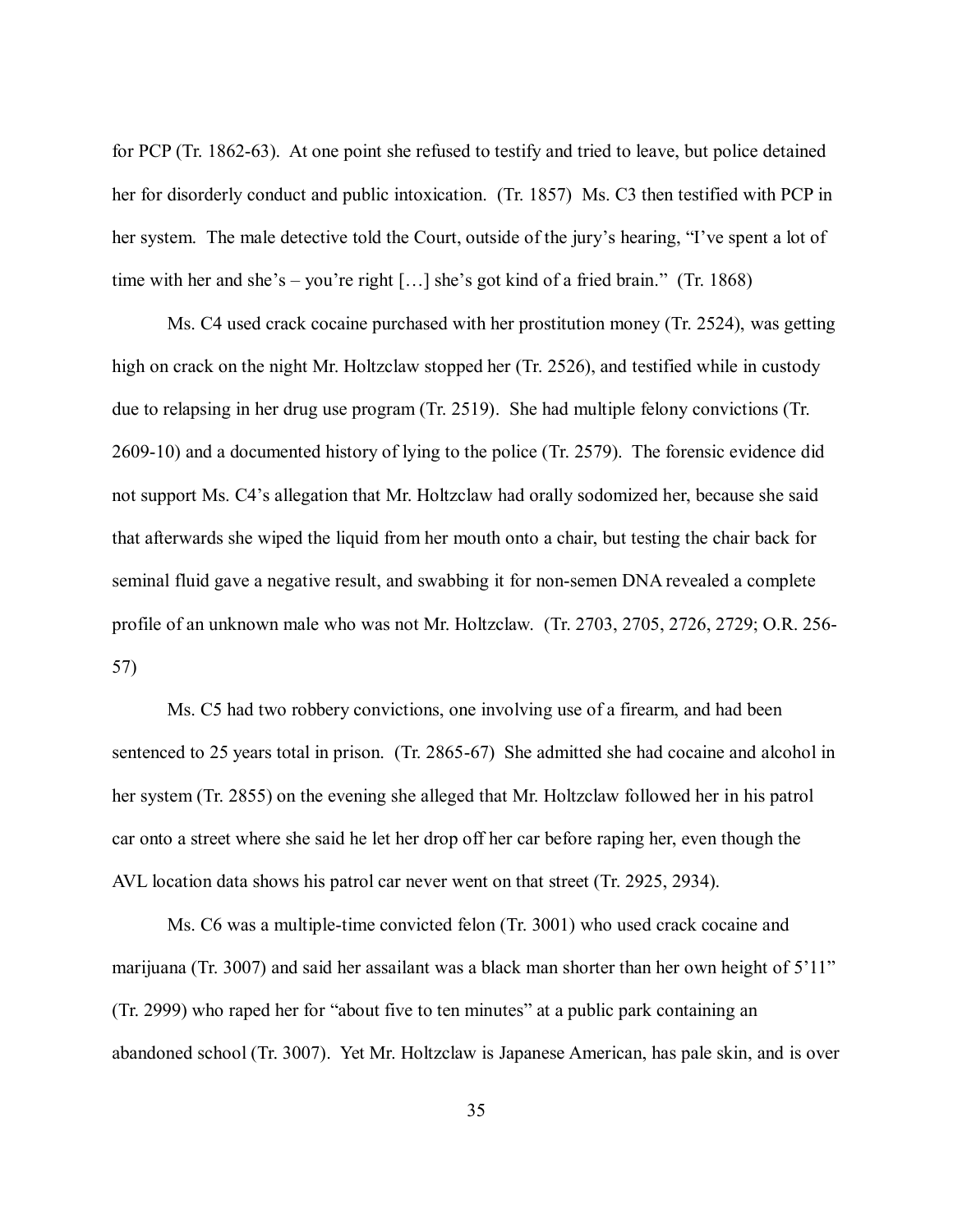for PCP (Tr. 1862-63). At one point she refused to testify and tried to leave, but police detained her for disorderly conduct and public intoxication. (Tr. 1857) Ms. C3 then testified with PCP in her system. The male detective told the Court, outside of the jury's hearing, "I've spent a lot of time with her and she's – you're right […] she's got kind of a fried brain." (Tr. 1868)

Ms. C4 used crack cocaine purchased with her prostitution money (Tr. 2524), was getting high on crack on the night Mr. Holtzclaw stopped her (Tr. 2526), and testified while in custody due to relapsing in her drug use program (Tr. 2519). She had multiple felony convictions (Tr. 2609-10) and a documented history of lying to the police (Tr. 2579). The forensic evidence did not support Ms. C4's allegation that Mr. Holtzclaw had orally sodomized her, because she said that afterwards she wiped the liquid from her mouth onto a chair, but testing the chair back for seminal fluid gave a negative result, and swabbing it for non-semen DNA revealed a complete profile of an unknown male who was not Mr. Holtzclaw. (Tr. 2703, 2705, 2726, 2729; O.R. 256-57)

Ms. C5 had two robbery convictions, one involving use of a firearm, and had been sentenced to 25 years total in prison. (Tr. 2865-67) She admitted she had cocaine and alcohol in her system (Tr. 2855) on the evening she alleged that Mr. Holtzclaw followed her in his patrol car onto a street where she said he let her drop off her car before raping her, even though the AVL location data shows his patrol car never went on that street (Tr. 2925, 2934).

Ms. C6 was a multiple-time convicted felon (Tr. 3001) who used crack cocaine and marijuana (Tr. 3007) and said her assailant was a black man shorter than her own height of 5'11" (Tr. 2999) who raped her for "about five to ten minutes" at a public park containing an abandoned school (Tr. 3007). Yet Mr. Holtzclaw is Japanese American, has pale skin, and is over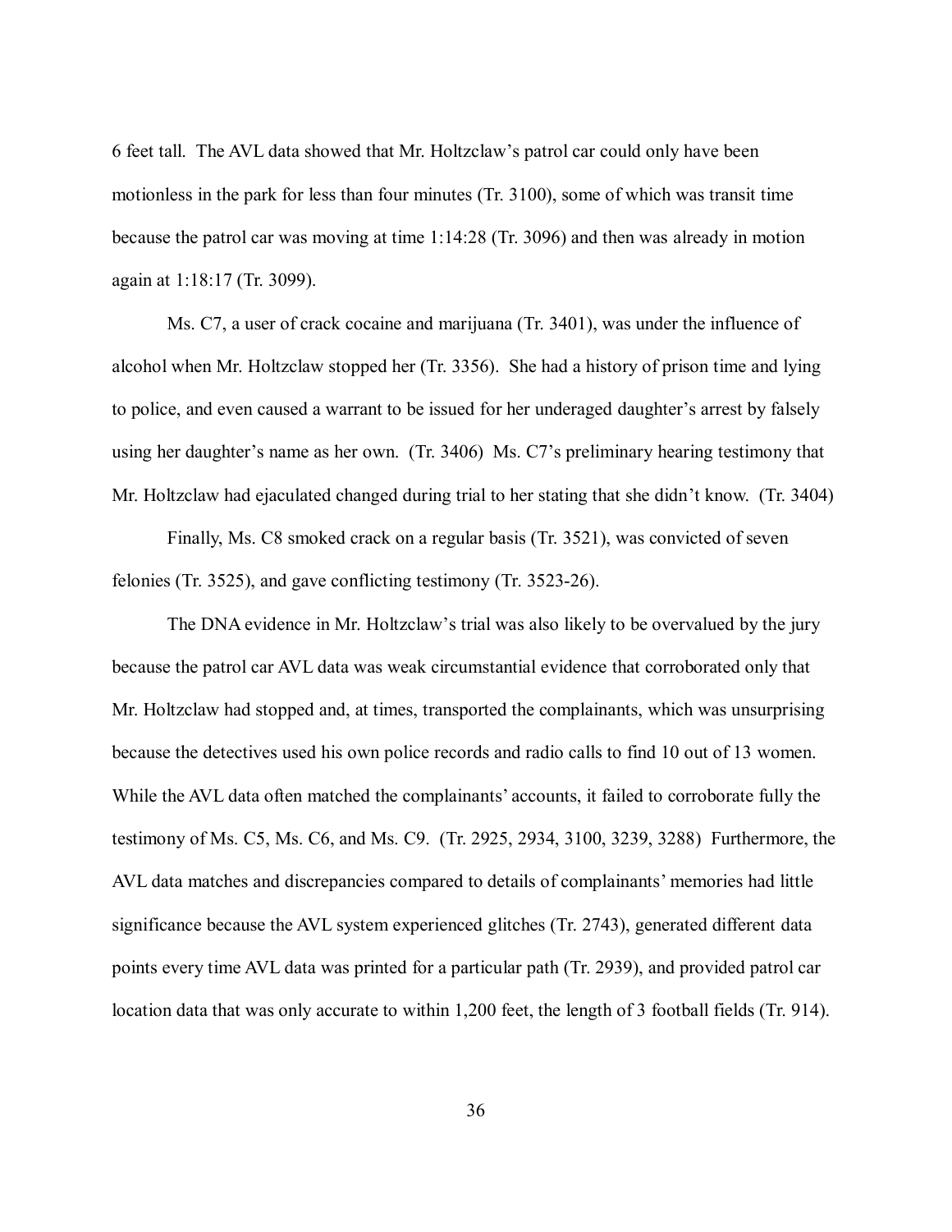6 feet tall. The AVL data showed that Mr. Holtzclaw's patrol car could only have been motionless in the park for less than four minutes (Tr. 3100), some of which was transit time because the patrol car was moving at time 1:14:28 (Tr. 3096) and then was already in motion again at 1:18:17 (Tr. 3099).

Ms. C7, a user of crack cocaine and marijuana (Tr. 3401), was under the influence of alcohol when Mr. Holtzclaw stopped her (Tr. 3356). She had a history of prison time and lying to police, and even caused a warrant to be issued for her underaged daughter's arrest by falsely using her daughter's name as her own. (Tr. 3406) Ms. C7's preliminary hearing testimony that Mr. Holtzclaw had ejaculated changed during trial to her stating that she didn't know. (Tr. 3404)

Finally, Ms. C8 smoked crack on a regular basis (Tr. 3521), was convicted of seven felonies (Tr. 3525), and gave conflicting testimony (Tr. 3523-26).

The DNA evidence in Mr. Holtzclaw's trial was also likely to be overvalued by the jury because the patrol car AVL data was weak circumstantial evidence that corroborated only that Mr. Holtzclaw had stopped and, at times, transported the complainants, which was unsurprising because the detectives used his own police records and radio calls to find 10 out of 13 women. While the AVL data often matched the complainants' accounts, it failed to corroborate fully the testimony of Ms. C5, Ms. C6, and Ms. C9. (Tr. 2925, 2934, 3100, 3239, 3288) Furthermore, the AVL data matches and discrepancies compared to details of complainants' memories had little significance because the AVL system experienced glitches (Tr. 2743), generated different data points every time AVL data was printed for a particular path (Tr. 2939), and provided patrol car location data that was only accurate to within 1,200 feet, the length of 3 football fields (Tr. 914).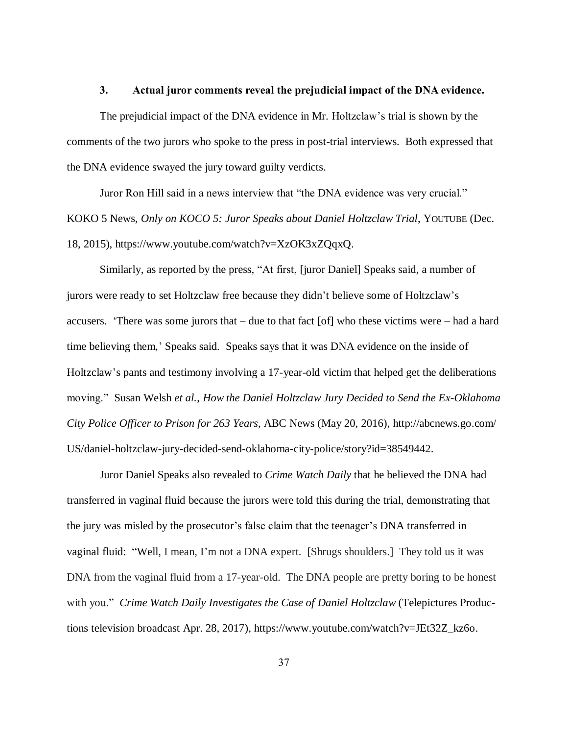### 3. Actual juror comments reveal the prejudicial impact of the DNA evidence.

The prejudicial impact of the DNA evidence in Mr. Holtzclaw's trial is shown by the comments of the two jurors who spoke to the press in post-trial interviews. Both expressed that the DNA evidence swayed the jury toward guilty verdicts.

Juror Ron Hill said in a news interview that "the DNA evidence was very crucial." KOKO 5 News, *Only on KOCO 5: Juror Speaks about Daniel Holtzclaw Trial*, YOUTUBE (Dec. 18, 2015), https://www.youtube.com/watch?v=XzOK3xZQqxQ.

Similarly, as reported by the press, "At first, [juror Daniel] Speaks said, a number of jurors were ready to set Holtzclaw free because they didn't believe some of Holtzclaw's accusers. 'There was some jurors that – due to that fact [of] who these victims were – had a hard time believing them,' Speaks said. Speaks says that it was DNA evidence on the inside of Holtzclaw's pants and testimony involving a 17-year-old victim that helped get the deliberations moving." Susan Welsh *et al.*, *How the Daniel Holtzclaw Jury Decided to Send the Ex-Oklahoma City Police Officer to Prison for 263 Years*, ABC News (May 20, 2016), http://abcnews.go.com/US/daniel-holtzclaw-jury-decided-send-oklahoma-city-police/story?id=38549442.

Juror Daniel Speaks also revealed to *Crime Watch Daily* that he believed the DNA had transferred in vaginal fluid because the jurors were told this during the trial, demonstrating that the jury was misled by the prosecutor's false claim that the teenager's DNA transferred in vaginal fluid: "Well, I mean, I'm not a DNA expert. [Shrugs shoulders.] They told us it was DNA from the vaginal fluid from a 17-year-old. The DNA people are pretty boring to be honest with you." *Crime Watch Daily Investigates the Case of Daniel Holtzclaw* (Telepictures Productions television broadcast Apr. 28, 2017), https://www.youtube.com/watch?v=JEt32Z_kz6o.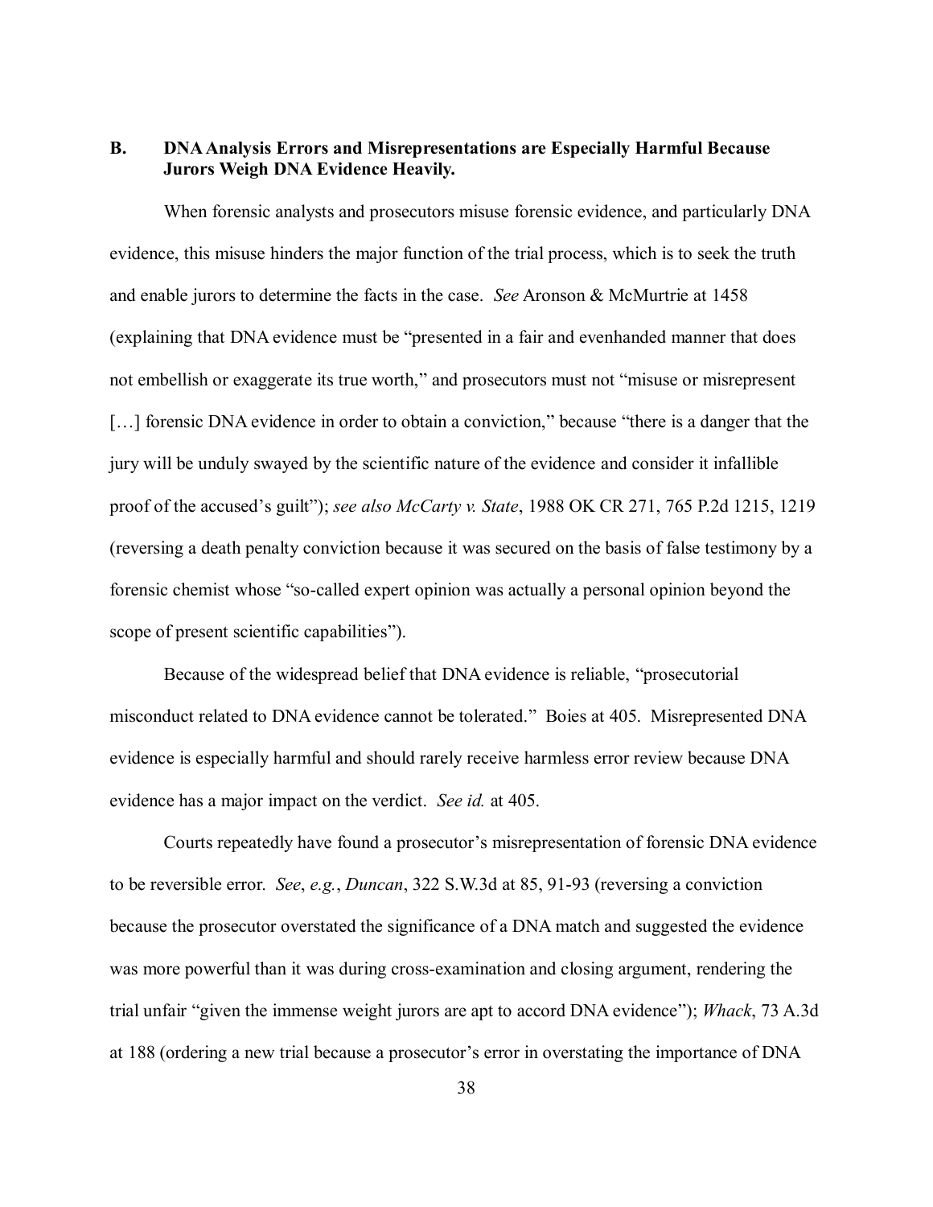### B. DNA Analysis Errors and Misrepresentations are Especially Harmful Because Jurors Weigh DNA Evidence Heavily.

When forensic analysts and prosecutors misuse forensic evidence, and particularly DNA evidence, this misuse hinders the major function of the trial process, which is to seek the truth and enable jurors to determine the facts in the case. *See* Aronson & McMurtrie at 1458 (explaining that DNA evidence must be "presented in a fair and evenhanded manner that does not embellish or exaggerate its true worth," and prosecutors must not "misuse or misrepresent […] forensic DNA evidence in order to obtain a conviction," because "there is a danger that the jury will be unduly swayed by the scientific nature of the evidence and consider it infallible proof of the accused's guilt"); *see also McCarty v. State*, 1988 OK CR 271, 765 P.2d 1215, 1219 (reversing a death penalty conviction because it was secured on the basis of false testimony by a forensic chemist whose "so-called expert opinion was actually a personal opinion beyond the scope of present scientific capabilities").

Because of the widespread belief that DNA evidence is reliable, "prosecutorial misconduct related to DNA evidence cannot be tolerated." Boies at 405. Misrepresented DNA evidence is especially harmful and should rarely receive harmless error review because DNA evidence has a major impact on the verdict. *See id.* at 405.

Courts repeatedly have found a prosecutor's misrepresentation of forensic DNA evidence to be reversible error. *See*, *e.g.*, *Duncan*, 322 S.W.3d at 85, 91-93 (reversing a conviction because the prosecutor overstated the significance of a DNA match and suggested the evidence was more powerful than it was during cross-examination and closing argument, rendering the trial unfair "given the immense weight jurors are apt to accord DNA evidence"); *Whack*, 73 A.3d at 188 (ordering a new trial because a prosecutor's error in overstating the importance of DNA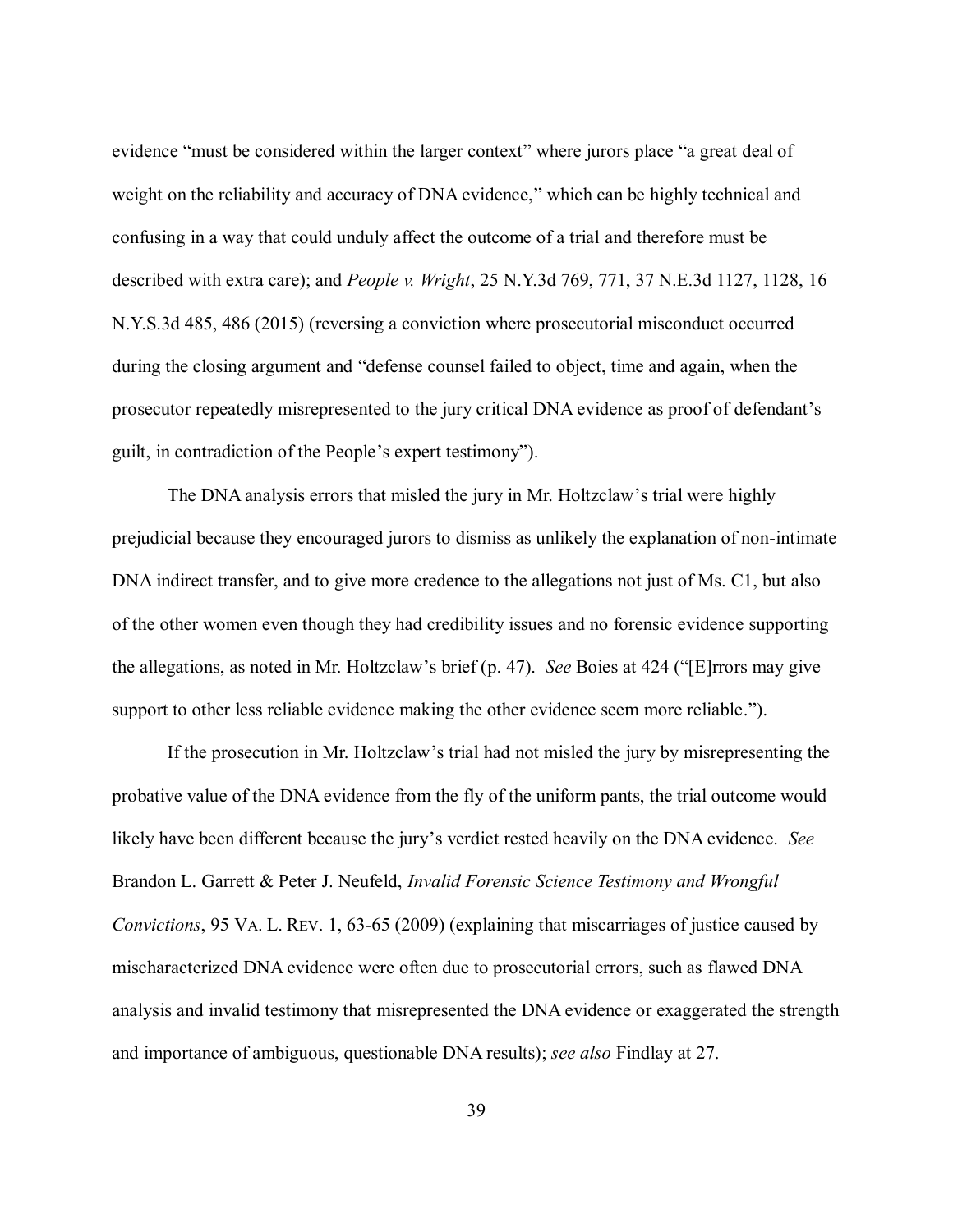evidence "must be considered within the larger context" where jurors place "a great deal of weight on the reliability and accuracy of DNA evidence," which can be highly technical and confusing in a way that could unduly affect the outcome of a trial and therefore must be described with extra care); and *People v. Wright*, 25 N.Y.3d 769, 771, 37 N.E.3d 1127, 1128, 16 N.Y.S.3d 485, 486 (2015) (reversing a conviction where prosecutorial misconduct occurred during the closing argument and "defense counsel failed to object, time and again, when the prosecutor repeatedly misrepresented to the jury critical DNA evidence as proof of defendant's guilt, in contradiction of the People's expert testimony").

The DNA analysis errors that misled the jury in Mr. Holtzclaw's trial were highly prejudicial because they encouraged jurors to dismiss as unlikely the explanation of non-intimate DNA indirect transfer, and to give more credence to the allegations not just of Ms. C1, but also of the other women even though they had credibility issues and no forensic evidence supporting the allegations, as noted in Mr. Holtzclaw's brief (p. 47). *See* Boies at 424 ("[E]rrors may give support to other less reliable evidence making the other evidence seem more reliable.").

If the prosecution in Mr. Holtzclaw's trial had not misled the jury by misrepresenting the probative value of the DNA evidence from the fly of the uniform pants, the trial outcome would likely have been different because the jury's verdict rested heavily on the DNA evidence. *See* Brandon L. Garrett & Peter J. Neufeld, *Invalid Forensic Science Testimony and Wrongful Convictions*, 95 VA. L. REV. 1, 63-65 (2009) (explaining that miscarriages of justice caused by mischaracterized DNA evidence were often due to prosecutorial errors, such as flawed DNA analysis and invalid testimony that misrepresented the DNA evidence or exaggerated the strength and importance of ambiguous, questionable DNA results); *see also* Findlay at 27.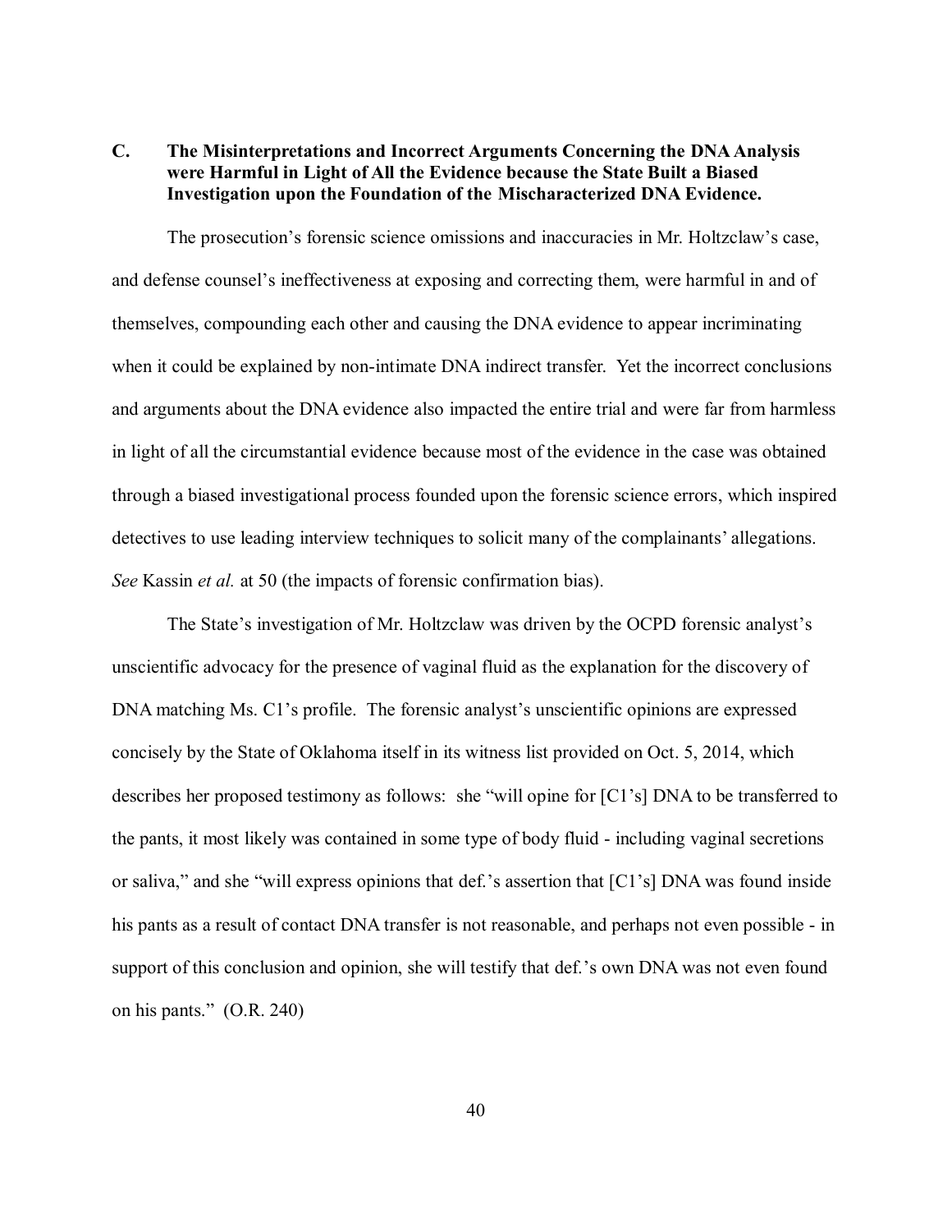### C. The Misinterpretations and Incorrect Arguments Concerning the DNA Analysis were Harmful in Light of All the Evidence because the State Built a Biased Investigation upon the Foundation of the Mischaracterized DNA Evidence.

The prosecution's forensic science omissions and inaccuracies in Mr. Holtzclaw's case, and defense counsel's ineffectiveness at exposing and correcting them, were harmful in and of themselves, compounding each other and causing the DNA evidence to appear incriminating when it could be explained by non-intimate DNA indirect transfer. Yet the incorrect conclusions and arguments about the DNA evidence also impacted the entire trial and were far from harmless in light of all the circumstantial evidence because most of the evidence in the case was obtained through a biased investigational process founded upon the forensic science errors, which inspired detectives to use leading interview techniques to solicit many of the complainants' allegations. *See* Kassin *et al.* at 50 (the impacts of forensic confirmation bias).

The State's investigation of Mr. Holtzclaw was driven by the OCPD forensic analyst's unscientific advocacy for the presence of vaginal fluid as the explanation for the discovery of DNA matching Ms. C1's profile. The forensic analyst's unscientific opinions are expressed concisely by the State of Oklahoma itself in its witness list provided on Oct. 5, 2014, which describes her proposed testimony as follows: she "will opine for [C1's] DNA to be transferred to the pants, it most likely was contained in some type of body fluid - including vaginal secretions or saliva," and she "will express opinions that def.'s assertion that [C1's] DNA was found inside his pants as a result of contact DNA transfer is not reasonable, and perhaps not even possible - in support of this conclusion and opinion, she will testify that def.'s own DNA was not even found on his pants." (O.R. 240)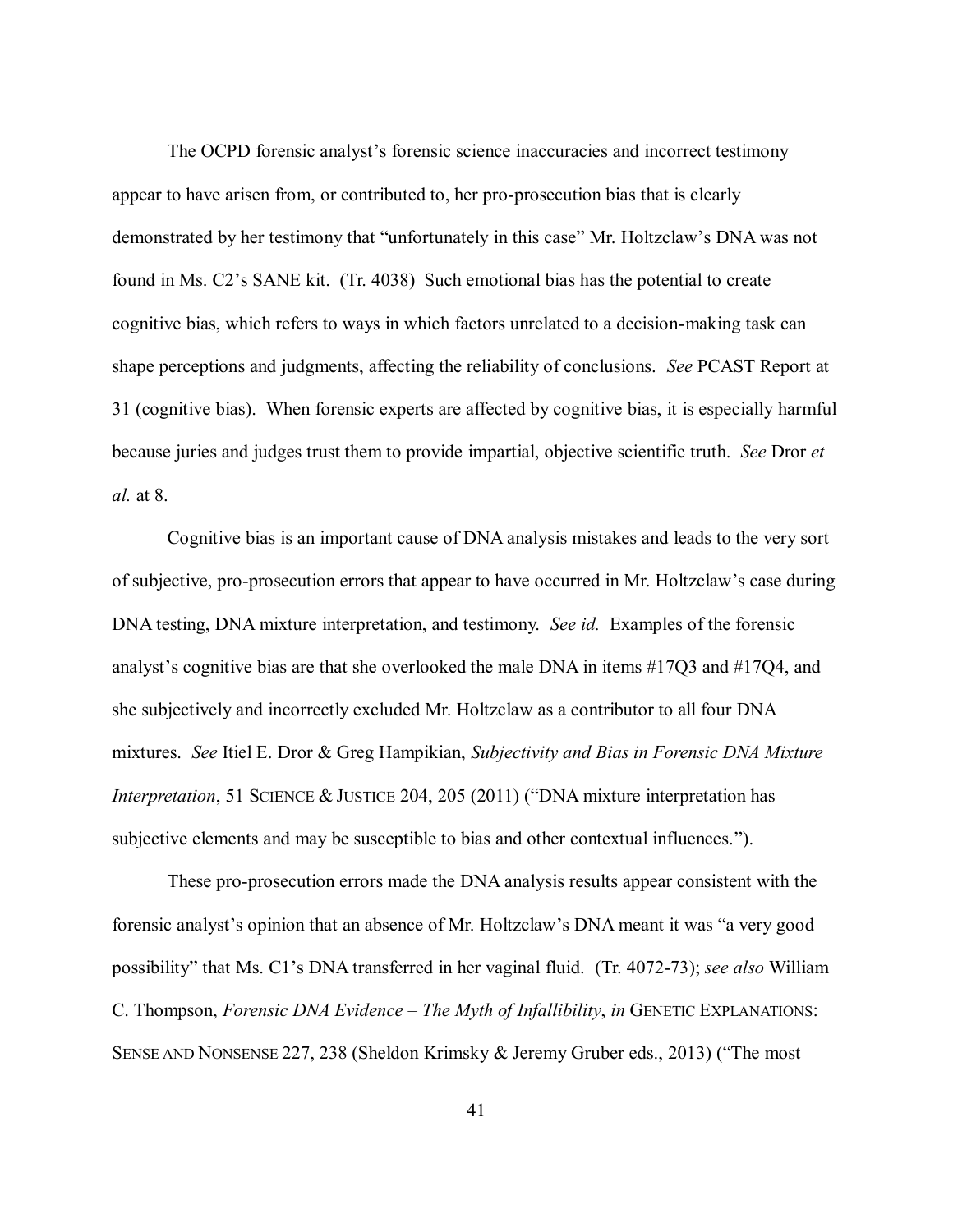The OCPD forensic analyst's forensic science inaccuracies and incorrect testimony appear to have arisen from, or contributed to, her pro-prosecution bias that is clearly demonstrated by her testimony that "unfortunately in this case" Mr. Holtzclaw's DNA was not found in Ms. C2's SANE kit. (Tr. 4038) Such emotional bias has the potential to create cognitive bias, which refers to ways in which factors unrelated to a decision-making task can shape perceptions and judgments, affecting the reliability of conclusions. *See* PCAST Report at 31 (cognitive bias). When forensic experts are affected by cognitive bias, it is especially harmful because juries and judges trust them to provide impartial, objective scientific truth. *See* Dror *et al.* at 8.

Cognitive bias is an important cause of DNA analysis mistakes and leads to the very sort of subjective, pro-prosecution errors that appear to have occurred in Mr. Holtzclaw's case during DNA testing, DNA mixture interpretation, and testimony. *See id.* Examples of the forensic analyst's cognitive bias are that she overlooked the male DNA in items #17Q3 and #17Q4, and she subjectively and incorrectly excluded Mr. Holtzclaw as a contributor to all four DNA mixtures. *See* Itiel E. Dror & Greg Hampikian, *Subjectivity and Bias in Forensic DNA Mixture Interpretation*, 51 SCIENCE & JUSTICE 204, 205 (2011) ("DNA mixture interpretation has subjective elements and may be susceptible to bias and other contextual influences.").

These pro-prosecution errors made the DNA analysis results appear consistent with the forensic analyst's opinion that an absence of Mr. Holtzclaw's DNA meant it was "a very good possibility" that Ms. C1's DNA transferred in her vaginal fluid. (Tr. 4072-73); *see also* William C. Thompson, *Forensic DNA Evidence – The Myth of Infallibility*, *in* GENETIC EXPLANATIONS: SENSE AND NONSENSE 227, 238 (Sheldon Krimsky & Jeremy Gruber eds., 2013) ("The most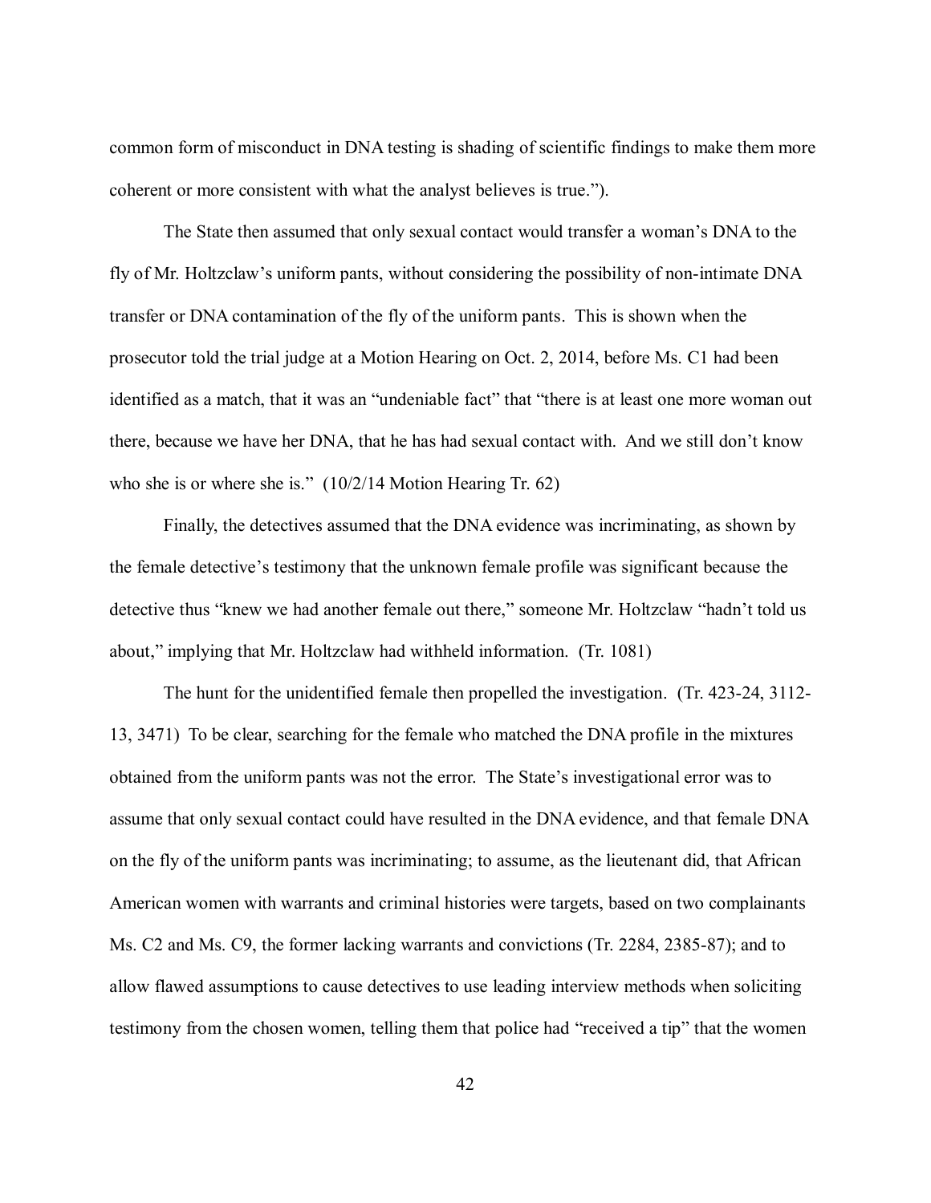common form of misconduct in DNA testing is shading of scientific findings to make them more coherent or more consistent with what the analyst believes is true.").

The State then assumed that only sexual contact would transfer a woman's DNA to the fly of Mr. Holtzclaw's uniform pants, without considering the possibility of non-intimate DNA transfer or DNA contamination of the fly of the uniform pants. This is shown when the prosecutor told the trial judge at a Motion Hearing on Oct. 2, 2014, before Ms. C1 had been identified as a match, that it was an "undeniable fact" that "there is at least one more woman out there, because we have her DNA, that he has had sexual contact with. And we still don't know who she is or where she is." (10/2/14 Motion Hearing Tr. 62)

Finally, the detectives assumed that the DNA evidence was incriminating, as shown by the female detective's testimony that the unknown female profile was significant because the detective thus "knew we had another female out there," someone Mr. Holtzclaw "hadn't told us about," implying that Mr. Holtzclaw had withheld information. (Tr. 1081)

The hunt for the unidentified female then propelled the investigation. (Tr. 423-24, 3112-13, 3471) To be clear, searching for the female who matched the DNA profile in the mixtures obtained from the uniform pants was not the error. The State's investigational error was to assume that only sexual contact could have resulted in the DNA evidence, and that female DNA on the fly of the uniform pants was incriminating; to assume, as the lieutenant did, that African American women with warrants and criminal histories were targets, based on two complainants Ms. C2 and Ms. C9, the former lacking warrants and convictions (Tr. 2284, 2385-87); and to allow flawed assumptions to cause detectives to use leading interview methods when soliciting testimony from the chosen women, telling them that police had "received a tip" that the women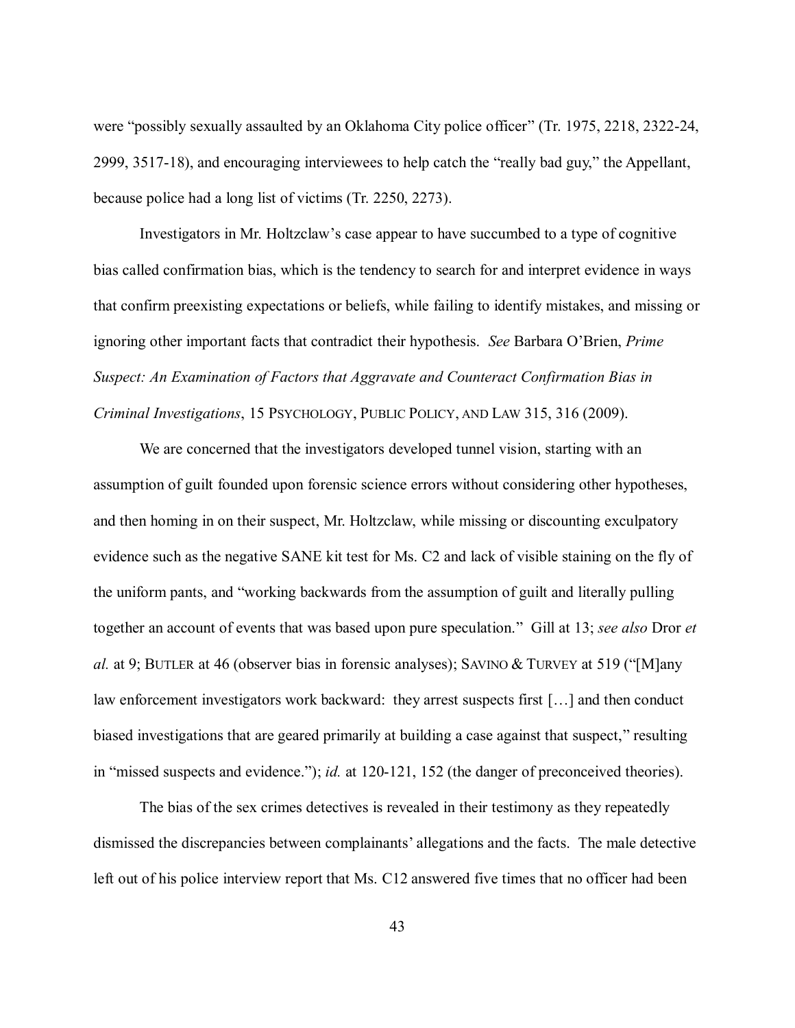were "possibly sexually assaulted by an Oklahoma City police officer" (Tr. 1975, 2218, 2322-24, 2999, 3517-18), and encouraging interviewees to help catch the "really bad guy," the Appellant, because police had a long list of victims (Tr. 2250, 2273).

Investigators in Mr. Holtzclaw's case appear to have succumbed to a type of cognitive bias called confirmation bias, which is the tendency to search for and interpret evidence in ways that confirm preexisting expectations or beliefs, while failing to identify mistakes, and missing or ignoring other important facts that contradict their hypothesis. *See* Barbara O'Brien, *Prime Suspect: An Examination of Factors that Aggravate and Counteract Confirmation Bias in Criminal Investigations*, 15 PSYCHOLOGY, PUBLIC POLICY, AND LAW 315, 316 (2009).

We are concerned that the investigators developed tunnel vision, starting with an assumption of guilt founded upon forensic science errors without considering other hypotheses, and then homing in on their suspect, Mr. Holtzclaw, while missing or discounting exculpatory evidence such as the negative SANE kit test for Ms. C2 and lack of visible staining on the fly of the uniform pants, and "working backwards from the assumption of guilt and literally pulling together an account of events that was based upon pure speculation." Gill at 13; *see also* Dror *et al.* at 9; BUTLER at 46 (observer bias in forensic analyses); SAVINO & TURVEY at 519 ("[M]any law enforcement investigators work backward: they arrest suspects first […] and then conduct biased investigations that are geared primarily at building a case against that suspect," resulting in "missed suspects and evidence."); *id.* at 120-121, 152 (the danger of preconceived theories).

The bias of the sex crimes detectives is revealed in their testimony as they repeatedly dismissed the discrepancies between complainants' allegations and the facts. The male detective left out of his police interview report that Ms. C12 answered five times that no officer had been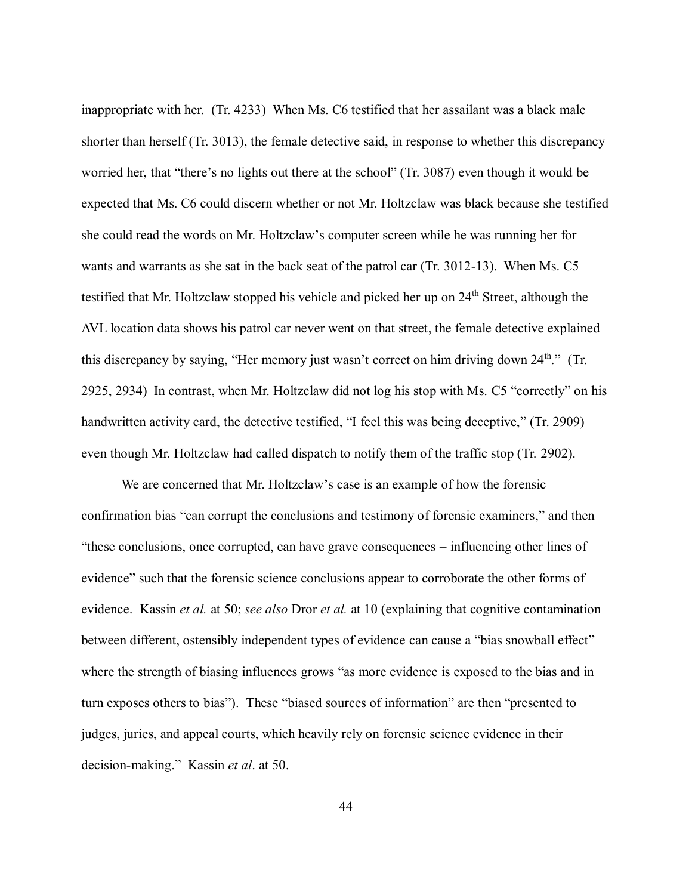inappropriate with her. (Tr. 4233) When Ms. C6 testified that her assailant was a black male shorter than herself (Tr. 3013), the female detective said, in response to whether this discrepancy worried her, that "there's no lights out there at the school" (Tr. 3087) even though it would be expected that Ms. C6 could discern whether or not Mr. Holtzclaw was black because she testified she could read the words on Mr. Holtzclaw's computer screen while he was running her for wants and warrants as she sat in the back seat of the patrol car (Tr. 3012-13). When Ms. C5 testified that Mr. Holtzclaw stopped his vehicle and picked her up on 24th Street, although the AVL location data shows his patrol car never went on that street, the female detective explained this discrepancy by saying, "Her memory just wasn't correct on him driving down 24th." (Tr. 2925, 2934) In contrast, when Mr. Holtzclaw did not log his stop with Ms. C5 "correctly" on his handwritten activity card, the detective testified, "I feel this was being deceptive," (Tr. 2909) even though Mr. Holtzclaw had called dispatch to notify them of the traffic stop (Tr. 2902).

We are concerned that Mr. Holtzclaw's case is an example of how the forensic confirmation bias "can corrupt the conclusions and testimony of forensic examiners," and then "these conclusions, once corrupted, can have grave consequences – influencing other lines of evidence" such that the forensic science conclusions appear to corroborate the other forms of evidence. Kassin *et al.* at 50; *see also* Dror *et al.* at 10 (explaining that cognitive contamination between different, ostensibly independent types of evidence can cause a "bias snowball effect" where the strength of biasing influences grows "as more evidence is exposed to the bias and in turn exposes others to bias"). These "biased sources of information" are then "presented to judges, juries, and appeal courts, which heavily rely on forensic science evidence in their decision-making." Kassin *et al*. at 50.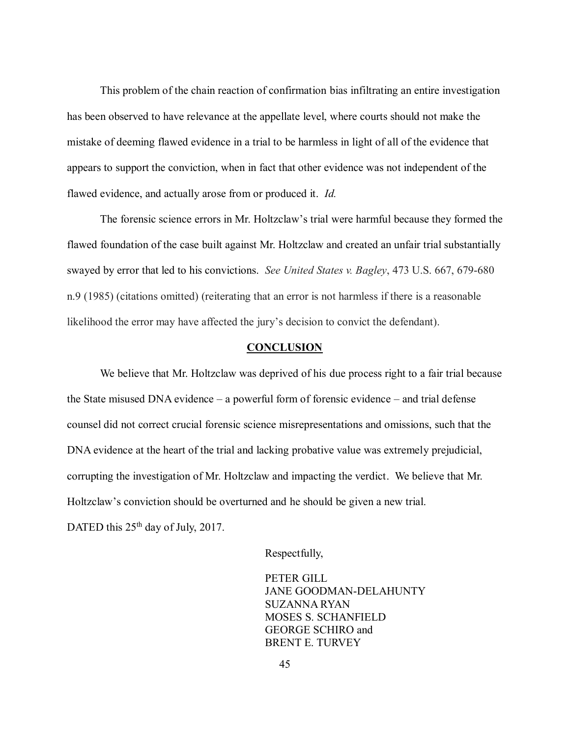This problem of the chain reaction of confirmation bias infiltrating an entire investigation has been observed to have relevance at the appellate level, where courts should not make the mistake of deeming flawed evidence in a trial to be harmless in light of all of the evidence that appears to support the conviction, when in fact that other evidence was not independent of the flawed evidence, and actually arose from or produced it. *Id.*

The forensic science errors in Mr. Holtzclaw's trial were harmful because they formed the flawed foundation of the case built against Mr. Holtzclaw and created an unfair trial substantially swayed by error that led to his convictions. *See United States v. Bagley*, 473 U.S. 667, 679-680 n.9 (1985) (citations omitted) (reiterating that an error is not harmless if there is a reasonable likelihood the error may have affected the jury's decision to convict the defendant).

## CONCLUSION

We believe that Mr. Holtzclaw was deprived of his due process right to a fair trial because the State misused DNA evidence – a powerful form of forensic evidence – and trial defense counsel did not correct crucial forensic science misrepresentations and omissions, such that the DNA evidence at the heart of the trial and lacking probative value was extremely prejudicial, corrupting the investigation of Mr. Holtzclaw and impacting the verdict. We believe that Mr. Holtzclaw's conviction should be overturned and he should be given a new trial.

DATED this 25th day of July, 2017.

Respectfully,

PETER GILL
JANE GOODMAN-DELAHUNTY
SUZANNA RYAN
MOSES S. SCHANFIELD
GEORGE SCHIRO and
BRENT E. TURVEY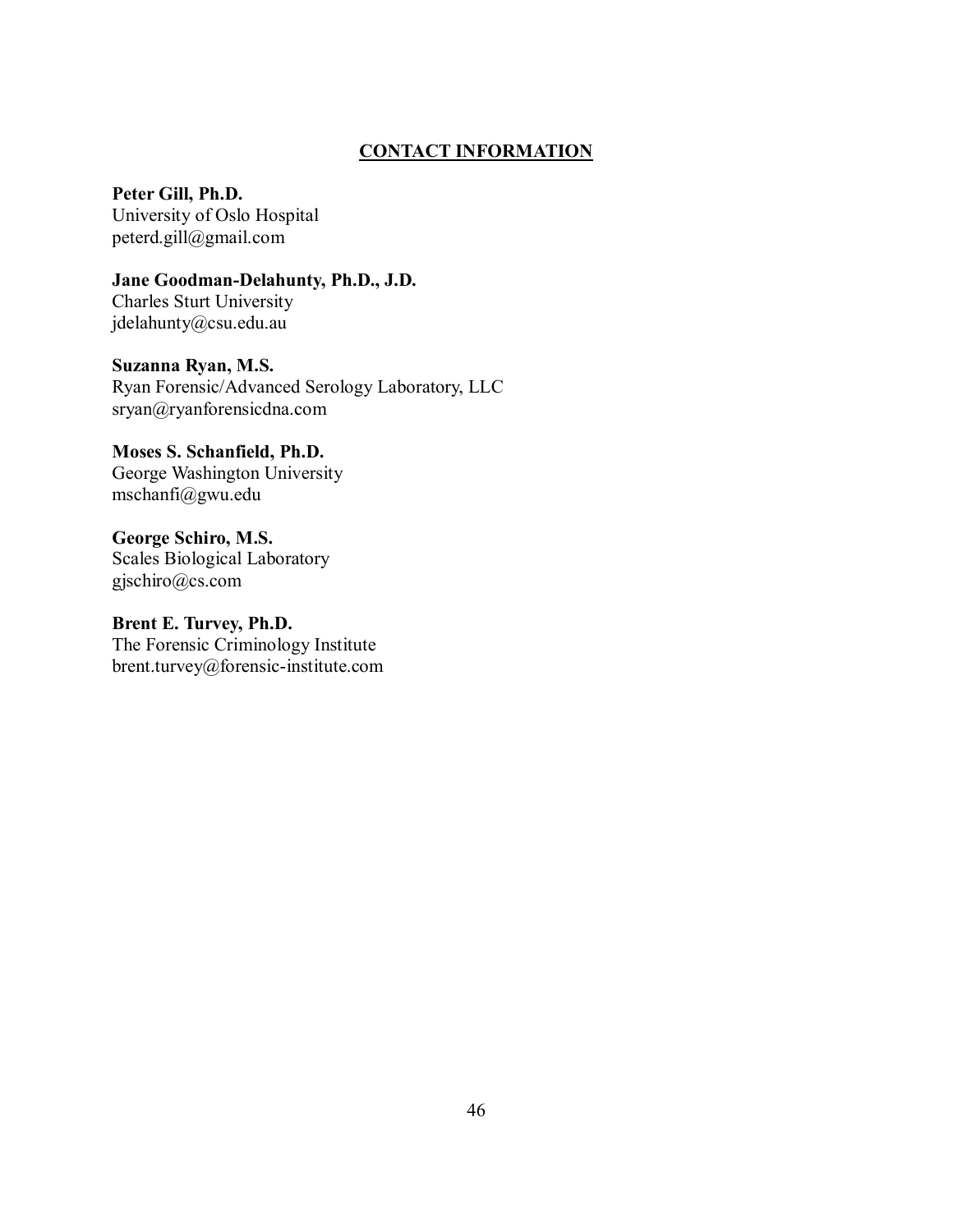## CONTACT INFORMATION

**Peter Gill, Ph.D.**
University of Oslo Hospital
peterd.gill@gmail.com

**Jane Goodman-Delahunty, Ph.D., J.D.**
Charles Sturt University
jdelahunty@csu.edu.au

**Suzanna Ryan, M.S.**
Ryan Forensic/Advanced Serology Laboratory, LLC
sryan@ryanforensicdna.com

**Moses S. Schanfield, Ph.D.**
George Washington University
mschanfi@gwu.edu

**George Schiro, M.S.**
Scales Biological Laboratory
gjschiro@cs.com

**Brent E. Turvey, Ph.D.**
The Forensic Criminology Institute
brent.turvey@forensic-institute.com